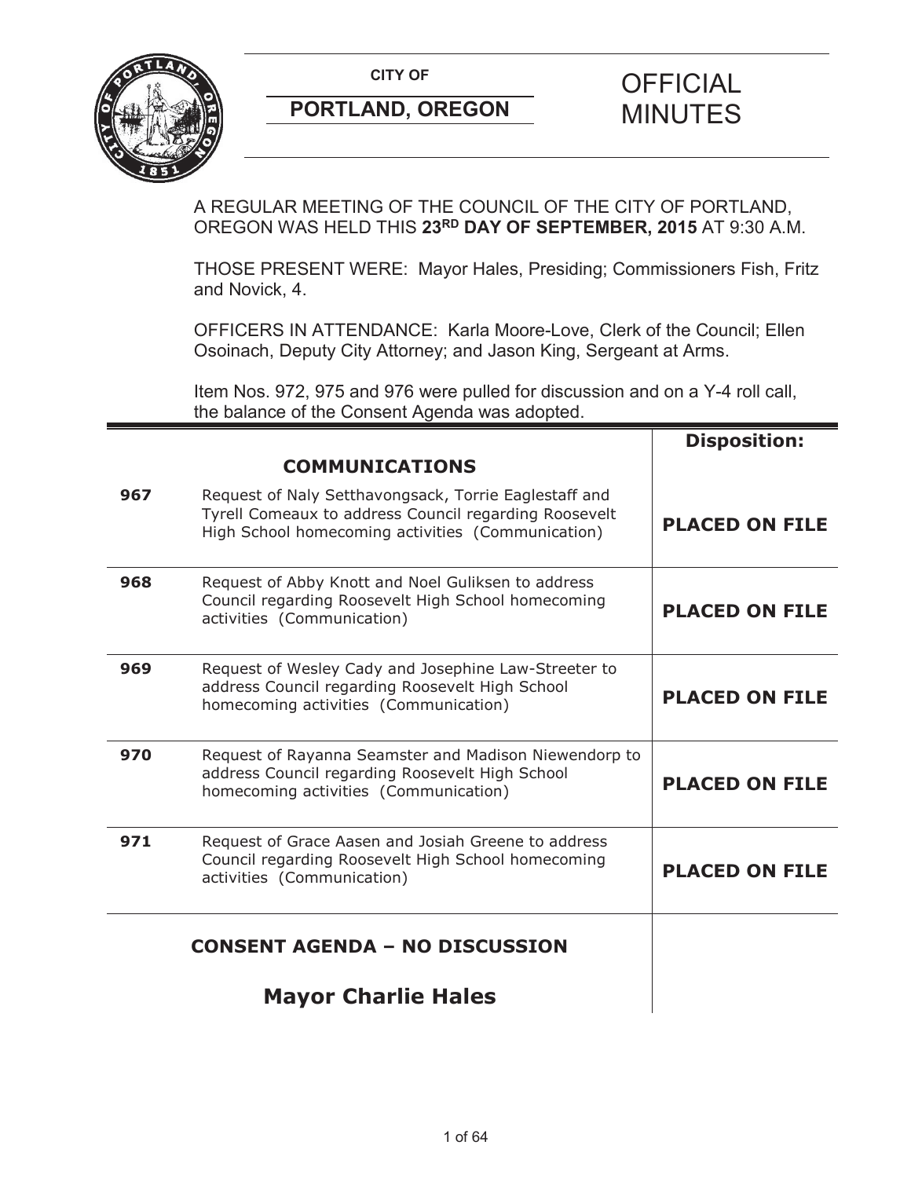**CITY OF**

**PORTLAND, OREGON**

# OFFICIAL MINUTES

A REGULAR MEETING OF THE COUNCIL OF THE CITY OF PORTLAND, OREGON WAS HELD THIS **23RD DAY OF SEPTEMBER, 2015** AT 9:30 A.M.

THOSE PRESENT WERE: Mayor Hales, Presiding; Commissioners Fish, Fritz and Novick, 4.

OFFICERS IN ATTENDANCE: Karla Moore-Love, Clerk of the Council; Ellen Osoinach, Deputy City Attorney; and Jason King, Sergeant at Arms.

Item Nos. 972, 975 and 976 were pulled for discussion and on a Y-4 roll call, the balance of the Consent Agenda was adopted.

| | | **Disposition:** |
|---|---|---|
| | **COMMUNICATIONS** | |
| **967** | Request of Naly Setthavongsack, Torrie Eaglestaff and Tyrell Comeaux to address Council regarding Roosevelt High School homecoming activities (Communication) | **PLACED ON FILE** |
| **968** | Request of Abby Knott and Noel Guliksen to address Council regarding Roosevelt High School homecoming activities (Communication) | **PLACED ON FILE** |
| **969** | Request of Wesley Cady and Josephine Law-Streeter to address Council regarding Roosevelt High School homecoming activities (Communication) | **PLACED ON FILE** |
| **970** | Request of Rayanna Seamster and Madison Niewendorp to address Council regarding Roosevelt High School homecoming activities (Communication) | **PLACED ON FILE** |
| **971** | Request of Grace Aasen and Josiah Greene to address Council regarding Roosevelt High School homecoming activities (Communication) | **PLACED ON FILE** |

## CONSENT AGENDA – NO DISCUSSION

## Mayor Charlie Hales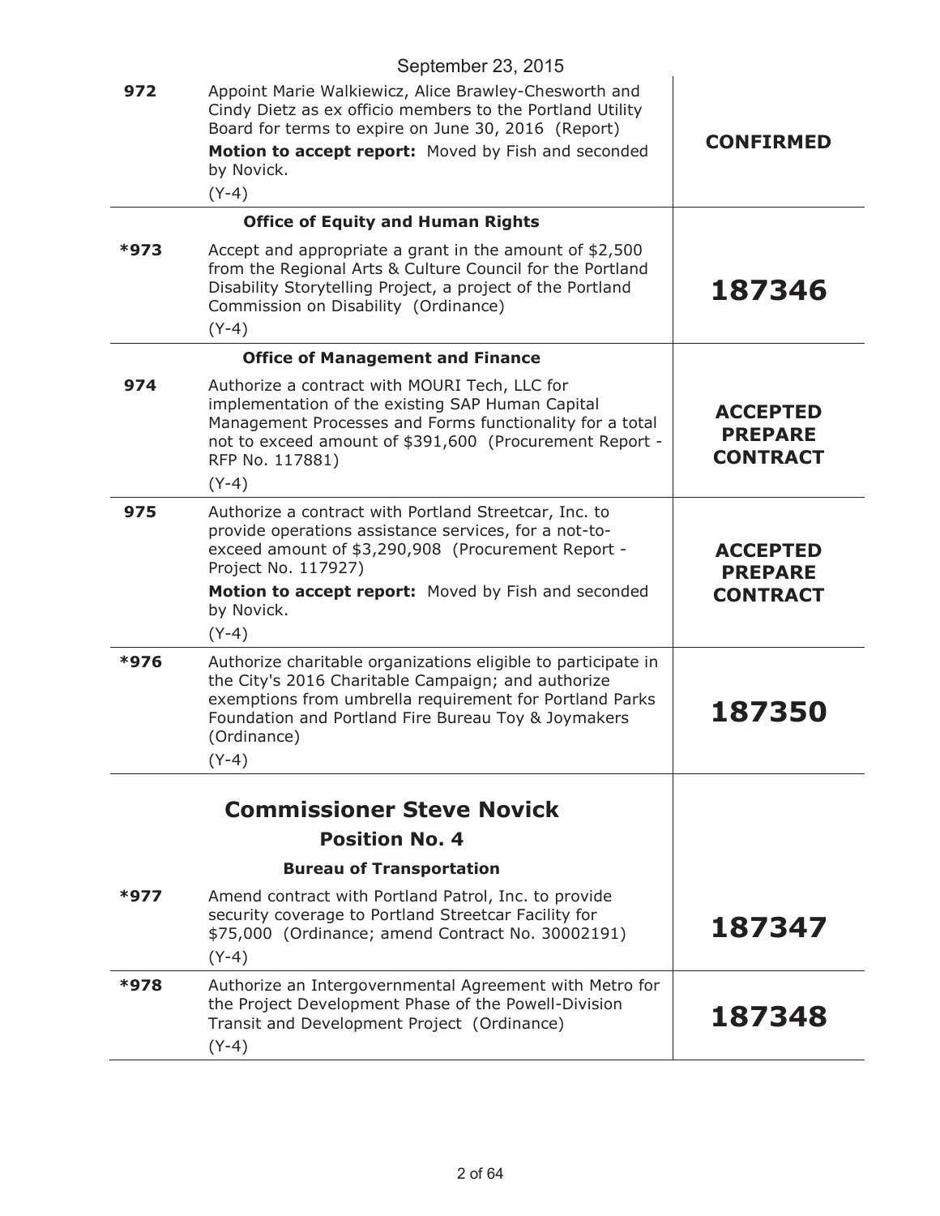September 23, 2015

| | | |
|---|---|---|
| 972 | Appoint Marie Walkiewicz, Alice Brawley-Chesworth and Cindy Dietz as ex officio members to the Portland Utility Board for terms to expire on June 30, 2016 (Report)<br>**Motion to accept report:** Moved by Fish and seconded by Novick.<br>(Y-4) | **CONFIRMED** |
| | **Office of Equity and Human Rights** | |
| *973 | Accept and appropriate a grant in the amount of $2,500 from the Regional Arts & Culture Council for the Portland Disability Storytelling Project, a project of the Portland Commission on Disability (Ordinance)<br>(Y-4) | **187346** |
| | **Office of Management and Finance** | |
| 974 | Authorize a contract with MOURI Tech, LLC for implementation of the existing SAP Human Capital Management Processes and Forms functionality for a total not to exceed amount of $391,600 (Procurement Report - RFP No. 117881)<br>(Y-4) | **ACCEPTED PREPARE CONTRACT** |
| 975 | Authorize a contract with Portland Streetcar, Inc. to provide operations assistance services, for a not-to-exceed amount of $3,290,908 (Procurement Report - Project No. 117927)<br>**Motion to accept report:** Moved by Fish and seconded by Novick.<br>(Y-4) | **ACCEPTED PREPARE CONTRACT** |
| *976 | Authorize charitable organizations eligible to participate in the City's 2016 Charitable Campaign; and authorize exemptions from umbrella requirement for Portland Parks Foundation and Portland Fire Bureau Toy & Joymakers (Ordinance)<br>(Y-4) | **187350** |
| | **Commissioner Steve Novick**<br>**Position No. 4**<br>**Bureau of Transportation** | |
| *977 | Amend contract with Portland Patrol, Inc. to provide security coverage to Portland Streetcar Facility for $75,000 (Ordinance; amend Contract No. 30002191)<br>(Y-4) | **187347** |
| *978 | Authorize an Intergovernmental Agreement with Metro for the Project Development Phase of the Powell-Division Transit and Development Project (Ordinance)<br>(Y-4) | **187348** |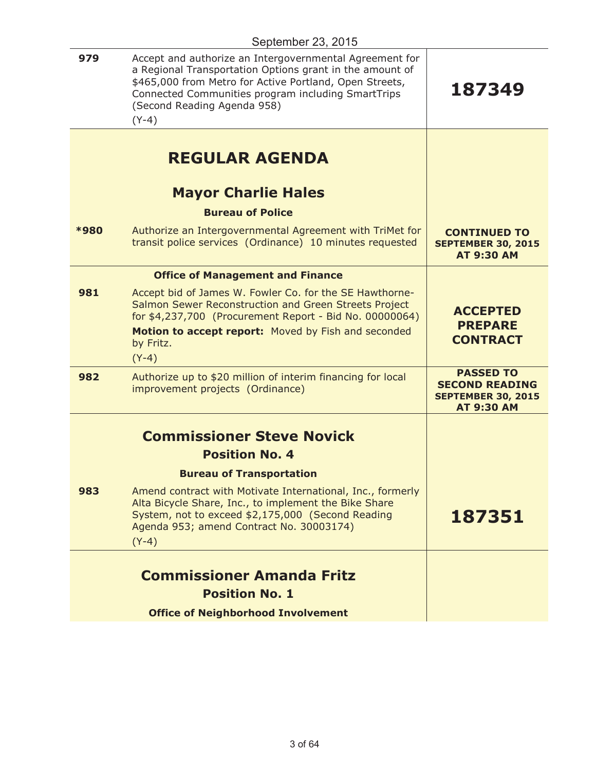September 23, 2015

| | | |
|---|---|---|
| 979 | Accept and authorize an Intergovernmental Agreement for a Regional Transportation Options grant in the amount of $465,000 from Metro for Active Portland, Open Streets, Connected Communities program including SmartTrips (Second Reading Agenda 958)<br>(Y-4) | **187349** |

## REGULAR AGENDA

### Mayor Charlie Hales

**Bureau of Police**

| | | |
|---|---|---|
| *980 | Authorize an Intergovernmental Agreement with TriMet for transit police services (Ordinance) 10 minutes requested | **CONTINUED TO SEPTEMBER 30, 2015 AT 9:30 AM** |

**Office of Management and Finance**

| | | |
|---|---|---|
| 981 | Accept bid of James W. Fowler Co. for the SE Hawthorne-Salmon Sewer Reconstruction and Green Streets Project for $4,237,700 (Procurement Report - Bid No. 00000064)<br>**Motion to accept report:** Moved by Fish and seconded by Fritz.<br>(Y-4) | **ACCEPTED PREPARE CONTRACT** |
| 982 | Authorize up to $20 million of interim financing for local improvement projects (Ordinance) | **PASSED TO SECOND READING SEPTEMBER 30, 2015 AT 9:30 AM** |

### Commissioner Steve Novick
### Position No. 4

**Bureau of Transportation**

| | | |
|---|---|---|
| 983 | Amend contract with Motivate International, Inc., formerly Alta Bicycle Share, Inc., to implement the Bike Share System, not to exceed $2,175,000 (Second Reading Agenda 953; amend Contract No. 30003174)<br>(Y-4) | **187351** |

### Commissioner Amanda Fritz
### Position No. 1

**Office of Neighborhood Involvement**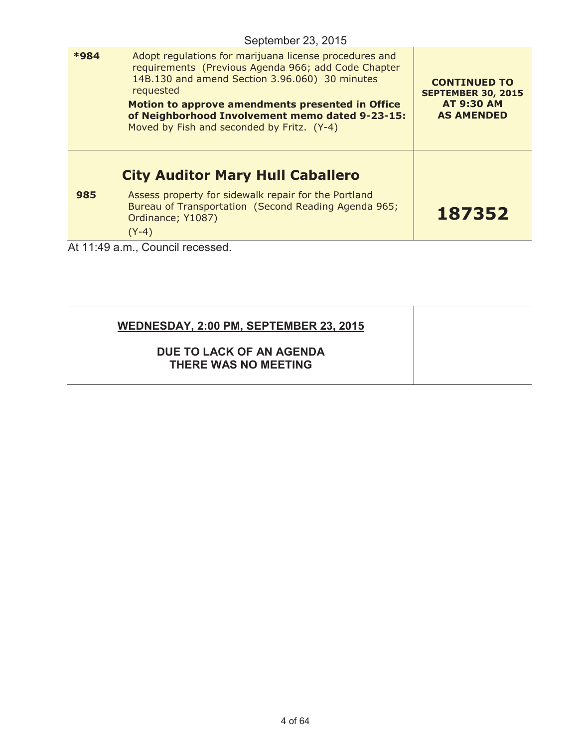September 23, 2015

| | | |
|---|---|---|
| *984 | Adopt regulations for marijuana license procedures and requirements (Previous Agenda 966; add Code Chapter 14B.130 and amend Section 3.96.060) 30 minutes requested<br>**Motion to approve amendments presented in Office of Neighborhood Involvement memo dated 9-23-15:** Moved by Fish and seconded by Fritz. (Y-4) | **CONTINUED TO SEPTEMBER 30, 2015 AT 9:30 AM AS AMENDED** |
| | **City Auditor Mary Hull Caballero** | |
| 985 | Assess property for sidewalk repair for the Portland Bureau of Transportation (Second Reading Agenda 965; Ordinance; Y1087)<br>(Y-4) | **187352** |

At 11:49 a.m., Council recessed.

| | |
|---|---|
| **WEDNESDAY, 2:00 PM, SEPTEMBER 23, 2015**<br><br>**DUE TO LACK OF AN AGENDA THERE WAS NO MEETING** | |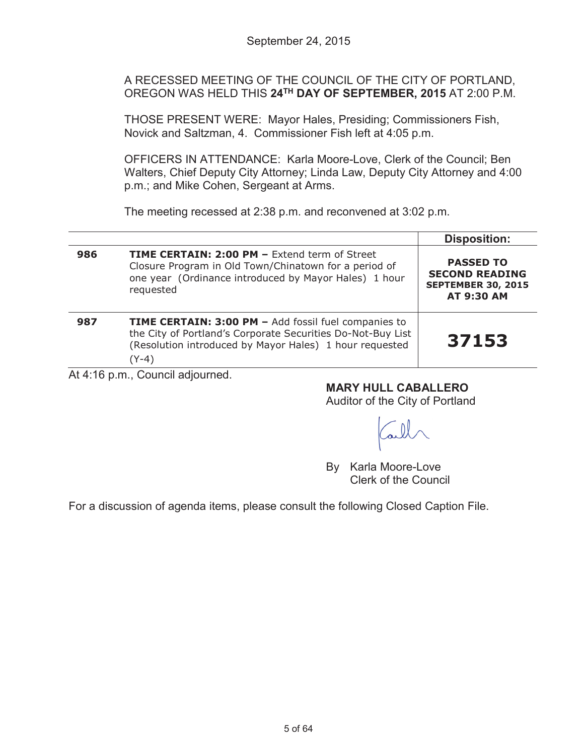September 24, 2015

A RECESSED MEETING OF THE COUNCIL OF THE CITY OF PORTLAND, OREGON WAS HELD THIS **24TH DAY OF SEPTEMBER, 2015** AT 2:00 P.M.

THOSE PRESENT WERE: Mayor Hales, Presiding; Commissioners Fish, Novick and Saltzman, 4. Commissioner Fish left at 4:05 p.m.

OFFICERS IN ATTENDANCE: Karla Moore-Love, Clerk of the Council; Ben Walters, Chief Deputy City Attorney; Linda Law, Deputy City Attorney and 4:00 p.m.; and Mike Cohen, Sergeant at Arms.

The meeting recessed at 2:38 p.m. and reconvened at 3:02 p.m.

| | | Disposition: |
|---|---|---|
| **986** | **TIME CERTAIN: 2:00 PM –** Extend term of Street Closure Program in Old Town/Chinatown for a period of one year (Ordinance introduced by Mayor Hales) 1 hour requested | **PASSED TO SECOND READING SEPTEMBER 30, 2015 AT 9:30 AM** |
| **987** | **TIME CERTAIN: 3:00 PM –** Add fossil fuel companies to the City of Portland's Corporate Securities Do-Not-Buy List (Resolution introduced by Mayor Hales) 1 hour requested (Y-4) | **37153** |

At 4:16 p.m., Council adjourned.

**MARY HULL CABALLERO**
Auditor of the City of Portland

By Karla Moore-Love
Clerk of the Council

For a discussion of agenda items, please consult the following Closed Caption File.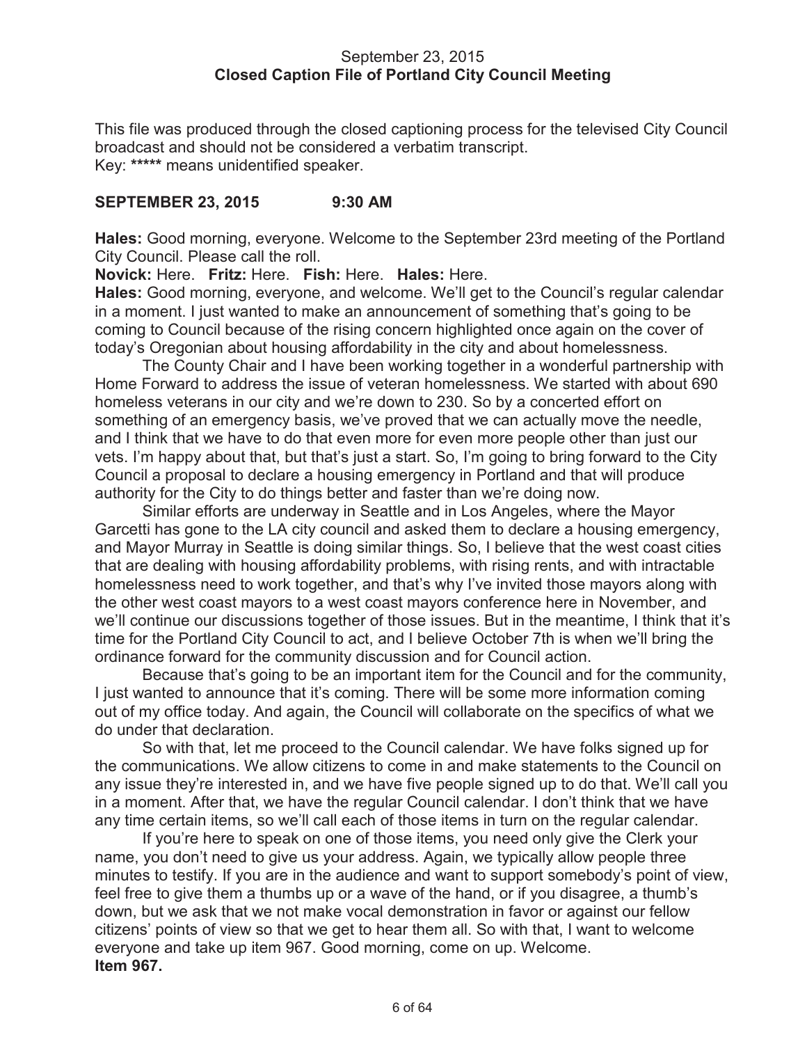September 23, 2015
**Closed Caption File of Portland City Council Meeting**

This file was produced through the closed captioning process for the televised City Council broadcast and should not be considered a verbatim transcript.
Key: ***** means unidentified speaker.

**SEPTEMBER 23, 2015 9:30 AM**

**Hales:** Good morning, everyone. Welcome to the September 23rd meeting of the Portland City Council. Please call the roll.

**Novick:** Here. **Fritz:** Here. **Fish:** Here. **Hales:** Here.

**Hales:** Good morning, everyone, and welcome. We'll get to the Council's regular calendar in a moment. I just wanted to make an announcement of something that's going to be coming to Council because of the rising concern highlighted once again on the cover of today's Oregonian about housing affordability in the city and about homelessness.

The County Chair and I have been working together in a wonderful partnership with Home Forward to address the issue of veteran homelessness. We started with about 690 homeless veterans in our city and we're down to 230. So by a concerted effort on something of an emergency basis, we've proved that we can actually move the needle, and I think that we have to do that even more for even more people other than just our vets. I'm happy about that, but that's just a start. So, I'm going to bring forward to the City Council a proposal to declare a housing emergency in Portland and that will produce authority for the City to do things better and faster than we're doing now.

Similar efforts are underway in Seattle and in Los Angeles, where the Mayor Garcetti has gone to the LA city council and asked them to declare a housing emergency, and Mayor Murray in Seattle is doing similar things. So, I believe that the west coast cities that are dealing with housing affordability problems, with rising rents, and with intractable homelessness need to work together, and that's why I've invited those mayors along with the other west coast mayors to a west coast mayors conference here in November, and we'll continue our discussions together of those issues. But in the meantime, I think that it's time for the Portland City Council to act, and I believe October 7th is when we'll bring the ordinance forward for the community discussion and for Council action.

Because that's going to be an important item for the Council and for the community, I just wanted to announce that it's coming. There will be some more information coming out of my office today. And again, the Council will collaborate on the specifics of what we do under that declaration.

So with that, let me proceed to the Council calendar. We have folks signed up for the communications. We allow citizens to come in and make statements to the Council on any issue they're interested in, and we have five people signed up to do that. We'll call you in a moment. After that, we have the regular Council calendar. I don't think that we have any time certain items, so we'll call each of those items in turn on the regular calendar.

If you're here to speak on one of those items, you need only give the Clerk your name, you don't need to give us your address. Again, we typically allow people three minutes to testify. If you are in the audience and want to support somebody's point of view, feel free to give them a thumbs up or a wave of the hand, or if you disagree, a thumb's down, but we ask that we not make vocal demonstration in favor or against our fellow citizens' points of view so that we get to hear them all. So with that, I want to welcome everyone and take up item 967. Good morning, come on up. Welcome.

**Item 967.**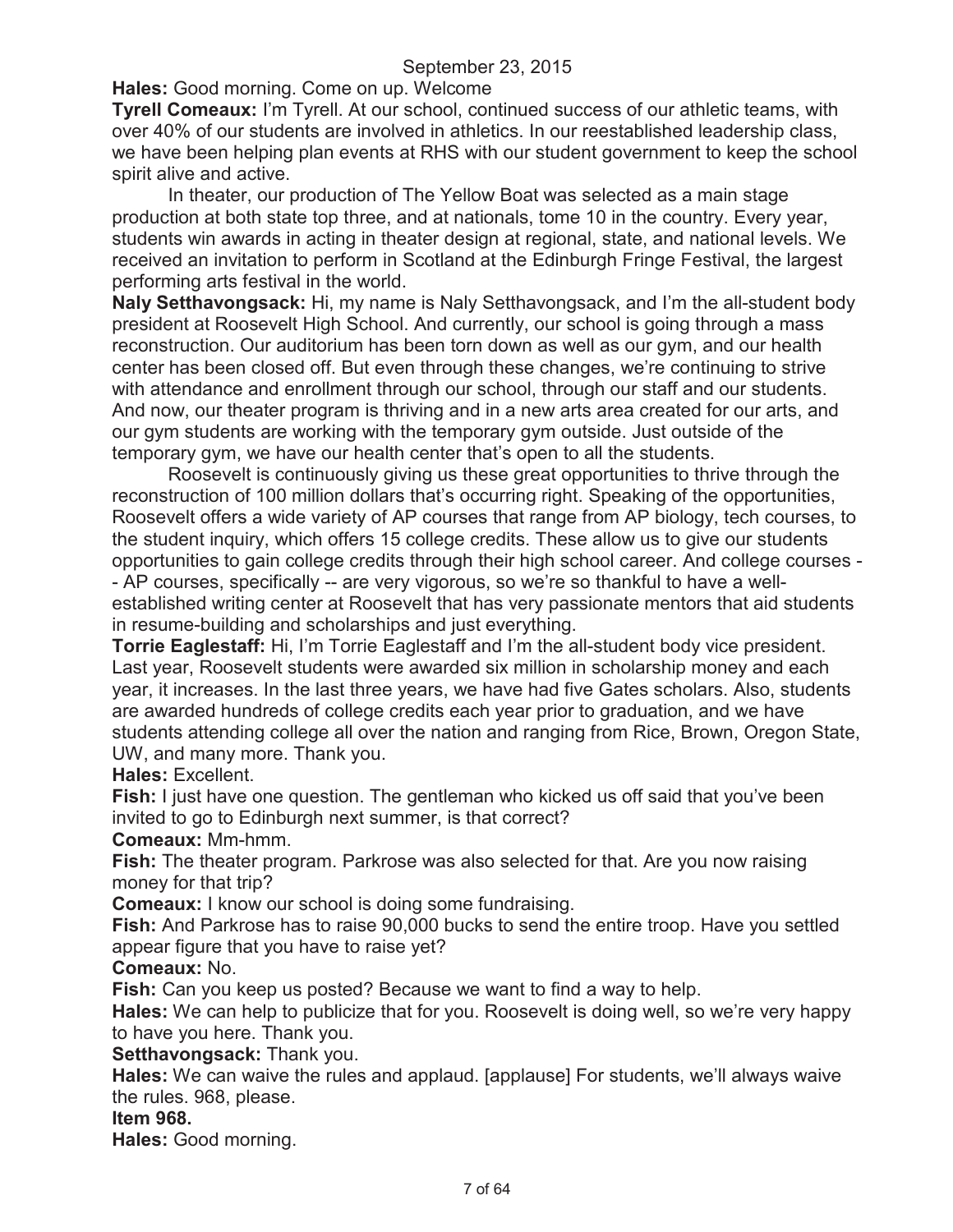September 23, 2015

**Hales:** Good morning. Come on up. Welcome

**Tyrell Comeaux:** I'm Tyrell. At our school, continued success of our athletic teams, with over 40% of our students are involved in athletics. In our reestablished leadership class, we have been helping plan events at RHS with our student government to keep the school spirit alive and active.

In theater, our production of The Yellow Boat was selected as a main stage production at both state top three, and at nationals, tome 10 in the country. Every year, students win awards in acting in theater design at regional, state, and national levels. We received an invitation to perform in Scotland at the Edinburgh Fringe Festival, the largest performing arts festival in the world.

**Naly Setthavongsack:** Hi, my name is Naly Setthavongsack, and I'm the all-student body president at Roosevelt High School. And currently, our school is going through a mass reconstruction. Our auditorium has been torn down as well as our gym, and our health center has been closed off. But even through these changes, we're continuing to strive with attendance and enrollment through our school, through our staff and our students. And now, our theater program is thriving and in a new arts area created for our arts, and our gym students are working with the temporary gym outside. Just outside of the temporary gym, we have our health center that's open to all the students.

Roosevelt is continuously giving us these great opportunities to thrive through the reconstruction of 100 million dollars that's occurring right. Speaking of the opportunities, Roosevelt offers a wide variety of AP courses that range from AP biology, tech courses, to the student inquiry, which offers 15 college credits. These allow us to give our students opportunities to gain college credits through their high school career. And college courses -- AP courses, specifically -- are very vigorous, so we're so thankful to have a well-established writing center at Roosevelt that has very passionate mentors that aid students in resume-building and scholarships and just everything.

**Torrie Eaglestaff:** Hi, I'm Torrie Eaglestaff and I'm the all-student body vice president. Last year, Roosevelt students were awarded six million in scholarship money and each year, it increases. In the last three years, we have had five Gates scholars. Also, students are awarded hundreds of college credits each year prior to graduation, and we have students attending college all over the nation and ranging from Rice, Brown, Oregon State, UW, and many more. Thank you.

**Hales:** Excellent.

**Fish:** I just have one question. The gentleman who kicked us off said that you've been invited to go to Edinburgh next summer, is that correct?

**Comeaux:** Mm-hmm.

**Fish:** The theater program. Parkrose was also selected for that. Are you now raising money for that trip?

**Comeaux:** I know our school is doing some fundraising.

**Fish:** And Parkrose has to raise 90,000 bucks to send the entire troop. Have you settled appear figure that you have to raise yet?

**Comeaux:** No.

**Fish:** Can you keep us posted? Because we want to find a way to help.

**Hales:** We can help to publicize that for you. Roosevelt is doing well, so we're very happy to have you here. Thank you.

**Setthavongsack:** Thank you.

**Hales:** We can waive the rules and applaud. [applause] For students, we'll always waive the rules. 968, please.

**Item 968.**

**Hales:** Good morning.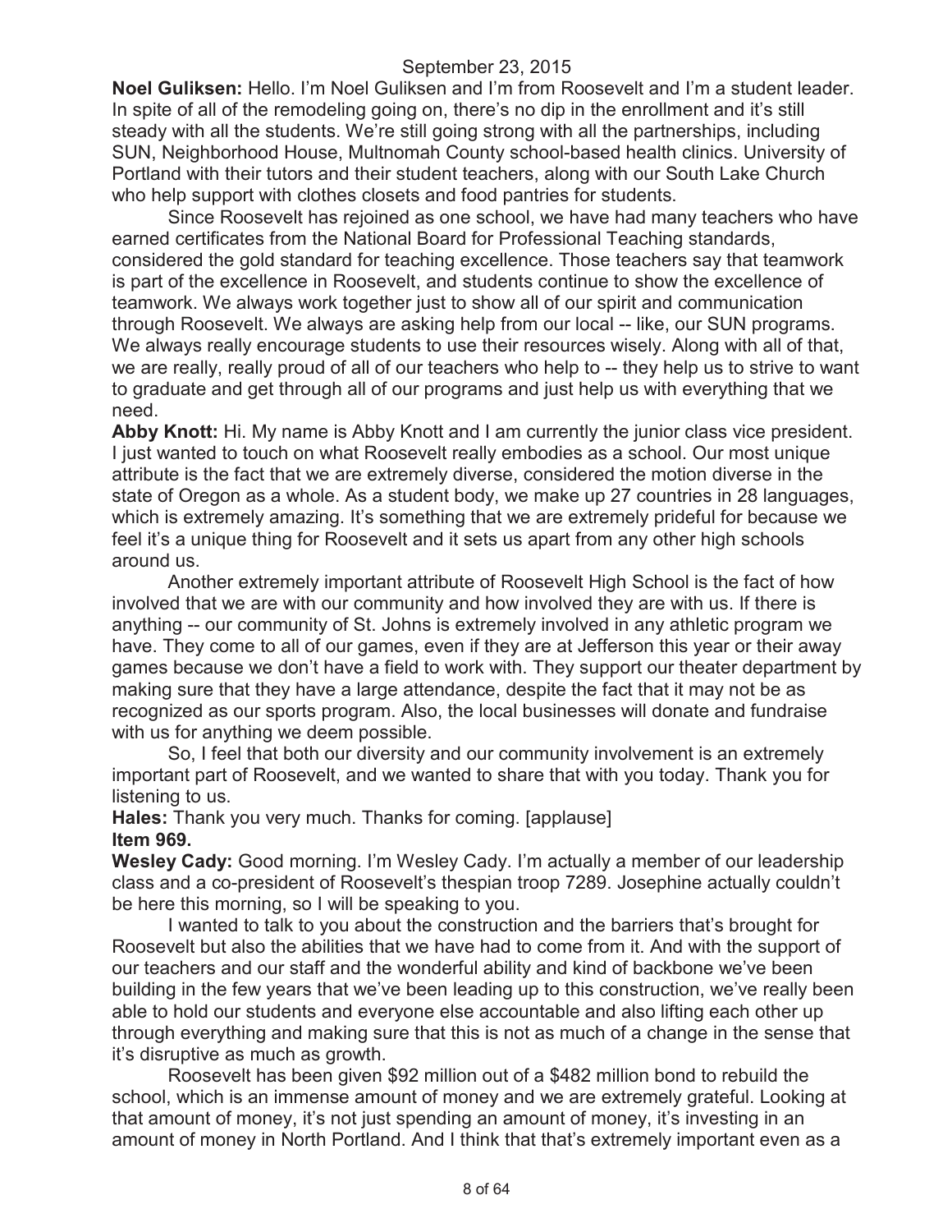**Noel Guliksen:** Hello. I'm Noel Guliksen and I'm from Roosevelt and I'm a student leader. In spite of all of the remodeling going on, there's no dip in the enrollment and it's still steady with all the students. We're still going strong with all the partnerships, including SUN, Neighborhood House, Multnomah County school-based health clinics. University of Portland with their tutors and their student teachers, along with our South Lake Church who help support with clothes closets and food pantries for students.

Since Roosevelt has rejoined as one school, we have had many teachers who have earned certificates from the National Board for Professional Teaching standards, considered the gold standard for teaching excellence. Those teachers say that teamwork is part of the excellence in Roosevelt, and students continue to show the excellence of teamwork. We always work together just to show all of our spirit and communication through Roosevelt. We always are asking help from our local -- like, our SUN programs. We always really encourage students to use their resources wisely. Along with all of that, we are really, really proud of all of our teachers who help to -- they help us to strive to want to graduate and get through all of our programs and just help us with everything that we need.

**Abby Knott:** Hi. My name is Abby Knott and I am currently the junior class vice president. I just wanted to touch on what Roosevelt really embodies as a school. Our most unique attribute is the fact that we are extremely diverse, considered the motion diverse in the state of Oregon as a whole. As a student body, we make up 27 countries in 28 languages, which is extremely amazing. It's something that we are extremely prideful for because we feel it's a unique thing for Roosevelt and it sets us apart from any other high schools around us.

Another extremely important attribute of Roosevelt High School is the fact of how involved that we are with our community and how involved they are with us. If there is anything -- our community of St. Johns is extremely involved in any athletic program we have. They come to all of our games, even if they are at Jefferson this year or their away games because we don't have a field to work with. They support our theater department by making sure that they have a large attendance, despite the fact that it may not be as recognized as our sports program. Also, the local businesses will donate and fundraise with us for anything we deem possible.

So, I feel that both our diversity and our community involvement is an extremely important part of Roosevelt, and we wanted to share that with you today. Thank you for listening to us.

**Hales:** Thank you very much. Thanks for coming. [applause]

**Item 969.**

**Wesley Cady:** Good morning. I'm Wesley Cady. I'm actually a member of our leadership class and a co-president of Roosevelt's thespian troop 7289. Josephine actually couldn't be here this morning, so I will be speaking to you.

I wanted to talk to you about the construction and the barriers that's brought for Roosevelt but also the abilities that we have had to come from it. And with the support of our teachers and our staff and the wonderful ability and kind of backbone we've been building in the few years that we've been leading up to this construction, we've really been able to hold our students and everyone else accountable and also lifting each other up through everything and making sure that this is not as much of a change in the sense that it's disruptive as much as growth.

Roosevelt has been given $92 million out of a $482 million bond to rebuild the school, which is an immense amount of money and we are extremely grateful. Looking at that amount of money, it's not just spending an amount of money, it's investing in an amount of money in North Portland. And I think that that's extremely important even as a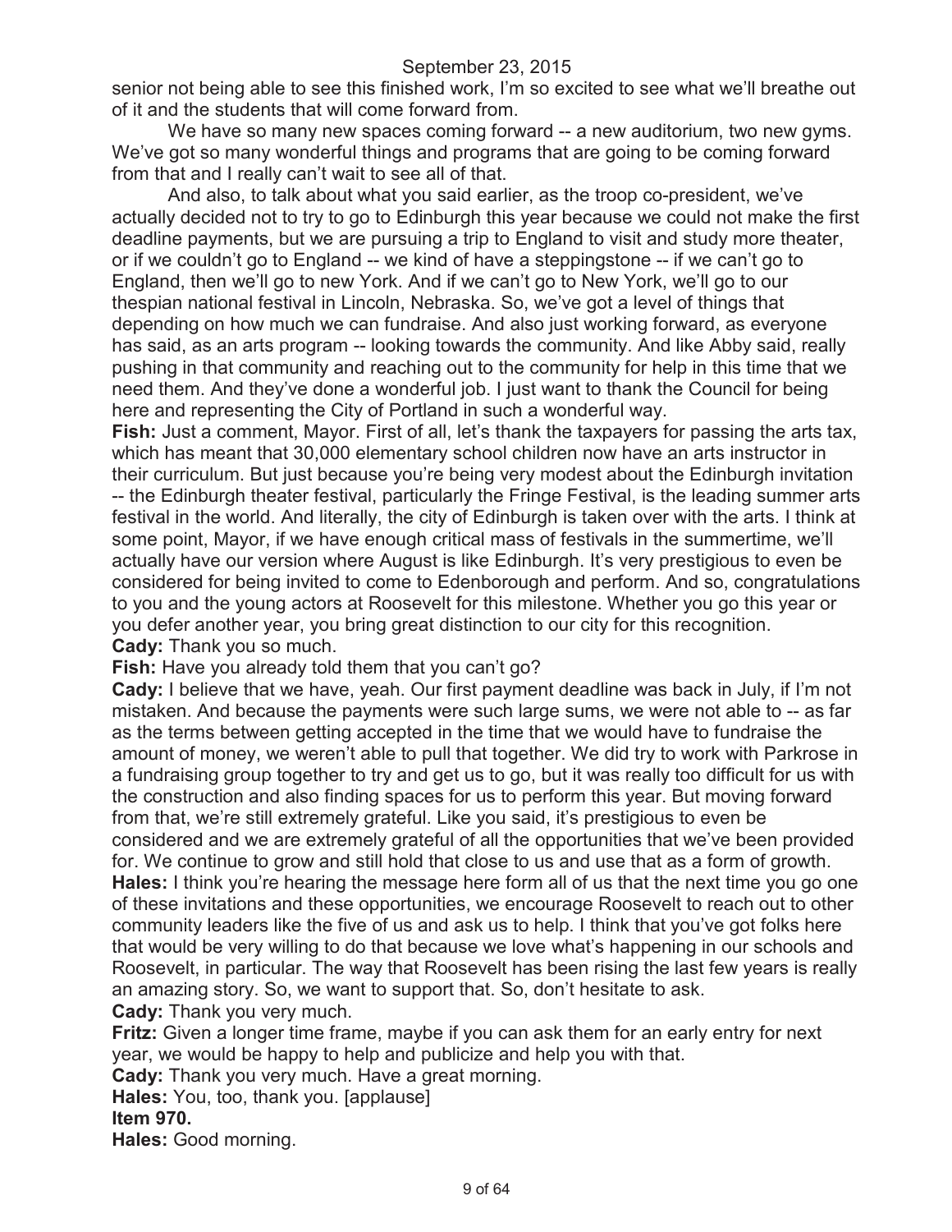senior not being able to see this finished work, I'm so excited to see what we'll breathe out of it and the students that will come forward from.

We have so many new spaces coming forward -- a new auditorium, two new gyms. We've got so many wonderful things and programs that are going to be coming forward from that and I really can't wait to see all of that.

And also, to talk about what you said earlier, as the troop co-president, we've actually decided not to try to go to Edinburgh this year because we could not make the first deadline payments, but we are pursuing a trip to England to visit and study more theater, or if we couldn't go to England -- we kind of have a steppingstone -- if we can't go to England, then we'll go to new York. And if we can't go to New York, we'll go to our thespian national festival in Lincoln, Nebraska. So, we've got a level of things that depending on how much we can fundraise. And also just working forward, as everyone has said, as an arts program -- looking towards the community. And like Abby said, really pushing in that community and reaching out to the community for help in this time that we need them. And they've done a wonderful job. I just want to thank the Council for being here and representing the City of Portland in such a wonderful way.

**Fish:** Just a comment, Mayor. First of all, let's thank the taxpayers for passing the arts tax, which has meant that 30,000 elementary school children now have an arts instructor in their curriculum. But just because you're being very modest about the Edinburgh invitation -- the Edinburgh theater festival, particularly the Fringe Festival, is the leading summer arts festival in the world. And literally, the city of Edinburgh is taken over with the arts. I think at some point, Mayor, if we have enough critical mass of festivals in the summertime, we'll actually have our version where August is like Edinburgh. It's very prestigious to even be considered for being invited to come to Edenborough and perform. And so, congratulations to you and the young actors at Roosevelt for this milestone. Whether you go this year or you defer another year, you bring great distinction to our city for this recognition.

**Cady:** Thank you so much.

**Fish:** Have you already told them that you can't go?

**Cady:** I believe that we have, yeah. Our first payment deadline was back in July, if I'm not mistaken. And because the payments were such large sums, we were not able to -- as far as the terms between getting accepted in the time that we would have to fundraise the amount of money, we weren't able to pull that together. We did try to work with Parkrose in a fundraising group together to try and get us to go, but it was really too difficult for us with the construction and also finding spaces for us to perform this year. But moving forward from that, we're still extremely grateful. Like you said, it's prestigious to even be considered and we are extremely grateful of all the opportunities that we've been provided for. We continue to grow and still hold that close to us and use that as a form of growth.

**Hales:** I think you're hearing the message here form all of us that the next time you go one of these invitations and these opportunities, we encourage Roosevelt to reach out to other community leaders like the five of us and ask us to help. I think that you've got folks here that would be very willing to do that because we love what's happening in our schools and Roosevelt, in particular. The way that Roosevelt has been rising the last few years is really an amazing story. So, we want to support that. So, don't hesitate to ask.

**Cady:** Thank you very much.

**Fritz:** Given a longer time frame, maybe if you can ask them for an early entry for next year, we would be happy to help and publicize and help you with that.

**Cady:** Thank you very much. Have a great morning.

**Hales:** You, too, thank you. [applause]

**Item 970.**

**Hales:** Good morning.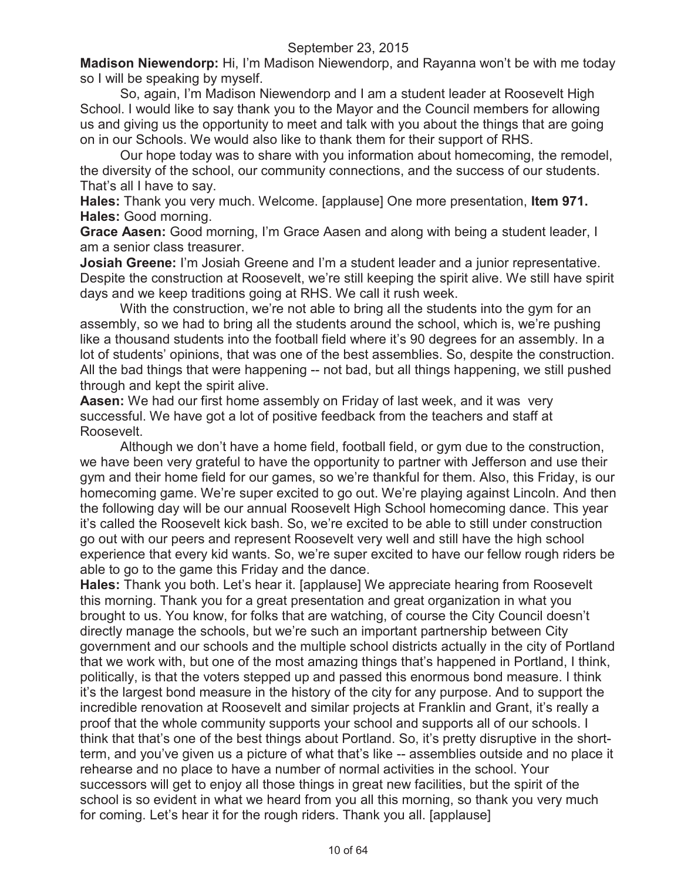**Madison Niewendorp:** Hi, I'm Madison Niewendorp, and Rayanna won't be with me today so I will be speaking by myself.

So, again, I'm Madison Niewendorp and I am a student leader at Roosevelt High School. I would like to say thank you to the Mayor and the Council members for allowing us and giving us the opportunity to meet and talk with you about the things that are going on in our Schools. We would also like to thank them for their support of RHS.

Our hope today was to share with you information about homecoming, the remodel, the diversity of the school, our community connections, and the success of our students. That's all I have to say.

**Hales:** Thank you very much. Welcome. [applause] One more presentation, **Item 971.**

**Hales:** Good morning.

**Grace Aasen:** Good morning, I'm Grace Aasen and along with being a student leader, I am a senior class treasurer.

**Josiah Greene:** I'm Josiah Greene and I'm a student leader and a junior representative. Despite the construction at Roosevelt, we're still keeping the spirit alive. We still have spirit days and we keep traditions going at RHS. We call it rush week.

With the construction, we're not able to bring all the students into the gym for an assembly, so we had to bring all the students around the school, which is, we're pushing like a thousand students into the football field where it's 90 degrees for an assembly. In a lot of students' opinions, that was one of the best assemblies. So, despite the construction. All the bad things that were happening -- not bad, but all things happening, we still pushed through and kept the spirit alive.

**Aasen:** We had our first home assembly on Friday of last week, and it was very successful. We have got a lot of positive feedback from the teachers and staff at Roosevelt.

Although we don't have a home field, football field, or gym due to the construction, we have been very grateful to have the opportunity to partner with Jefferson and use their gym and their home field for our games, so we're thankful for them. Also, this Friday, is our homecoming game. We're super excited to go out. We're playing against Lincoln. And then the following day will be our annual Roosevelt High School homecoming dance. This year it's called the Roosevelt kick bash. So, we're excited to be able to still under construction go out with our peers and represent Roosevelt very well and still have the high school experience that every kid wants. So, we're super excited to have our fellow rough riders be able to go to the game this Friday and the dance.

**Hales:** Thank you both. Let's hear it. [applause] We appreciate hearing from Roosevelt this morning. Thank you for a great presentation and great organization in what you brought to us. You know, for folks that are watching, of course the City Council doesn't directly manage the schools, but we're such an important partnership between City government and our schools and the multiple school districts actually in the city of Portland that we work with, but one of the most amazing things that's happened in Portland, I think, politically, is that the voters stepped up and passed this enormous bond measure. I think it's the largest bond measure in the history of the city for any purpose. And to support the incredible renovation at Roosevelt and similar projects at Franklin and Grant, it's really a proof that the whole community supports your school and supports all of our schools. I think that that's one of the best things about Portland. So, it's pretty disruptive in the short-term, and you've given us a picture of what that's like -- assemblies outside and no place it rehearse and no place to have a number of normal activities in the school. Your successors will get to enjoy all those things in great new facilities, but the spirit of the school is so evident in what we heard from you all this morning, so thank you very much for coming. Let's hear it for the rough riders. Thank you all. [applause]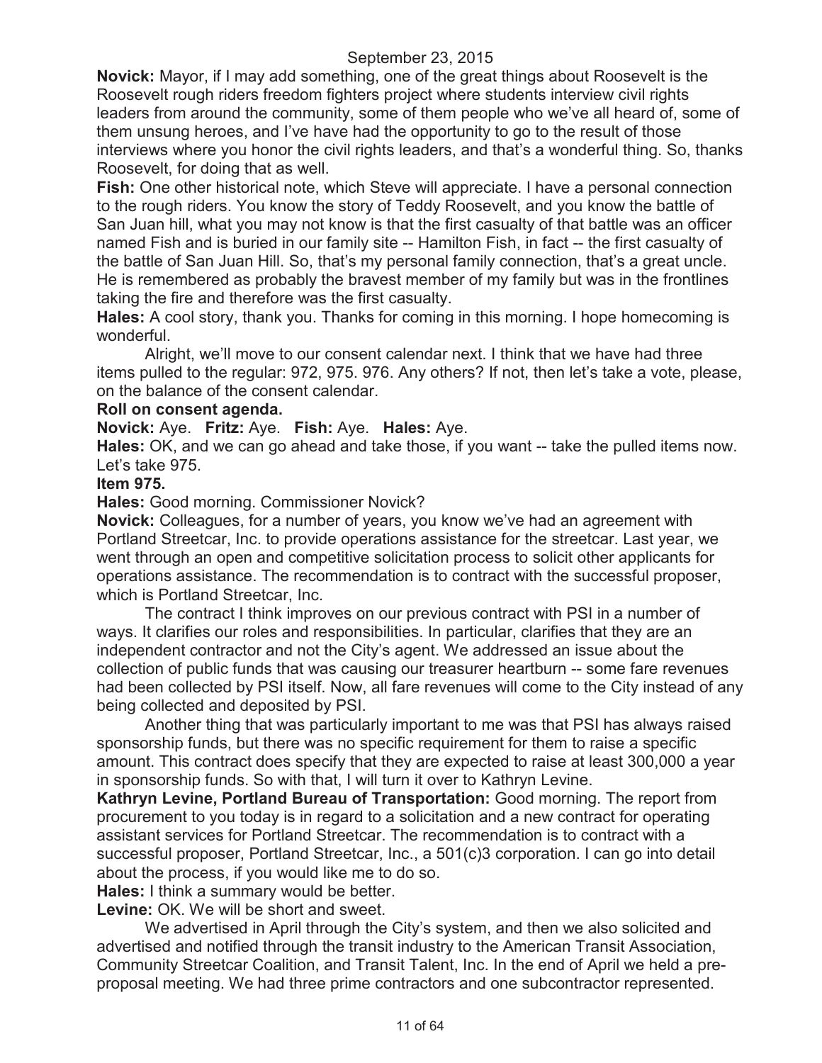**Novick:** Mayor, if I may add something, one of the great things about Roosevelt is the Roosevelt rough riders freedom fighters project where students interview civil rights leaders from around the community, some of them people who we've all heard of, some of them unsung heroes, and I've have had the opportunity to go to the result of those interviews where you honor the civil rights leaders, and that's a wonderful thing. So, thanks Roosevelt, for doing that as well.

**Fish:** One other historical note, which Steve will appreciate. I have a personal connection to the rough riders. You know the story of Teddy Roosevelt, and you know the battle of San Juan hill, what you may not know is that the first casualty of that battle was an officer named Fish and is buried in our family site -- Hamilton Fish, in fact -- the first casualty of the battle of San Juan Hill. So, that's my personal family connection, that's a great uncle. He is remembered as probably the bravest member of my family but was in the frontlines taking the fire and therefore was the first casualty.

**Hales:** A cool story, thank you. Thanks for coming in this morning. I hope homecoming is wonderful.

Alright, we'll move to our consent calendar next. I think that we have had three items pulled to the regular: 972, 975. 976. Any others? If not, then let's take a vote, please, on the balance of the consent calendar.

**Roll on consent agenda.**

**Novick:** Aye. **Fritz:** Aye. **Fish:** Aye. **Hales:** Aye.

**Hales:** OK, and we can go ahead and take those, if you want -- take the pulled items now. Let's take 975.

**Item 975.**

**Hales:** Good morning. Commissioner Novick?

**Novick:** Colleagues, for a number of years, you know we've had an agreement with Portland Streetcar, Inc. to provide operations assistance for the streetcar. Last year, we went through an open and competitive solicitation process to solicit other applicants for operations assistance. The recommendation is to contract with the successful proposer, which is Portland Streetcar, Inc.

The contract I think improves on our previous contract with PSI in a number of ways. It clarifies our roles and responsibilities. In particular, clarifies that they are an independent contractor and not the City's agent. We addressed an issue about the collection of public funds that was causing our treasurer heartburn -- some fare revenues had been collected by PSI itself. Now, all fare revenues will come to the City instead of any being collected and deposited by PSI.

Another thing that was particularly important to me was that PSI has always raised sponsorship funds, but there was no specific requirement for them to raise a specific amount. This contract does specify that they are expected to raise at least 300,000 a year in sponsorship funds. So with that, I will turn it over to Kathryn Levine.

**Kathryn Levine, Portland Bureau of Transportation:** Good morning. The report from procurement to you today is in regard to a solicitation and a new contract for operating assistant services for Portland Streetcar. The recommendation is to contract with a successful proposer, Portland Streetcar, Inc., a 501(c)3 corporation. I can go into detail about the process, if you would like me to do so.

**Hales:** I think a summary would be better.

**Levine:** OK. We will be short and sweet.

We advertised in April through the City's system, and then we also solicited and advertised and notified through the transit industry to the American Transit Association, Community Streetcar Coalition, and Transit Talent, Inc. In the end of April we held a pre-proposal meeting. We had three prime contractors and one subcontractor represented.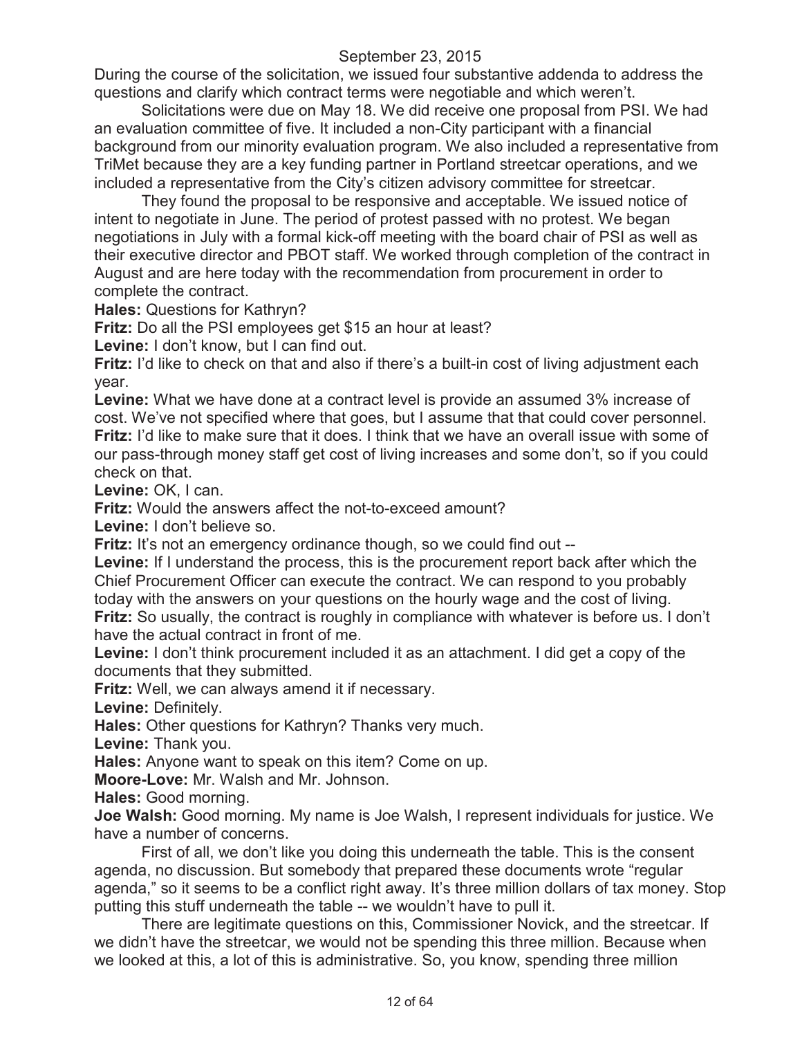During the course of the solicitation, we issued four substantive addenda to address the questions and clarify which contract terms were negotiable and which weren't.

Solicitations were due on May 18. We did receive one proposal from PSI. We had an evaluation committee of five. It included a non-City participant with a financial background from our minority evaluation program. We also included a representative from TriMet because they are a key funding partner in Portland streetcar operations, and we included a representative from the City's citizen advisory committee for streetcar.

They found the proposal to be responsive and acceptable. We issued notice of intent to negotiate in June. The period of protest passed with no protest. We began negotiations in July with a formal kick-off meeting with the board chair of PSI as well as their executive director and PBOT staff. We worked through completion of the contract in August and are here today with the recommendation from procurement in order to complete the contract.

**Hales:** Questions for Kathryn?

**Fritz:** Do all the PSI employees get $15 an hour at least?

**Levine:** I don't know, but I can find out.

**Fritz:** I'd like to check on that and also if there's a built-in cost of living adjustment each year.

**Levine:** What we have done at a contract level is provide an assumed 3% increase of cost. We've not specified where that goes, but I assume that that could cover personnel.

**Fritz:** I'd like to make sure that it does. I think that we have an overall issue with some of our pass-through money staff get cost of living increases and some don't, so if you could check on that.

**Levine:** OK, I can.

**Fritz:** Would the answers affect the not-to-exceed amount?

**Levine:** I don't believe so.

**Fritz:** It's not an emergency ordinance though, so we could find out --

**Levine:** If I understand the process, this is the procurement report back after which the Chief Procurement Officer can execute the contract. We can respond to you probably today with the answers on your questions on the hourly wage and the cost of living.

**Fritz:** So usually, the contract is roughly in compliance with whatever is before us. I don't have the actual contract in front of me.

**Levine:** I don't think procurement included it as an attachment. I did get a copy of the documents that they submitted.

**Fritz:** Well, we can always amend it if necessary.

**Levine:** Definitely.

**Hales:** Other questions for Kathryn? Thanks very much.

**Levine:** Thank you.

**Hales:** Anyone want to speak on this item? Come on up.

**Moore-Love:** Mr. Walsh and Mr. Johnson.

**Hales:** Good morning.

**Joe Walsh:** Good morning. My name is Joe Walsh, I represent individuals for justice. We have a number of concerns.

First of all, we don't like you doing this underneath the table. This is the consent agenda, no discussion. But somebody that prepared these documents wrote "regular agenda," so it seems to be a conflict right away. It's three million dollars of tax money. Stop putting this stuff underneath the table -- we wouldn't have to pull it.

There are legitimate questions on this, Commissioner Novick, and the streetcar. If we didn't have the streetcar, we would not be spending this three million. Because when we looked at this, a lot of this is administrative. So, you know, spending three million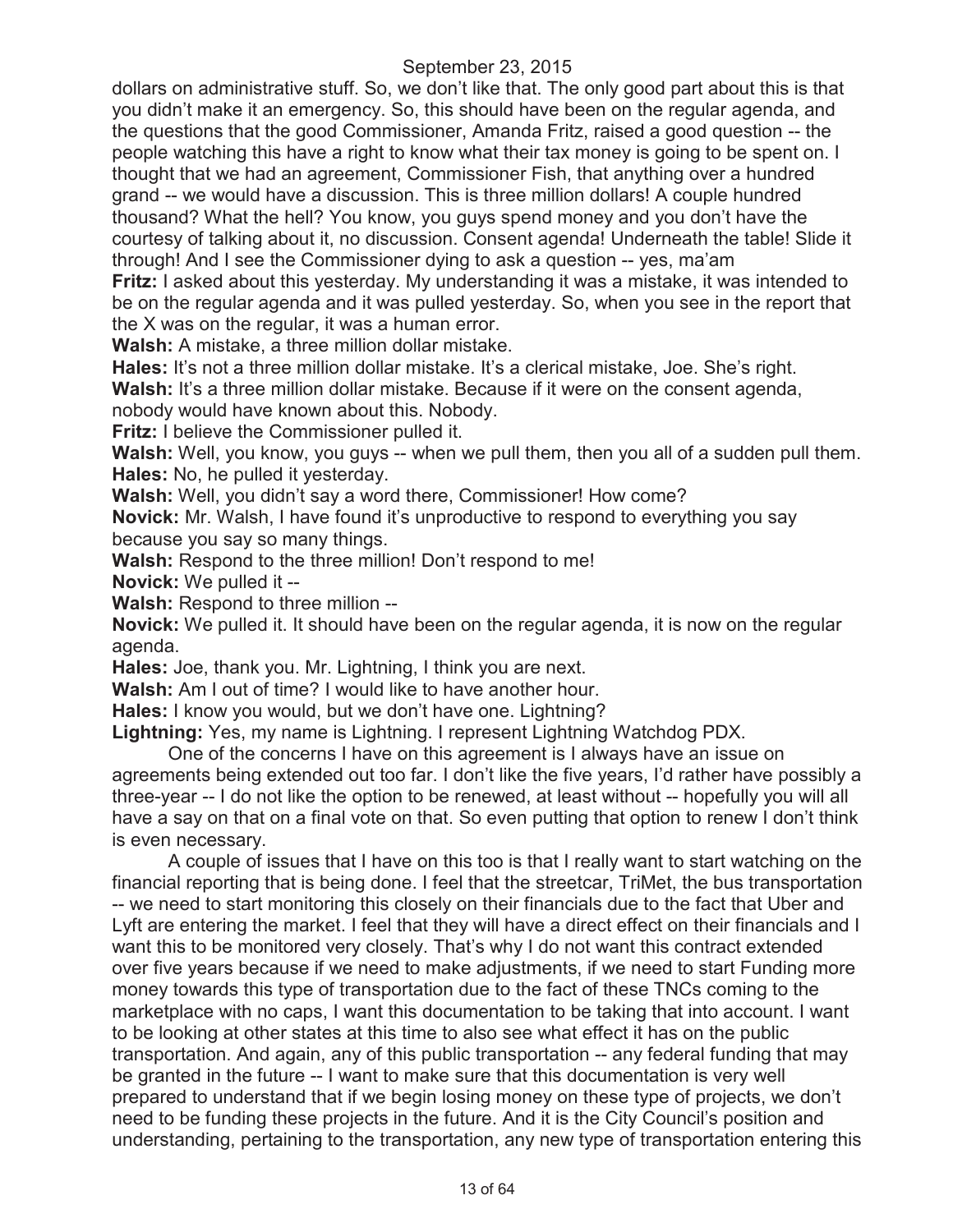dollars on administrative stuff. So, we don't like that. The only good part about this is that you didn't make it an emergency. So, this should have been on the regular agenda, and the questions that the good Commissioner, Amanda Fritz, raised a good question -- the people watching this have a right to know what their tax money is going to be spent on. I thought that we had an agreement, Commissioner Fish, that anything over a hundred grand -- we would have a discussion. This is three million dollars! A couple hundred thousand? What the hell? You know, you guys spend money and you don't have the courtesy of talking about it, no discussion. Consent agenda! Underneath the table! Slide it through! And I see the Commissioner dying to ask a question -- yes, ma'am

**Fritz:** I asked about this yesterday. My understanding it was a mistake, it was intended to be on the regular agenda and it was pulled yesterday. So, when you see in the report that the X was on the regular, it was a human error.

**Walsh:** A mistake, a three million dollar mistake.

**Hales:** It's not a three million dollar mistake. It's a clerical mistake, Joe. She's right.

**Walsh:** It's a three million dollar mistake. Because if it were on the consent agenda, nobody would have known about this. Nobody.

**Fritz:** I believe the Commissioner pulled it.

**Walsh:** Well, you know, you guys -- when we pull them, then you all of a sudden pull them.

**Hales:** No, he pulled it yesterday.

**Walsh:** Well, you didn't say a word there, Commissioner! How come?

**Novick:** Mr. Walsh, I have found it's unproductive to respond to everything you say because you say so many things.

**Walsh:** Respond to the three million! Don't respond to me!

**Novick:** We pulled it --

**Walsh:** Respond to three million --

**Novick:** We pulled it. It should have been on the regular agenda, it is now on the regular agenda.

**Hales:** Joe, thank you. Mr. Lightning, I think you are next.

**Walsh:** Am I out of time? I would like to have another hour.

**Hales:** I know you would, but we don't have one. Lightning?

**Lightning:** Yes, my name is Lightning. I represent Lightning Watchdog PDX.

One of the concerns I have on this agreement is I always have an issue on agreements being extended out too far. I don't like the five years, I'd rather have possibly a three-year -- I do not like the option to be renewed, at least without -- hopefully you will all have a say on that on a final vote on that. So even putting that option to renew I don't think is even necessary.

A couple of issues that I have on this too is that I really want to start watching on the financial reporting that is being done. I feel that the streetcar, TriMet, the bus transportation -- we need to start monitoring this closely on their financials due to the fact that Uber and Lyft are entering the market. I feel that they will have a direct effect on their financials and I want this to be monitored very closely. That's why I do not want this contract extended over five years because if we need to make adjustments, if we need to start Funding more money towards this type of transportation due to the fact of these TNCs coming to the marketplace with no caps, I want this documentation to be taking that into account. I want to be looking at other states at this time to also see what effect it has on the public transportation. And again, any of this public transportation -- any federal funding that may be granted in the future -- I want to make sure that this documentation is very well prepared to understand that if we begin losing money on these type of projects, we don't need to be funding these projects in the future. And it is the City Council's position and understanding, pertaining to the transportation, any new type of transportation entering this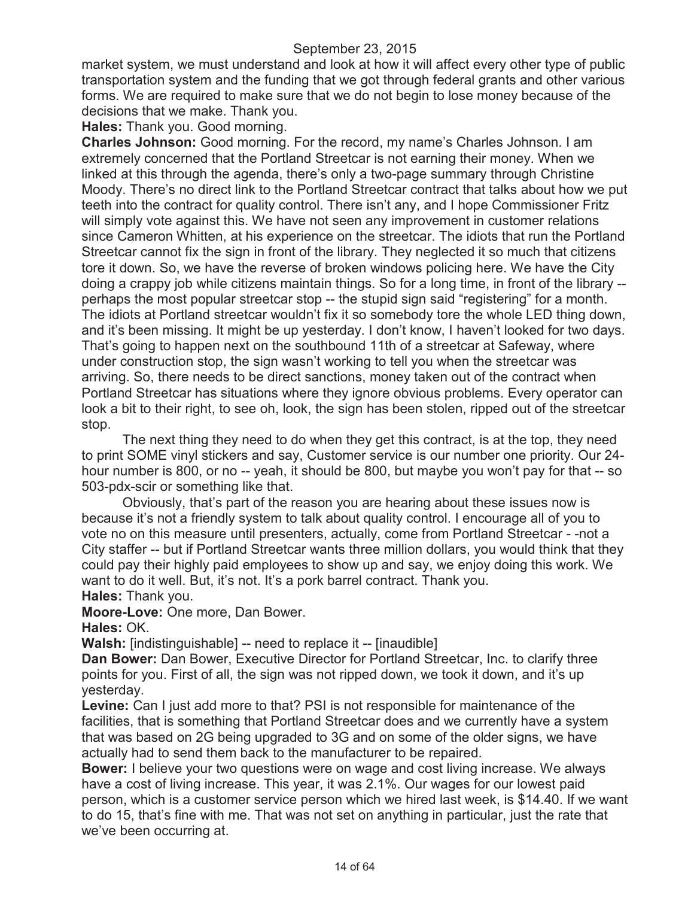market system, we must understand and look at how it will affect every other type of public transportation system and the funding that we got through federal grants and other various forms. We are required to make sure that we do not begin to lose money because of the decisions that we make. Thank you.

**Hales:** Thank you. Good morning.

**Charles Johnson:** Good morning. For the record, my name's Charles Johnson. I am extremely concerned that the Portland Streetcar is not earning their money. When we linked at this through the agenda, there's only a two-page summary through Christine Moody. There's no direct link to the Portland Streetcar contract that talks about how we put teeth into the contract for quality control. There isn't any, and I hope Commissioner Fritz will simply vote against this. We have not seen any improvement in customer relations since Cameron Whitten, at his experience on the streetcar. The idiots that run the Portland Streetcar cannot fix the sign in front of the library. They neglected it so much that citizens tore it down. So, we have the reverse of broken windows policing here. We have the City doing a crappy job while citizens maintain things. So for a long time, in front of the library -- perhaps the most popular streetcar stop -- the stupid sign said "registering" for a month. The idiots at Portland streetcar wouldn't fix it so somebody tore the whole LED thing down, and it's been missing. It might be up yesterday. I don't know, I haven't looked for two days. That's going to happen next on the southbound 11th of a streetcar at Safeway, where under construction stop, the sign wasn't working to tell you when the streetcar was arriving. So, there needs to be direct sanctions, money taken out of the contract when Portland Streetcar has situations where they ignore obvious problems. Every operator can look a bit to their right, to see oh, look, the sign has been stolen, ripped out of the streetcar stop.

The next thing they need to do when they get this contract, is at the top, they need to print SOME vinyl stickers and say, Customer service is our number one priority. Our 24-hour number is 800, or no -- yeah, it should be 800, but maybe you won't pay for that -- so 503-pdx-scir or something like that.

Obviously, that's part of the reason you are hearing about these issues now is because it's not a friendly system to talk about quality control. I encourage all of you to vote no on this measure until presenters, actually, come from Portland Streetcar - -not a City staffer -- but if Portland Streetcar wants three million dollars, you would think that they could pay their highly paid employees to show up and say, we enjoy doing this work. We want to do it well. But, it's not. It's a pork barrel contract. Thank you.

**Hales:** Thank you.

**Moore-Love:** One more, Dan Bower.

**Hales:** OK.

**Walsh:** [indistinguishable] -- need to replace it -- [inaudible]

**Dan Bower:** Dan Bower, Executive Director for Portland Streetcar, Inc. to clarify three points for you. First of all, the sign was not ripped down, we took it down, and it's up yesterday.

**Levine:** Can I just add more to that? PSI is not responsible for maintenance of the facilities, that is something that Portland Streetcar does and we currently have a system that was based on 2G being upgraded to 3G and on some of the older signs, we have actually had to send them back to the manufacturer to be repaired.

**Bower:** I believe your two questions were on wage and cost living increase. We always have a cost of living increase. This year, it was 2.1%. Our wages for our lowest paid person, which is a customer service person which we hired last week, is $14.40. If we want to do 15, that's fine with me. That was not set on anything in particular, just the rate that we've been occurring at.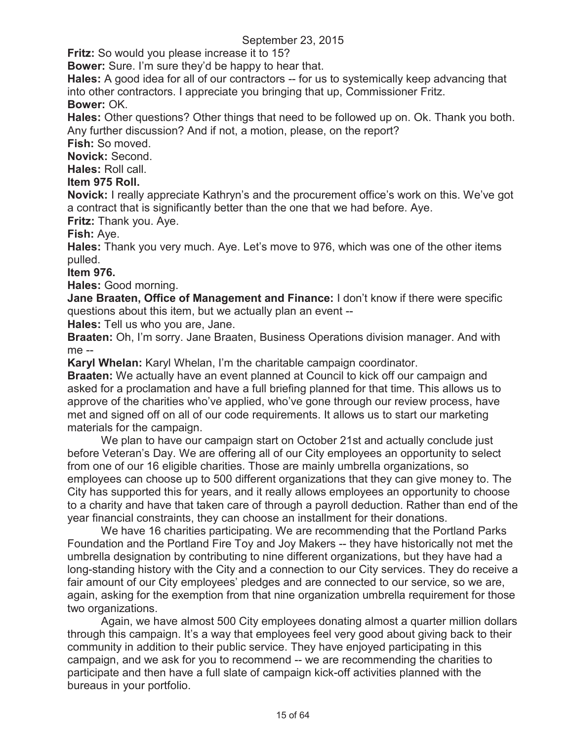September 23, 2015

**Fritz:** So would you please increase it to 15?

**Bower:** Sure. I'm sure they'd be happy to hear that.

**Hales:** A good idea for all of our contractors -- for us to systemically keep advancing that into other contractors. I appreciate you bringing that up, Commissioner Fritz.

**Bower:** OK.

**Hales:** Other questions? Other things that need to be followed up on. Ok. Thank you both. Any further discussion? And if not, a motion, please, on the report?

**Fish:** So moved.

**Novick:** Second.

**Hales:** Roll call.

**Item 975 Roll.**

**Novick:** I really appreciate Kathryn's and the procurement office's work on this. We've got a contract that is significantly better than the one that we had before. Aye.

**Fritz:** Thank you. Aye.

**Fish:** Aye.

**Hales:** Thank you very much. Aye. Let's move to 976, which was one of the other items pulled.

**Item 976.**

**Hales:** Good morning.

**Jane Braaten, Office of Management and Finance:** I don't know if there were specific questions about this item, but we actually plan an event --

**Hales:** Tell us who you are, Jane.

**Braaten:** Oh, I'm sorry. Jane Braaten, Business Operations division manager. And with me --

**Karyl Whelan:** Karyl Whelan, I'm the charitable campaign coordinator.

**Braaten:** We actually have an event planned at Council to kick off our campaign and asked for a proclamation and have a full briefing planned for that time. This allows us to approve of the charities who've applied, who've gone through our review process, have met and signed off on all of our code requirements. It allows us to start our marketing materials for the campaign.

We plan to have our campaign start on October 21st and actually conclude just before Veteran's Day. We are offering all of our City employees an opportunity to select from one of our 16 eligible charities. Those are mainly umbrella organizations, so employees can choose up to 500 different organizations that they can give money to. The City has supported this for years, and it really allows employees an opportunity to choose to a charity and have that taken care of through a payroll deduction. Rather than end of the year financial constraints, they can choose an installment for their donations.

We have 16 charities participating. We are recommending that the Portland Parks Foundation and the Portland Fire Toy and Joy Makers -- they have historically not met the umbrella designation by contributing to nine different organizations, but they have had a long-standing history with the City and a connection to our City services. They do receive a fair amount of our City employees' pledges and are connected to our service, so we are, again, asking for the exemption from that nine organization umbrella requirement for those two organizations.

Again, we have almost 500 City employees donating almost a quarter million dollars through this campaign. It's a way that employees feel very good about giving back to their community in addition to their public service. They have enjoyed participating in this campaign, and we ask for you to recommend -- we are recommending the charities to participate and then have a full slate of campaign kick-off activities planned with the bureaus in your portfolio.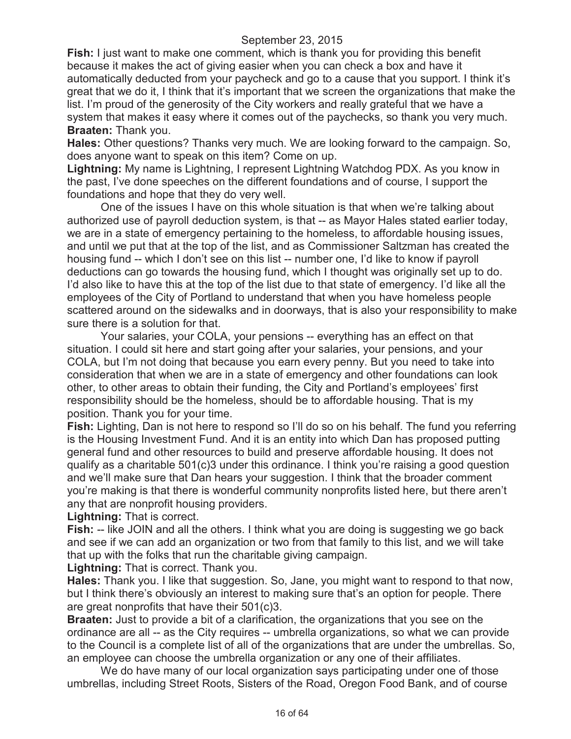**Fish:** I just want to make one comment, which is thank you for providing this benefit because it makes the act of giving easier when you can check a box and have it automatically deducted from your paycheck and go to a cause that you support. I think it's great that we do it, I think that it's important that we screen the organizations that make the list. I'm proud of the generosity of the City workers and really grateful that we have a system that makes it easy where it comes out of the paychecks, so thank you very much.

**Braaten:** Thank you.

**Hales:** Other questions? Thanks very much. We are looking forward to the campaign. So, does anyone want to speak on this item? Come on up.

**Lightning:** My name is Lightning, I represent Lightning Watchdog PDX. As you know in the past, I've done speeches on the different foundations and of course, I support the foundations and hope that they do very well.

One of the issues I have on this whole situation is that when we're talking about authorized use of payroll deduction system, is that -- as Mayor Hales stated earlier today, we are in a state of emergency pertaining to the homeless, to affordable housing issues, and until we put that at the top of the list, and as Commissioner Saltzman has created the housing fund -- which I don't see on this list -- number one, I'd like to know if payroll deductions can go towards the housing fund, which I thought was originally set up to do. I'd also like to have this at the top of the list due to that state of emergency. I'd like all the employees of the City of Portland to understand that when you have homeless people scattered around on the sidewalks and in doorways, that is also your responsibility to make sure there is a solution for that.

Your salaries, your COLA, your pensions -- everything has an effect on that situation. I could sit here and start going after your salaries, your pensions, and your COLA, but I'm not doing that because you earn every penny. But you need to take into consideration that when we are in a state of emergency and other foundations can look other, to other areas to obtain their funding, the City and Portland's employees' first responsibility should be the homeless, should be to affordable housing. That is my position. Thank you for your time.

**Fish:** Lighting, Dan is not here to respond so I'll do so on his behalf. The fund you referring is the Housing Investment Fund. And it is an entity into which Dan has proposed putting general fund and other resources to build and preserve affordable housing. It does not qualify as a charitable 501(c)3 under this ordinance. I think you're raising a good question and we'll make sure that Dan hears your suggestion. I think that the broader comment you're making is that there is wonderful community nonprofits listed here, but there aren't any that are nonprofit housing providers.

**Lightning:** That is correct.

**Fish:** -- like JOIN and all the others. I think what you are doing is suggesting we go back and see if we can add an organization or two from that family to this list, and we will take that up with the folks that run the charitable giving campaign.

**Lightning:** That is correct. Thank you.

**Hales:** Thank you. I like that suggestion. So, Jane, you might want to respond to that now, but I think there's obviously an interest to making sure that's an option for people. There are great nonprofits that have their 501(c)3.

**Braaten:** Just to provide a bit of a clarification, the organizations that you see on the ordinance are all -- as the City requires -- umbrella organizations, so what we can provide to the Council is a complete list of all of the organizations that are under the umbrellas. So, an employee can choose the umbrella organization or any one of their affiliates.

We do have many of our local organization says participating under one of those umbrellas, including Street Roots, Sisters of the Road, Oregon Food Bank, and of course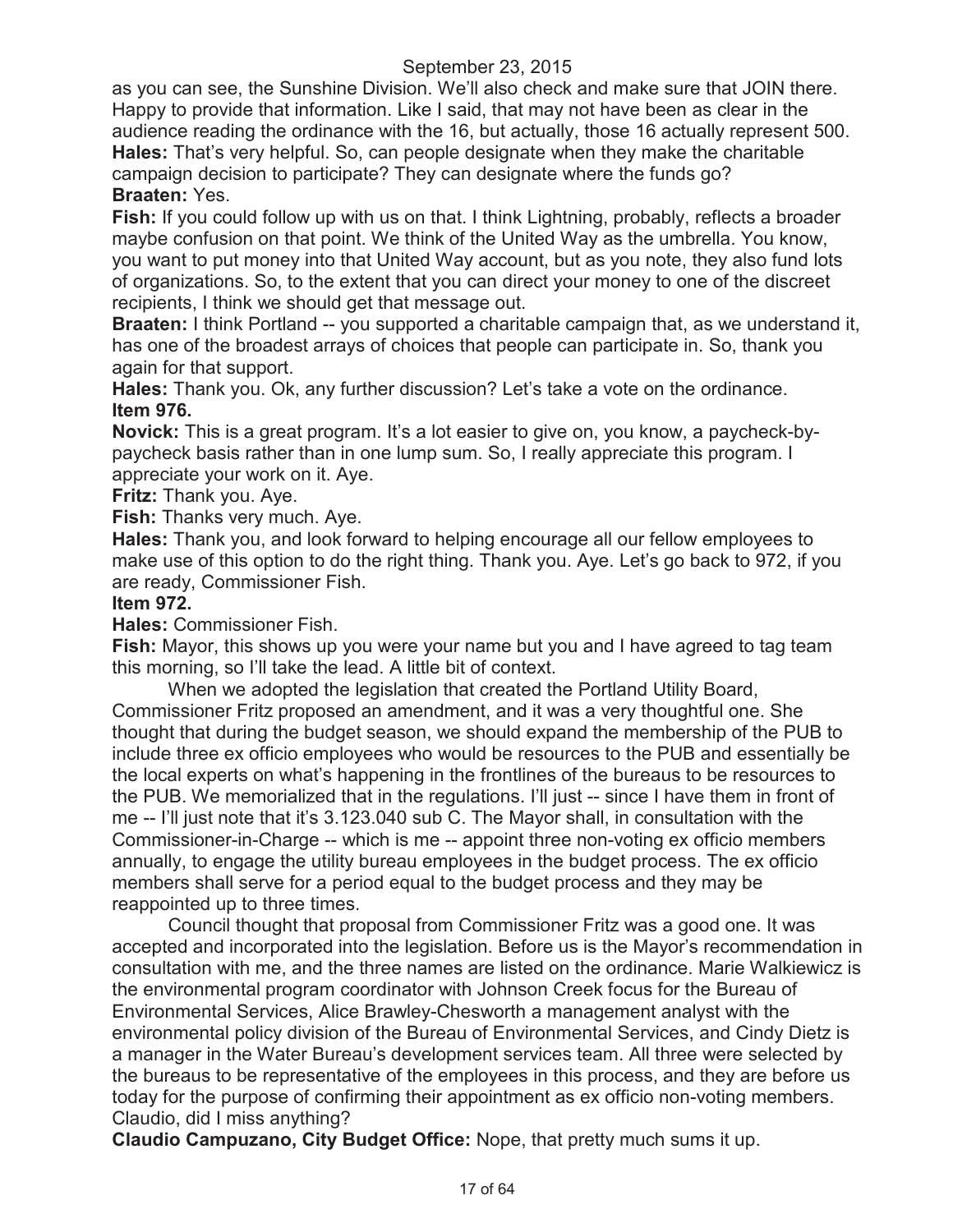as you can see, the Sunshine Division. We'll also check and make sure that JOIN there. Happy to provide that information. Like I said, that may not have been as clear in the audience reading the ordinance with the 16, but actually, those 16 actually represent 500.

**Hales:** That's very helpful. So, can people designate when they make the charitable campaign decision to participate? They can designate where the funds go?

**Braaten:** Yes.

**Fish:** If you could follow up with us on that. I think Lightning, probably, reflects a broader maybe confusion on that point. We think of the United Way as the umbrella. You know, you want to put money into that United Way account, but as you note, they also fund lots of organizations. So, to the extent that you can direct your money to one of the discreet recipients, I think we should get that message out.

**Braaten:** I think Portland -- you supported a charitable campaign that, as we understand it, has one of the broadest arrays of choices that people can participate in. So, thank you again for that support.

**Hales:** Thank you. Ok, any further discussion? Let's take a vote on the ordinance.

**Item 976.**

**Novick:** This is a great program. It's a lot easier to give on, you know, a paycheck-by-paycheck basis rather than in one lump sum. So, I really appreciate this program. I appreciate your work on it. Aye.

**Fritz:** Thank you. Aye.

**Fish:** Thanks very much. Aye.

**Hales:** Thank you, and look forward to helping encourage all our fellow employees to make use of this option to do the right thing. Thank you. Aye. Let's go back to 972, if you are ready, Commissioner Fish.

**Item 972.**

**Hales:** Commissioner Fish.

**Fish:** Mayor, this shows up you were your name but you and I have agreed to tag team this morning, so I'll take the lead. A little bit of context.

When we adopted the legislation that created the Portland Utility Board, Commissioner Fritz proposed an amendment, and it was a very thoughtful one. She thought that during the budget season, we should expand the membership of the PUB to include three ex officio employees who would be resources to the PUB and essentially be the local experts on what's happening in the frontlines of the bureaus to be resources to the PUB. We memorialized that in the regulations. I'll just -- since I have them in front of me -- I'll just note that it's 3.123.040 sub C. The Mayor shall, in consultation with the Commissioner-in-Charge -- which is me -- appoint three non-voting ex officio members annually, to engage the utility bureau employees in the budget process. The ex officio members shall serve for a period equal to the budget process and they may be reappointed up to three times.

Council thought that proposal from Commissioner Fritz was a good one. It was accepted and incorporated into the legislation. Before us is the Mayor's recommendation in consultation with me, and the three names are listed on the ordinance. Marie Walkiewicz is the environmental program coordinator with Johnson Creek focus for the Bureau of Environmental Services, Alice Brawley-Chesworth a management analyst with the environmental policy division of the Bureau of Environmental Services, and Cindy Dietz is a manager in the Water Bureau's development services team. All three were selected by the bureaus to be representative of the employees in this process, and they are before us today for the purpose of confirming their appointment as ex officio non-voting members. Claudio, did I miss anything?

**Claudio Campuzano, City Budget Office:** Nope, that pretty much sums it up.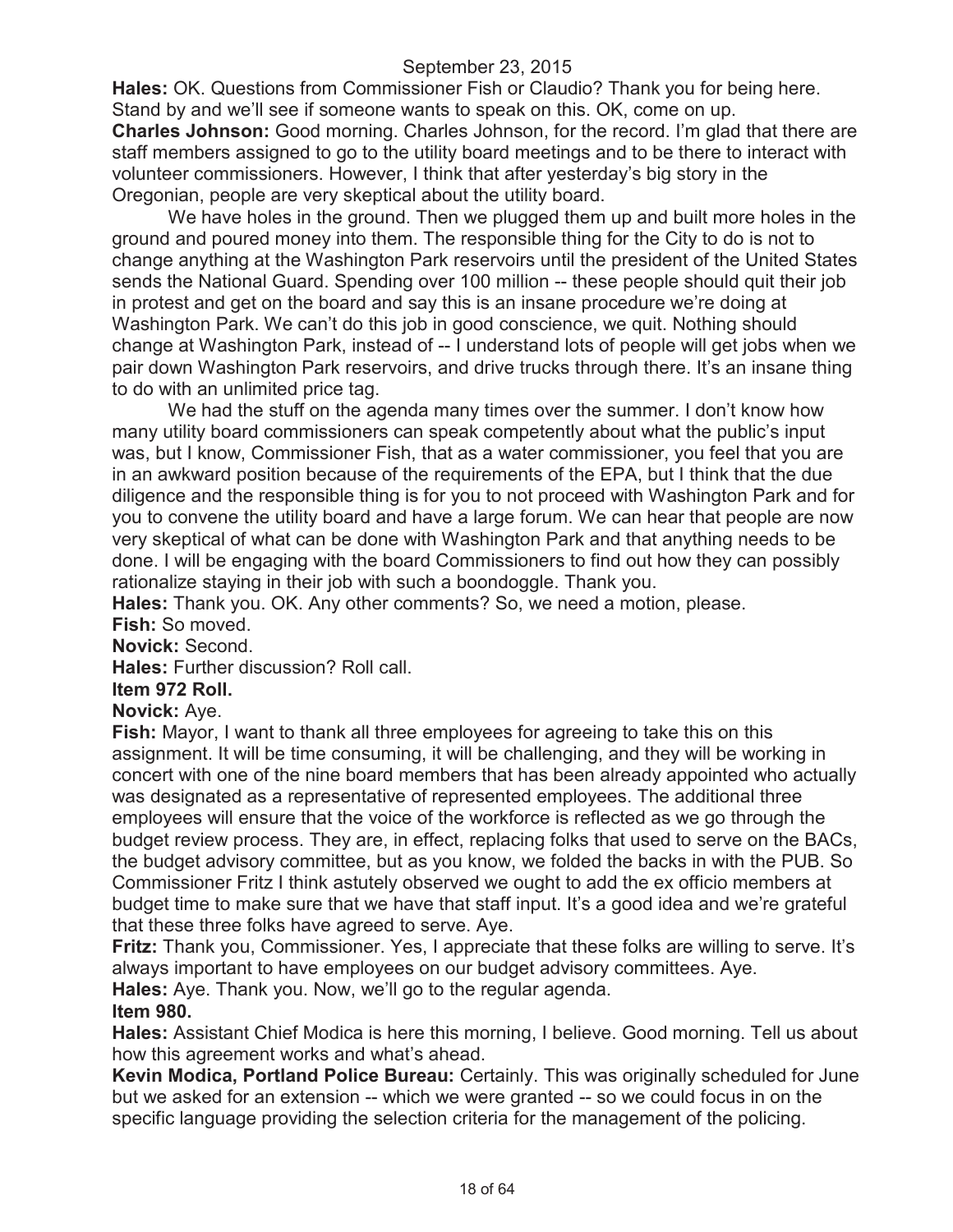**Hales:** OK. Questions from Commissioner Fish or Claudio? Thank you for being here. Stand by and we'll see if someone wants to speak on this. OK, come on up.

**Charles Johnson:** Good morning. Charles Johnson, for the record. I'm glad that there are staff members assigned to go to the utility board meetings and to be there to interact with volunteer commissioners. However, I think that after yesterday's big story in the Oregonian, people are very skeptical about the utility board.

We have holes in the ground. Then we plugged them up and built more holes in the ground and poured money into them. The responsible thing for the City to do is not to change anything at the Washington Park reservoirs until the president of the United States sends the National Guard. Spending over 100 million -- these people should quit their job in protest and get on the board and say this is an insane procedure we're doing at Washington Park. We can't do this job in good conscience, we quit. Nothing should change at Washington Park, instead of -- I understand lots of people will get jobs when we pair down Washington Park reservoirs, and drive trucks through there. It's an insane thing to do with an unlimited price tag.

We had the stuff on the agenda many times over the summer. I don't know how many utility board commissioners can speak competently about what the public's input was, but I know, Commissioner Fish, that as a water commissioner, you feel that you are in an awkward position because of the requirements of the EPA, but I think that the due diligence and the responsible thing is for you to not proceed with Washington Park and for you to convene the utility board and have a large forum. We can hear that people are now very skeptical of what can be done with Washington Park and that anything needs to be done. I will be engaging with the board Commissioners to find out how they can possibly rationalize staying in their job with such a boondoggle. Thank you.

**Hales:** Thank you. OK. Any other comments? So, we need a motion, please.

**Fish:** So moved.

**Novick:** Second.

**Hales:** Further discussion? Roll call.

**Item 972 Roll.**

**Novick:** Aye.

**Fish:** Mayor, I want to thank all three employees for agreeing to take this on this assignment. It will be time consuming, it will be challenging, and they will be working in concert with one of the nine board members that has been already appointed who actually was designated as a representative of represented employees. The additional three employees will ensure that the voice of the workforce is reflected as we go through the budget review process. They are, in effect, replacing folks that used to serve on the BACs, the budget advisory committee, but as you know, we folded the backs in with the PUB. So Commissioner Fritz I think astutely observed we ought to add the ex officio members at budget time to make sure that we have that staff input. It's a good idea and we're grateful that these three folks have agreed to serve. Aye.

**Fritz:** Thank you, Commissioner. Yes, I appreciate that these folks are willing to serve. It's always important to have employees on our budget advisory committees. Aye.

**Hales:** Aye. Thank you. Now, we'll go to the regular agenda.

**Item 980.**

**Hales:** Assistant Chief Modica is here this morning, I believe. Good morning. Tell us about how this agreement works and what's ahead.

**Kevin Modica, Portland Police Bureau:** Certainly. This was originally scheduled for June but we asked for an extension -- which we were granted -- so we could focus in on the specific language providing the selection criteria for the management of the policing.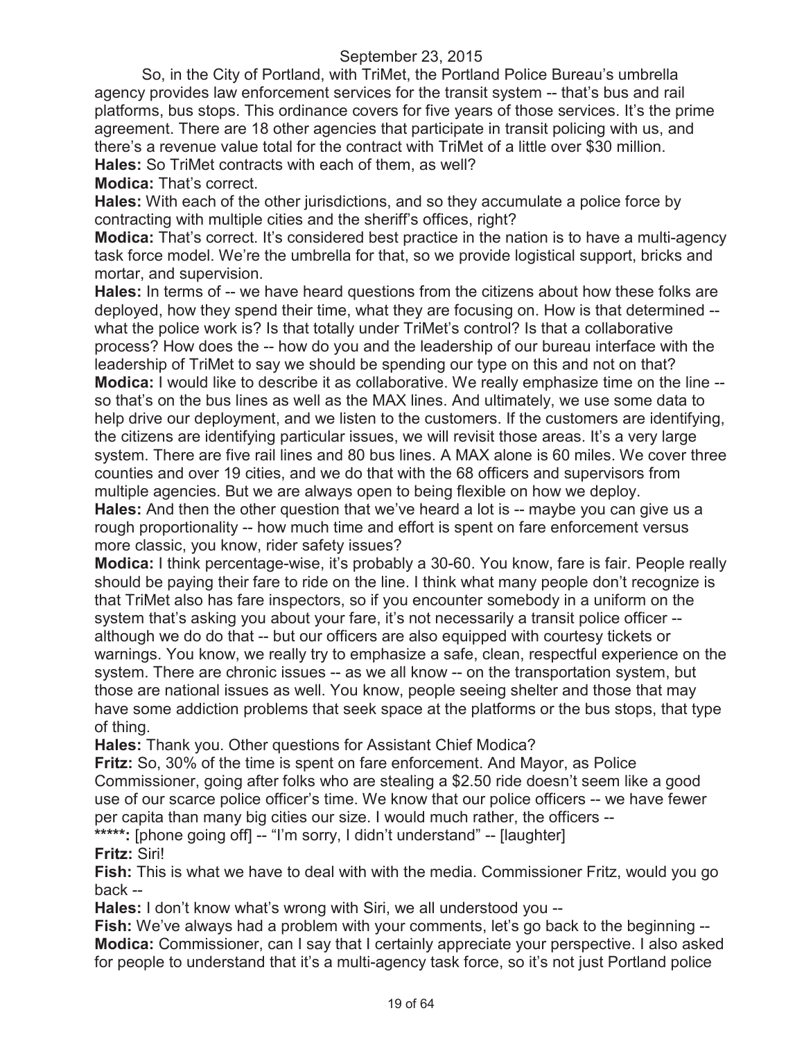September 23, 2015

So, in the City of Portland, with TriMet, the Portland Police Bureau's umbrella agency provides law enforcement services for the transit system -- that's bus and rail platforms, bus stops. This ordinance covers for five years of those services. It's the prime agreement. There are 18 other agencies that participate in transit policing with us, and there's a revenue value total for the contract with TriMet of a little over $30 million.

**Hales:** So TriMet contracts with each of them, as well?

**Modica:** That's correct.

**Hales:** With each of the other jurisdictions, and so they accumulate a police force by contracting with multiple cities and the sheriff's offices, right?

**Modica:** That's correct. It's considered best practice in the nation is to have a multi-agency task force model. We're the umbrella for that, so we provide logistical support, bricks and mortar, and supervision.

**Hales:** In terms of -- we have heard questions from the citizens about how these folks are deployed, how they spend their time, what they are focusing on. How is that determined -- what the police work is? Is that totally under TriMet's control? Is that a collaborative process? How does the -- how do you and the leadership of our bureau interface with the leadership of TriMet to say we should be spending our type on this and not on that?

**Modica:** I would like to describe it as collaborative. We really emphasize time on the line -- so that's on the bus lines as well as the MAX lines. And ultimately, we use some data to help drive our deployment, and we listen to the customers. If the customers are identifying, the citizens are identifying particular issues, we will revisit those areas. It's a very large system. There are five rail lines and 80 bus lines. A MAX alone is 60 miles. We cover three counties and over 19 cities, and we do that with the 68 officers and supervisors from multiple agencies. But we are always open to being flexible on how we deploy.

**Hales:** And then the other question that we've heard a lot is -- maybe you can give us a rough proportionality -- how much time and effort is spent on fare enforcement versus more classic, you know, rider safety issues?

**Modica:** I think percentage-wise, it's probably a 30-60. You know, fare is fair. People really should be paying their fare to ride on the line. I think what many people don't recognize is that TriMet also has fare inspectors, so if you encounter somebody in a uniform on the system that's asking you about your fare, it's not necessarily a transit police officer -- although we do do that -- but our officers are also equipped with courtesy tickets or warnings. You know, we really try to emphasize a safe, clean, respectful experience on the system. There are chronic issues -- as we all know -- on the transportation system, but those are national issues as well. You know, people seeing shelter and those that may have some addiction problems that seek space at the platforms or the bus stops, that type of thing.

**Hales:** Thank you. Other questions for Assistant Chief Modica?

**Fritz:** So, 30% of the time is spent on fare enforcement. And Mayor, as Police Commissioner, going after folks who are stealing a $2.50 ride doesn't seem like a good use of our scarce police officer's time. We know that our police officers -- we have fewer per capita than many big cities our size. I would much rather, the officers --

**\*\*\*\*\*:** [phone going off] -- "I'm sorry, I didn't understand" -- [laughter]

**Fritz:** Siri!

**Fish:** This is what we have to deal with with the media. Commissioner Fritz, would you go back --

**Hales:** I don't know what's wrong with Siri, we all understood you --

**Fish:** We've always had a problem with your comments, let's go back to the beginning --

**Modica:** Commissioner, can I say that I certainly appreciate your perspective. I also asked for people to understand that it's a multi-agency task force, so it's not just Portland police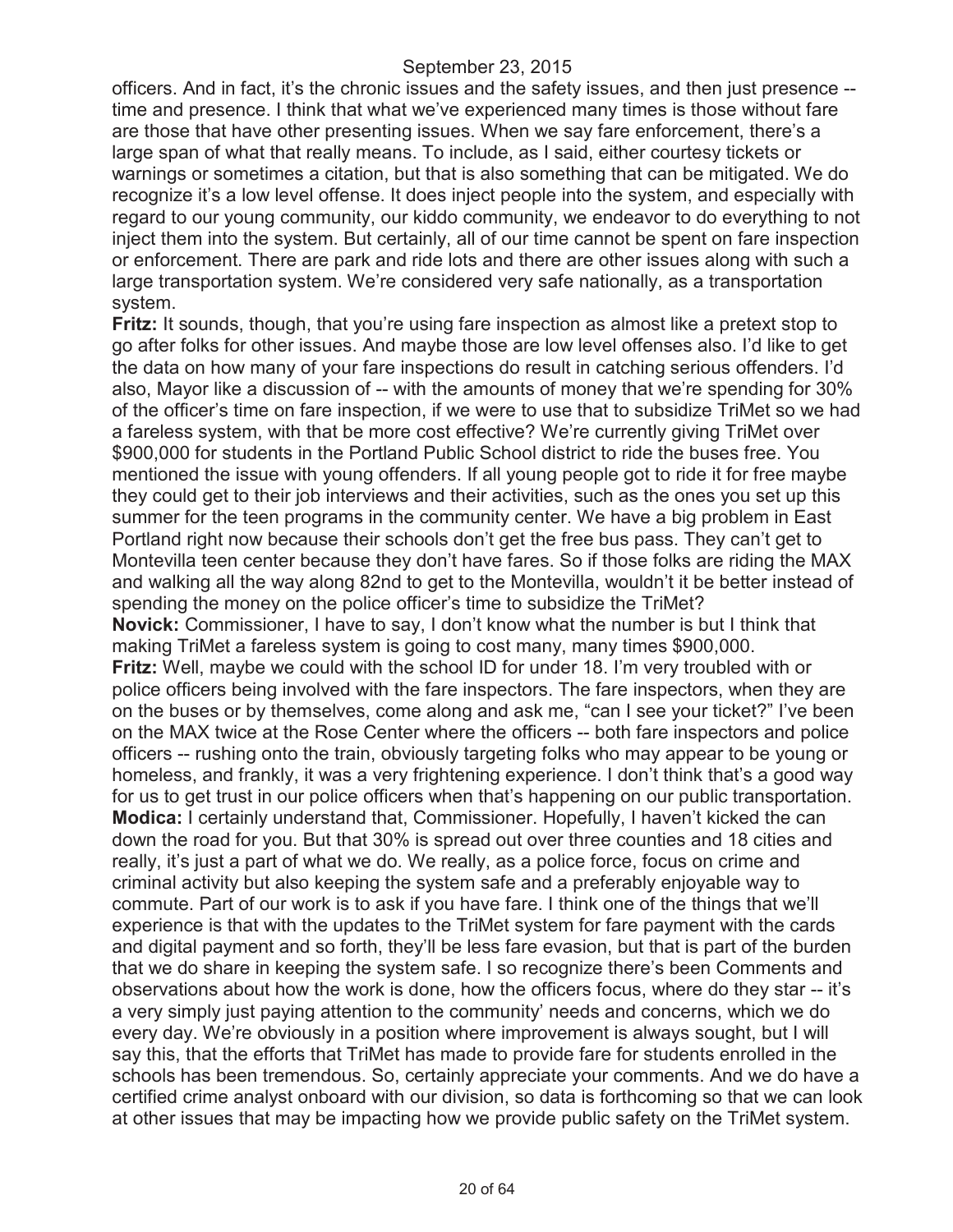officers. And in fact, it's the chronic issues and the safety issues, and then just presence -- time and presence. I think that what we've experienced many times is those without fare are those that have other presenting issues. When we say fare enforcement, there's a large span of what that really means. To include, as I said, either courtesy tickets or warnings or sometimes a citation, but that is also something that can be mitigated. We do recognize it's a low level offense. It does inject people into the system, and especially with regard to our young community, our kiddo community, we endeavor to do everything to not inject them into the system. But certainly, all of our time cannot be spent on fare inspection or enforcement. There are park and ride lots and there are other issues along with such a large transportation system. We're considered very safe nationally, as a transportation system.

**Fritz:** It sounds, though, that you're using fare inspection as almost like a pretext stop to go after folks for other issues. And maybe those are low level offenses also. I'd like to get the data on how many of your fare inspections do result in catching serious offenders. I'd also, Mayor like a discussion of -- with the amounts of money that we're spending for 30% of the officer's time on fare inspection, if we were to use that to subsidize TriMet so we had a fareless system, with that be more cost effective? We're currently giving TriMet over $900,000 for students in the Portland Public School district to ride the buses free. You mentioned the issue with young offenders. If all young people got to ride it for free maybe they could get to their job interviews and their activities, such as the ones you set up this summer for the teen programs in the community center. We have a big problem in East Portland right now because their schools don't get the free bus pass. They can't get to Montevilla teen center because they don't have fares. So if those folks are riding the MAX and walking all the way along 82nd to get to the Montevilla, wouldn't it be better instead of spending the money on the police officer's time to subsidize the TriMet?

**Novick:** Commissioner, I have to say, I don't know what the number is but I think that making TriMet a fareless system is going to cost many, many times $900,000.

**Fritz:** Well, maybe we could with the school ID for under 18. I'm very troubled with or police officers being involved with the fare inspectors. The fare inspectors, when they are on the buses or by themselves, come along and ask me, "can I see your ticket?" I've been on the MAX twice at the Rose Center where the officers -- both fare inspectors and police officers -- rushing onto the train, obviously targeting folks who may appear to be young or homeless, and frankly, it was a very frightening experience. I don't think that's a good way for us to get trust in our police officers when that's happening on our public transportation.

**Modica:** I certainly understand that, Commissioner. Hopefully, I haven't kicked the can down the road for you. But that 30% is spread out over three counties and 18 cities and really, it's just a part of what we do. We really, as a police force, focus on crime and criminal activity but also keeping the system safe and a preferably enjoyable way to commute. Part of our work is to ask if you have fare. I think one of the things that we'll experience is that with the updates to the TriMet system for fare payment with the cards and digital payment and so forth, they'll be less fare evasion, but that is part of the burden that we do share in keeping the system safe. I so recognize there's been Comments and observations about how the work is done, how the officers focus, where do they star -- it's a very simply just paying attention to the community' needs and concerns, which we do every day. We're obviously in a position where improvement is always sought, but I will say this, that the efforts that TriMet has made to provide fare for students enrolled in the schools has been tremendous. So, certainly appreciate your comments. And we do have a certified crime analyst onboard with our division, so data is forthcoming so that we can look at other issues that may be impacting how we provide public safety on the TriMet system.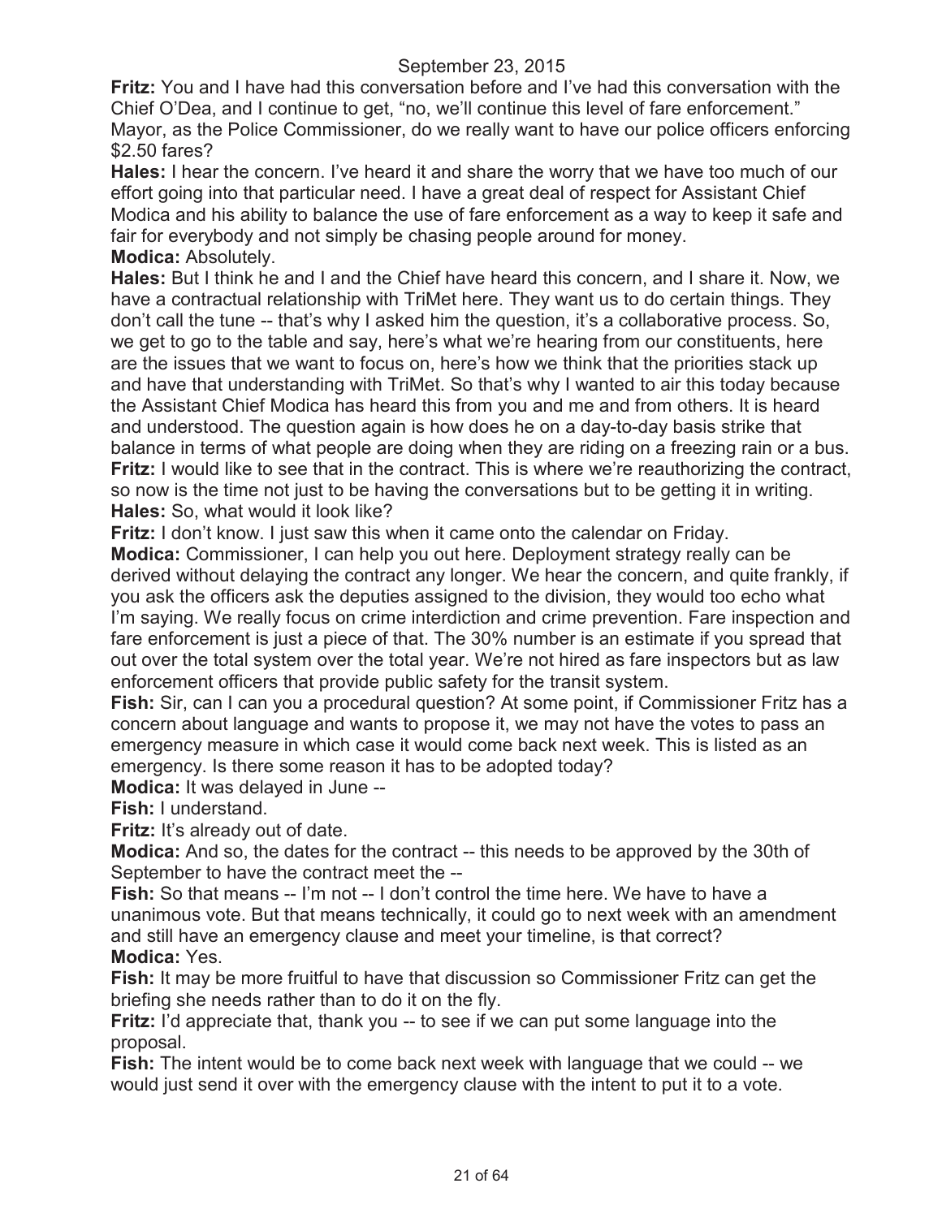**Fritz:** You and I have had this conversation before and I've had this conversation with the Chief O'Dea, and I continue to get, "no, we'll continue this level of fare enforcement." Mayor, as the Police Commissioner, do we really want to have our police officers enforcing $2.50 fares?

**Hales:** I hear the concern. I've heard it and share the worry that we have too much of our effort going into that particular need. I have a great deal of respect for Assistant Chief Modica and his ability to balance the use of fare enforcement as a way to keep it safe and fair for everybody and not simply be chasing people around for money.

**Modica:** Absolutely.

**Hales:** But I think he and I and the Chief have heard this concern, and I share it. Now, we have a contractual relationship with TriMet here. They want us to do certain things. They don't call the tune -- that's why I asked him the question, it's a collaborative process. So, we get to go to the table and say, here's what we're hearing from our constituents, here are the issues that we want to focus on, here's how we think that the priorities stack up and have that understanding with TriMet. So that's why I wanted to air this today because the Assistant Chief Modica has heard this from you and me and from others. It is heard and understood. The question again is how does he on a day-to-day basis strike that balance in terms of what people are doing when they are riding on a freezing rain or a bus.

**Fritz:** I would like to see that in the contract. This is where we're reauthorizing the contract, so now is the time not just to be having the conversations but to be getting it in writing.

**Hales:** So, what would it look like?

**Fritz:** I don't know. I just saw this when it came onto the calendar on Friday.

**Modica:** Commissioner, I can help you out here. Deployment strategy really can be derived without delaying the contract any longer. We hear the concern, and quite frankly, if you ask the officers ask the deputies assigned to the division, they would too echo what I'm saying. We really focus on crime interdiction and crime prevention. Fare inspection and fare enforcement is just a piece of that. The 30% number is an estimate if you spread that out over the total system over the total year. We're not hired as fare inspectors but as law enforcement officers that provide public safety for the transit system.

**Fish:** Sir, can I can you a procedural question? At some point, if Commissioner Fritz has a concern about language and wants to propose it, we may not have the votes to pass an emergency measure in which case it would come back next week. This is listed as an emergency. Is there some reason it has to be adopted today?

**Modica:** It was delayed in June --

**Fish:** I understand.

**Fritz:** It's already out of date.

**Modica:** And so, the dates for the contract -- this needs to be approved by the 30th of September to have the contract meet the --

**Fish:** So that means -- I'm not -- I don't control the time here. We have to have a unanimous vote. But that means technically, it could go to next week with an amendment and still have an emergency clause and meet your timeline, is that correct?

**Modica:** Yes.

**Fish:** It may be more fruitful to have that discussion so Commissioner Fritz can get the briefing she needs rather than to do it on the fly.

**Fritz:** I'd appreciate that, thank you -- to see if we can put some language into the proposal.

**Fish:** The intent would be to come back next week with language that we could -- we would just send it over with the emergency clause with the intent to put it to a vote.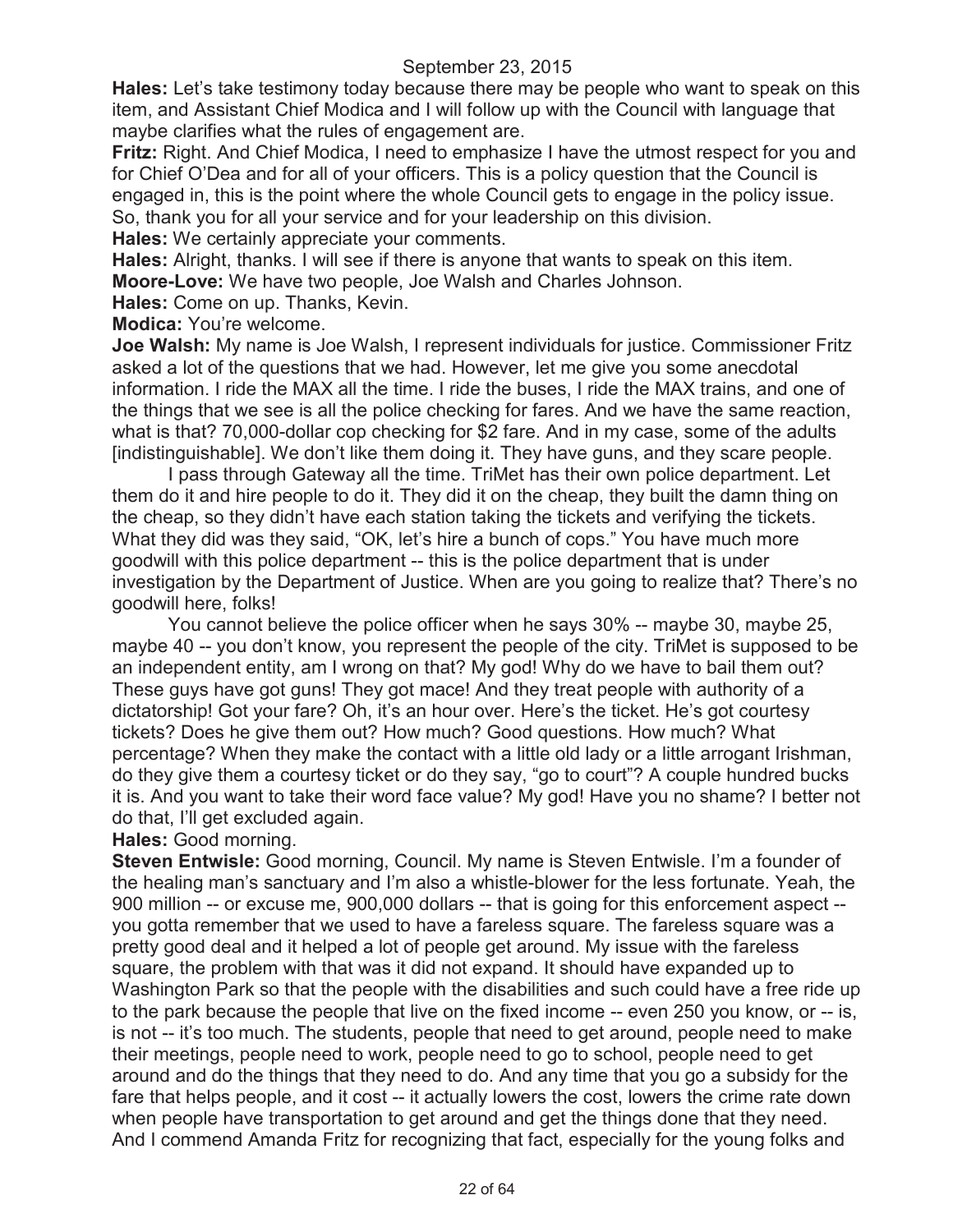**Hales:** Let's take testimony today because there may be people who want to speak on this item, and Assistant Chief Modica and I will follow up with the Council with language that maybe clarifies what the rules of engagement are.

**Fritz:** Right. And Chief Modica, I need to emphasize I have the utmost respect for you and for Chief O'Dea and for all of your officers. This is a policy question that the Council is engaged in, this is the point where the whole Council gets to engage in the policy issue. So, thank you for all your service and for your leadership on this division.

**Hales:** We certainly appreciate your comments.

**Hales:** Alright, thanks. I will see if there is anyone that wants to speak on this item.

**Moore-Love:** We have two people, Joe Walsh and Charles Johnson.

**Hales:** Come on up. Thanks, Kevin.

**Modica:** You're welcome.

**Joe Walsh:** My name is Joe Walsh, I represent individuals for justice. Commissioner Fritz asked a lot of the questions that we had. However, let me give you some anecdotal information. I ride the MAX all the time. I ride the buses, I ride the MAX trains, and one of the things that we see is all the police checking for fares. And we have the same reaction, what is that? 70,000-dollar cop checking for $2 fare. And in my case, some of the adults [indistinguishable]. We don't like them doing it. They have guns, and they scare people.

I pass through Gateway all the time. TriMet has their own police department. Let them do it and hire people to do it. They did it on the cheap, they built the damn thing on the cheap, so they didn't have each station taking the tickets and verifying the tickets. What they did was they said, "OK, let's hire a bunch of cops." You have much more goodwill with this police department -- this is the police department that is under investigation by the Department of Justice. When are you going to realize that? There's no goodwill here, folks!

You cannot believe the police officer when he says 30% -- maybe 30, maybe 25, maybe 40 -- you don't know, you represent the people of the city. TriMet is supposed to be an independent entity, am I wrong on that? My god! Why do we have to bail them out? These guys have got guns! They got mace! And they treat people with authority of a dictatorship! Got your fare? Oh, it's an hour over. Here's the ticket. He's got courtesy tickets? Does he give them out? How much? Good questions. How much? What percentage? When they make the contact with a little old lady or a little arrogant Irishman, do they give them a courtesy ticket or do they say, "go to court"? A couple hundred bucks it is. And you want to take their word face value? My god! Have you no shame? I better not do that, I'll get excluded again.

**Hales:** Good morning.

**Steven Entwisle:** Good morning, Council. My name is Steven Entwisle. I'm a founder of the healing man's sanctuary and I'm also a whistle-blower for the less fortunate. Yeah, the 900 million -- or excuse me, 900,000 dollars -- that is going for this enforcement aspect -- you gotta remember that we used to have a fareless square. The fareless square was a pretty good deal and it helped a lot of people get around. My issue with the fareless square, the problem with that was it did not expand. It should have expanded up to Washington Park so that the people with the disabilities and such could have a free ride up to the park because the people that live on the fixed income -- even 250 you know, or -- is, is not -- it's too much. The students, people that need to get around, people need to make their meetings, people need to work, people need to go to school, people need to get around and do the things that they need to do. And any time that you go a subsidy for the fare that helps people, and it cost -- it actually lowers the cost, lowers the crime rate down when people have transportation to get around and get the things done that they need. And I commend Amanda Fritz for recognizing that fact, especially for the young folks and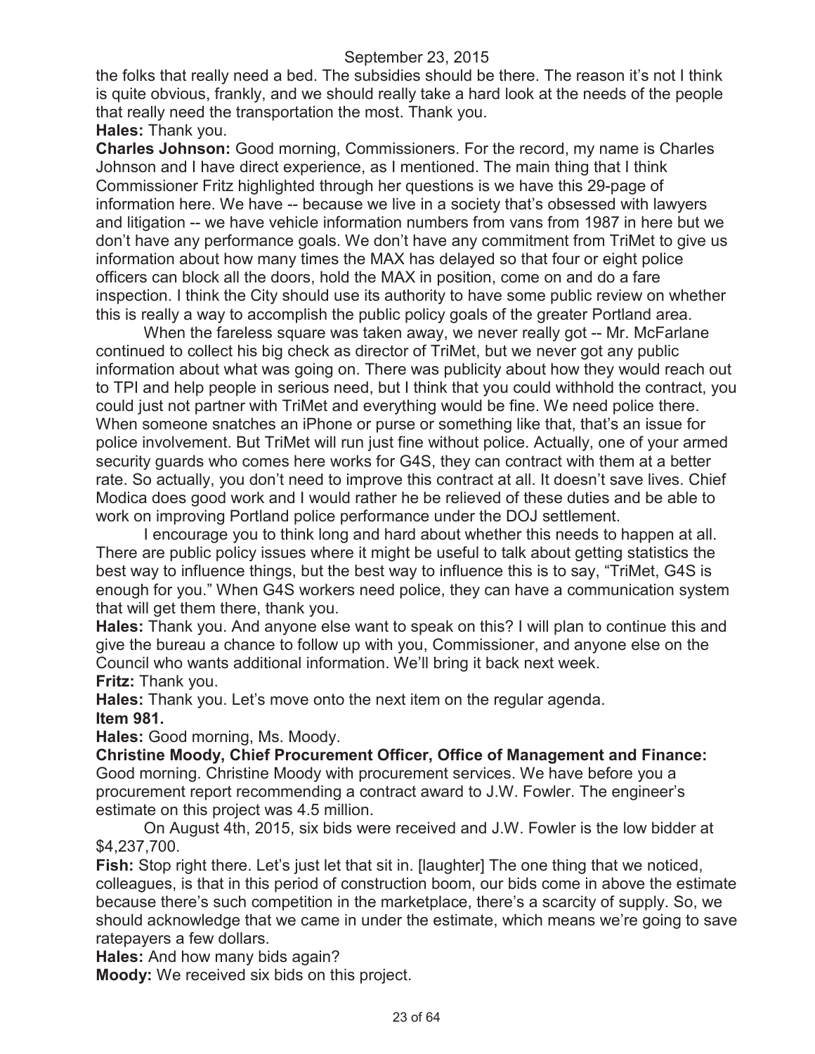the folks that really need a bed. The subsidies should be there. The reason it's not I think is quite obvious, frankly, and we should really take a hard look at the needs of the people that really need the transportation the most. Thank you.

**Hales:** Thank you.

**Charles Johnson:** Good morning, Commissioners. For the record, my name is Charles Johnson and I have direct experience, as I mentioned. The main thing that I think Commissioner Fritz highlighted through her questions is we have this 29-page of information here. We have -- because we live in a society that's obsessed with lawyers and litigation -- we have vehicle information numbers from vans from 1987 in here but we don't have any performance goals. We don't have any commitment from TriMet to give us information about how many times the MAX has delayed so that four or eight police officers can block all the doors, hold the MAX in position, come on and do a fare inspection. I think the City should use its authority to have some public review on whether this is really a way to accomplish the public policy goals of the greater Portland area.

When the fareless square was taken away, we never really got -- Mr. McFarlane continued to collect his big check as director of TriMet, but we never got any public information about what was going on. There was publicity about how they would reach out to TPI and help people in serious need, but I think that you could withhold the contract, you could just not partner with TriMet and everything would be fine. We need police there. When someone snatches an iPhone or purse or something like that, that's an issue for police involvement. But TriMet will run just fine without police. Actually, one of your armed security guards who comes here works for G4S, they can contract with them at a better rate. So actually, you don't need to improve this contract at all. It doesn't save lives. Chief Modica does good work and I would rather he be relieved of these duties and be able to work on improving Portland police performance under the DOJ settlement.

I encourage you to think long and hard about whether this needs to happen at all. There are public policy issues where it might be useful to talk about getting statistics the best way to influence things, but the best way to influence this is to say, "TriMet, G4S is enough for you." When G4S workers need police, they can have a communication system that will get them there, thank you.

**Hales:** Thank you. And anyone else want to speak on this? I will plan to continue this and give the bureau a chance to follow up with you, Commissioner, and anyone else on the Council who wants additional information. We'll bring it back next week.

**Fritz:** Thank you.

**Hales:** Thank you. Let's move onto the next item on the regular agenda.

**Item 981.**

**Hales:** Good morning, Ms. Moody.

**Christine Moody, Chief Procurement Officer, Office of Management and Finance:** Good morning. Christine Moody with procurement services. We have before you a procurement report recommending a contract award to J.W. Fowler. The engineer's estimate on this project was 4.5 million.

On August 4th, 2015, six bids were received and J.W. Fowler is the low bidder at $4,237,700.

**Fish:** Stop right there. Let's just let that sit in. [laughter] The one thing that we noticed, colleagues, is that in this period of construction boom, our bids come in above the estimate because there's such competition in the marketplace, there's a scarcity of supply. So, we should acknowledge that we came in under the estimate, which means we're going to save ratepayers a few dollars.

**Hales:** And how many bids again?

**Moody:** We received six bids on this project.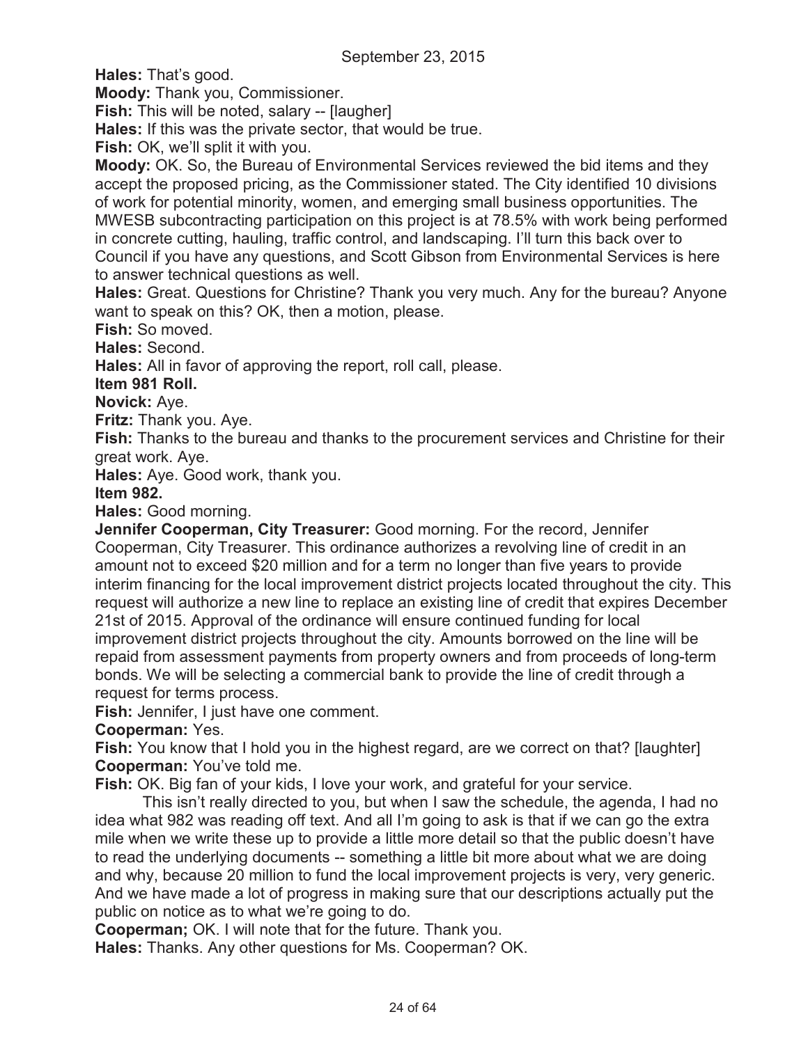**Hales:** That's good.

**Moody:** Thank you, Commissioner.

**Fish:** This will be noted, salary -- [laugher]

**Hales:** If this was the private sector, that would be true.

**Fish:** OK, we'll split it with you.

**Moody:** OK. So, the Bureau of Environmental Services reviewed the bid items and they accept the proposed pricing, as the Commissioner stated. The City identified 10 divisions of work for potential minority, women, and emerging small business opportunities. The MWESB subcontracting participation on this project is at 78.5% with work being performed in concrete cutting, hauling, traffic control, and landscaping. I'll turn this back over to Council if you have any questions, and Scott Gibson from Environmental Services is here to answer technical questions as well.

**Hales:** Great. Questions for Christine? Thank you very much. Any for the bureau? Anyone want to speak on this? OK, then a motion, please.

**Fish:** So moved.

**Hales:** Second.

**Hales:** All in favor of approving the report, roll call, please.

**Item 981 Roll.**

**Novick:** Aye.

**Fritz:** Thank you. Aye.

**Fish:** Thanks to the bureau and thanks to the procurement services and Christine for their great work. Aye.

**Hales:** Aye. Good work, thank you.

**Item 982.**

**Hales:** Good morning.

**Jennifer Cooperman, City Treasurer:** Good morning. For the record, Jennifer Cooperman, City Treasurer. This ordinance authorizes a revolving line of credit in an amount not to exceed $20 million and for a term no longer than five years to provide interim financing for the local improvement district projects located throughout the city. This request will authorize a new line to replace an existing line of credit that expires December 21st of 2015. Approval of the ordinance will ensure continued funding for local improvement district projects throughout the city. Amounts borrowed on the line will be repaid from assessment payments from property owners and from proceeds of long-term bonds. We will be selecting a commercial bank to provide the line of credit through a request for terms process.

**Fish:** Jennifer, I just have one comment.

**Cooperman:** Yes.

**Fish:** You know that I hold you in the highest regard, are we correct on that? [laughter]

**Cooperman:** You've told me.

**Fish:** OK. Big fan of your kids, I love your work, and grateful for your service.

This isn't really directed to you, but when I saw the schedule, the agenda, I had no idea what 982 was reading off text. And all I'm going to ask is that if we can go the extra mile when we write these up to provide a little more detail so that the public doesn't have to read the underlying documents -- something a little bit more about what we are doing and why, because 20 million to fund the local improvement projects is very, very generic. And we have made a lot of progress in making sure that our descriptions actually put the public on notice as to what we're going to do.

**Cooperman;** OK. I will note that for the future. Thank you.

**Hales:** Thanks. Any other questions for Ms. Cooperman? OK.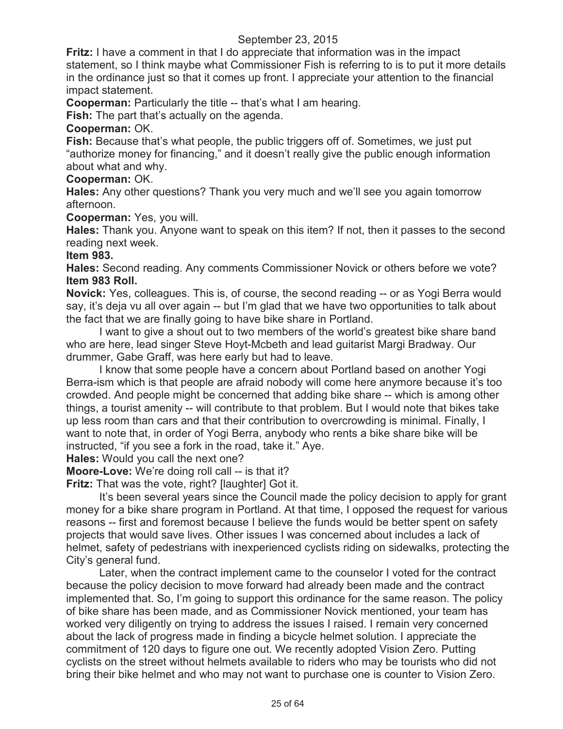**Fritz:** I have a comment in that I do appreciate that information was in the impact statement, so I think maybe what Commissioner Fish is referring to is to put it more details in the ordinance just so that it comes up front. I appreciate your attention to the financial impact statement.

**Cooperman:** Particularly the title -- that's what I am hearing.

**Fish:** The part that's actually on the agenda.

**Cooperman:** OK.

**Fish:** Because that's what people, the public triggers off of. Sometimes, we just put "authorize money for financing," and it doesn't really give the public enough information about what and why.

**Cooperman:** OK.

**Hales:** Any other questions? Thank you very much and we'll see you again tomorrow afternoon.

**Cooperman:** Yes, you will.

**Hales:** Thank you. Anyone want to speak on this item? If not, then it passes to the second reading next week.

**Item 983.**

**Hales:** Second reading. Any comments Commissioner Novick or others before we vote?

**Item 983 Roll.**

**Novick:** Yes, colleagues. This is, of course, the second reading -- or as Yogi Berra would say, it's deja vu all over again -- but I'm glad that we have two opportunities to talk about the fact that we are finally going to have bike share in Portland.

I want to give a shout out to two members of the world's greatest bike share band who are here, lead singer Steve Hoyt-Mcbeth and lead guitarist Margi Bradway. Our drummer, Gabe Graff, was here early but had to leave.

I know that some people have a concern about Portland based on another Yogi Berra-ism which is that people are afraid nobody will come here anymore because it's too crowded. And people might be concerned that adding bike share -- which is among other things, a tourist amenity -- will contribute to that problem. But I would note that bikes take up less room than cars and that their contribution to overcrowding is minimal. Finally, I want to note that, in order of Yogi Berra, anybody who rents a bike share bike will be instructed, "if you see a fork in the road, take it." Aye.

**Hales:** Would you call the next one?

**Moore-Love:** We're doing roll call -- is that it?

**Fritz:** That was the vote, right? [laughter] Got it.

It's been several years since the Council made the policy decision to apply for grant money for a bike share program in Portland. At that time, I opposed the request for various reasons -- first and foremost because I believe the funds would be better spent on safety projects that would save lives. Other issues I was concerned about includes a lack of helmet, safety of pedestrians with inexperienced cyclists riding on sidewalks, protecting the City's general fund.

Later, when the contract implement came to the counselor I voted for the contract because the policy decision to move forward had already been made and the contract implemented that. So, I'm going to support this ordinance for the same reason. The policy of bike share has been made, and as Commissioner Novick mentioned, your team has worked very diligently on trying to address the issues I raised. I remain very concerned about the lack of progress made in finding a bicycle helmet solution. I appreciate the commitment of 120 days to figure one out. We recently adopted Vision Zero. Putting cyclists on the street without helmets available to riders who may be tourists who did not bring their bike helmet and who may not want to purchase one is counter to Vision Zero.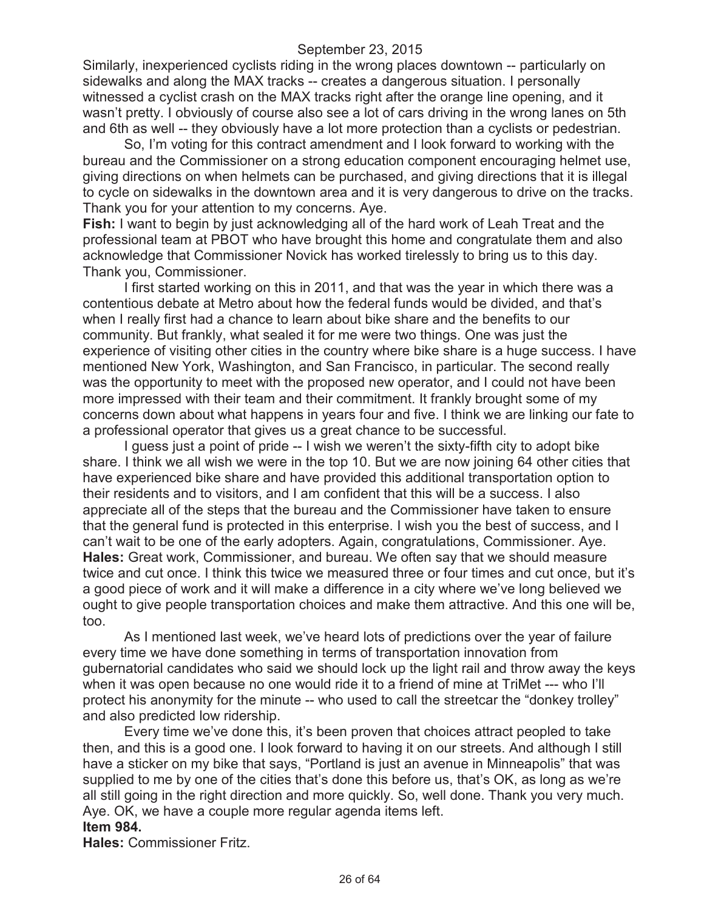Similarly, inexperienced cyclists riding in the wrong places downtown -- particularly on sidewalks and along the MAX tracks -- creates a dangerous situation. I personally witnessed a cyclist crash on the MAX tracks right after the orange line opening, and it wasn't pretty. I obviously of course also see a lot of cars driving in the wrong lanes on 5th and 6th as well -- they obviously have a lot more protection than a cyclists or pedestrian.

So, I'm voting for this contract amendment and I look forward to working with the bureau and the Commissioner on a strong education component encouraging helmet use, giving directions on when helmets can be purchased, and giving directions that it is illegal to cycle on sidewalks in the downtown area and it is very dangerous to drive on the tracks. Thank you for your attention to my concerns. Aye.

**Fish:** I want to begin by just acknowledging all of the hard work of Leah Treat and the professional team at PBOT who have brought this home and congratulate them and also acknowledge that Commissioner Novick has worked tirelessly to bring us to this day. Thank you, Commissioner.

I first started working on this in 2011, and that was the year in which there was a contentious debate at Metro about how the federal funds would be divided, and that's when I really first had a chance to learn about bike share and the benefits to our community. But frankly, what sealed it for me were two things. One was just the experience of visiting other cities in the country where bike share is a huge success. I have mentioned New York, Washington, and San Francisco, in particular. The second really was the opportunity to meet with the proposed new operator, and I could not have been more impressed with their team and their commitment. It frankly brought some of my concerns down about what happens in years four and five. I think we are linking our fate to a professional operator that gives us a great chance to be successful.

I guess just a point of pride -- I wish we weren't the sixty-fifth city to adopt bike share. I think we all wish we were in the top 10. But we are now joining 64 other cities that have experienced bike share and have provided this additional transportation option to their residents and to visitors, and I am confident that this will be a success. I also appreciate all of the steps that the bureau and the Commissioner have taken to ensure that the general fund is protected in this enterprise. I wish you the best of success, and I can't wait to be one of the early adopters. Again, congratulations, Commissioner. Aye.

**Hales:** Great work, Commissioner, and bureau. We often say that we should measure twice and cut once. I think this twice we measured three or four times and cut once, but it's a good piece of work and it will make a difference in a city where we've long believed we ought to give people transportation choices and make them attractive. And this one will be, too.

As I mentioned last week, we've heard lots of predictions over the year of failure every time we have done something in terms of transportation innovation from gubernatorial candidates who said we should lock up the light rail and throw away the keys when it was open because no one would ride it to a friend of mine at TriMet --- who I'll protect his anonymity for the minute -- who used to call the streetcar the "donkey trolley" and also predicted low ridership.

Every time we've done this, it's been proven that choices attract peopled to take then, and this is a good one. I look forward to having it on our streets. And although I still have a sticker on my bike that says, "Portland is just an avenue in Minneapolis" that was supplied to me by one of the cities that's done this before us, that's OK, as long as we're all still going in the right direction and more quickly. So, well done. Thank you very much. Aye. OK, we have a couple more regular agenda items left.

**Item 984.**

**Hales:** Commissioner Fritz.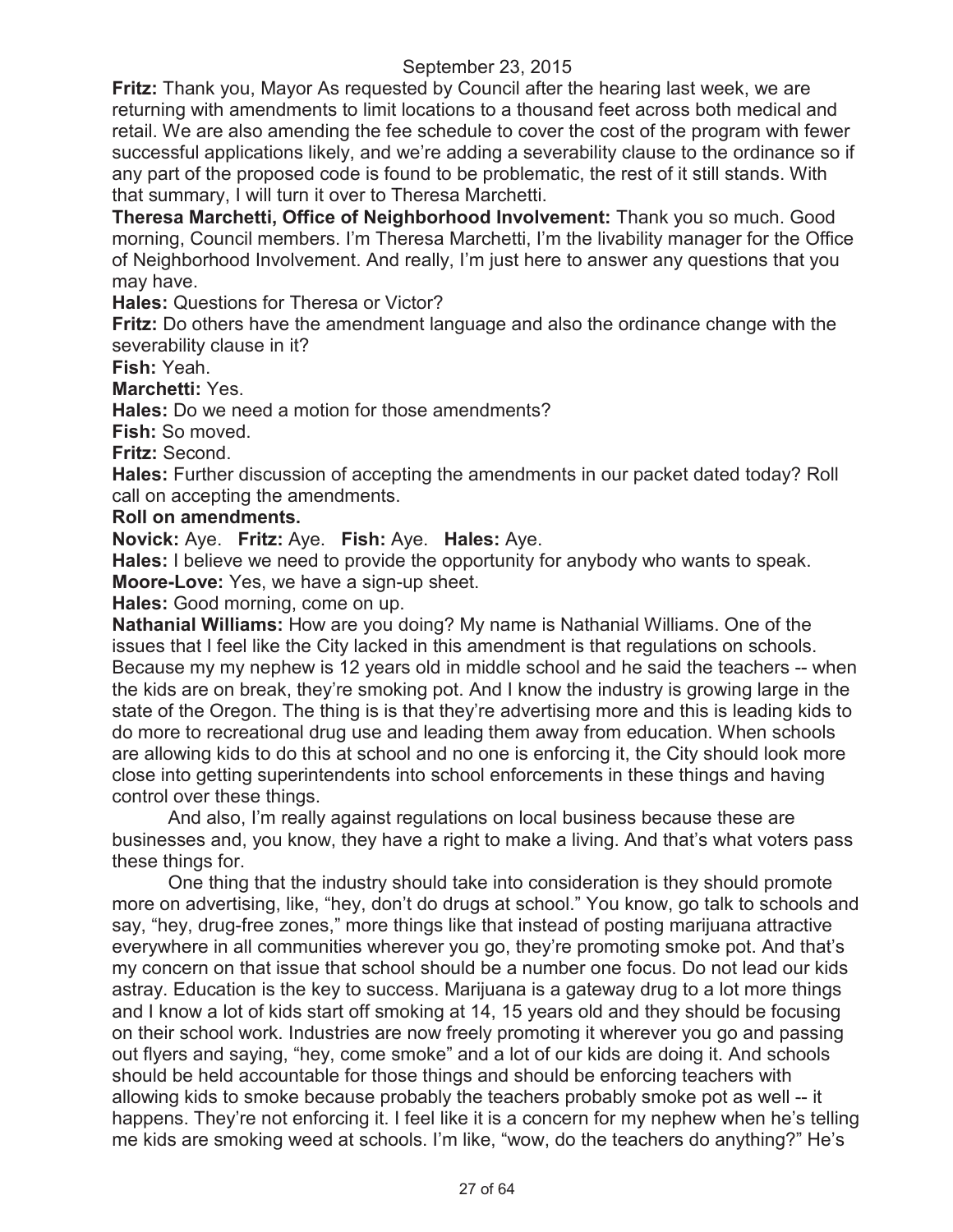**Fritz:** Thank you, Mayor As requested by Council after the hearing last week, we are returning with amendments to limit locations to a thousand feet across both medical and retail. We are also amending the fee schedule to cover the cost of the program with fewer successful applications likely, and we're adding a severability clause to the ordinance so if any part of the proposed code is found to be problematic, the rest of it still stands. With that summary, I will turn it over to Theresa Marchetti.

**Theresa Marchetti, Office of Neighborhood Involvement:** Thank you so much. Good morning, Council members. I'm Theresa Marchetti, I'm the livability manager for the Office of Neighborhood Involvement. And really, I'm just here to answer any questions that you may have.

**Hales:** Questions for Theresa or Victor?

**Fritz:** Do others have the amendment language and also the ordinance change with the severability clause in it?

**Fish:** Yeah.

**Marchetti:** Yes.

**Hales:** Do we need a motion for those amendments?

**Fish:** So moved.

**Fritz:** Second.

**Hales:** Further discussion of accepting the amendments in our packet dated today? Roll call on accepting the amendments.

**Roll on amendments.**

**Novick:** Aye. **Fritz:** Aye. **Fish:** Aye. **Hales:** Aye.

**Hales:** I believe we need to provide the opportunity for anybody who wants to speak.

**Moore-Love:** Yes, we have a sign-up sheet.

**Hales:** Good morning, come on up.

**Nathanial Williams:** How are you doing? My name is Nathanial Williams. One of the issues that I feel like the City lacked in this amendment is that regulations on schools. Because my my nephew is 12 years old in middle school and he said the teachers -- when the kids are on break, they're smoking pot. And I know the industry is growing large in the state of the Oregon. The thing is is that they're advertising more and this is leading kids to do more to recreational drug use and leading them away from education. When schools are allowing kids to do this at school and no one is enforcing it, the City should look more close into getting superintendents into school enforcements in these things and having control over these things.

And also, I'm really against regulations on local business because these are businesses and, you know, they have a right to make a living. And that's what voters pass these things for.

One thing that the industry should take into consideration is they should promote more on advertising, like, "hey, don't do drugs at school." You know, go talk to schools and say, "hey, drug-free zones," more things like that instead of posting marijuana attractive everywhere in all communities wherever you go, they're promoting smoke pot. And that's my concern on that issue that school should be a number one focus. Do not lead our kids astray. Education is the key to success. Marijuana is a gateway drug to a lot more things and I know a lot of kids start off smoking at 14, 15 years old and they should be focusing on their school work. Industries are now freely promoting it wherever you go and passing out flyers and saying, "hey, come smoke" and a lot of our kids are doing it. And schools should be held accountable for those things and should be enforcing teachers with allowing kids to smoke because probably the teachers probably smoke pot as well -- it happens. They're not enforcing it. I feel like it is a concern for my nephew when he's telling me kids are smoking weed at schools. I'm like, "wow, do the teachers do anything?" He's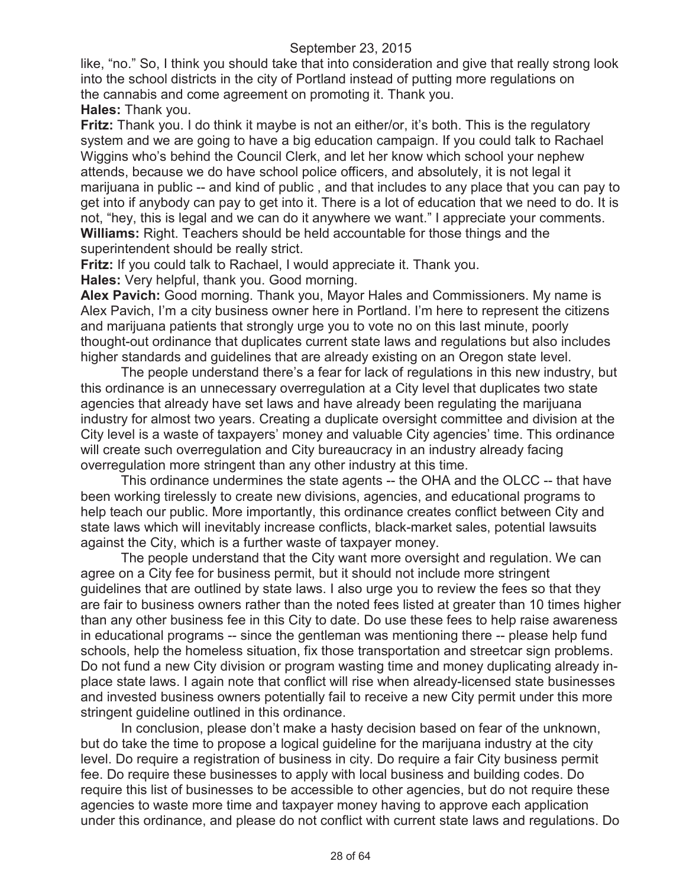like, "no." So, I think you should take that into consideration and give that really strong look into the school districts in the city of Portland instead of putting more regulations on the cannabis and come agreement on promoting it. Thank you.

**Hales:** Thank you.

**Fritz:** Thank you. I do think it maybe is not an either/or, it's both. This is the regulatory system and we are going to have a big education campaign. If you could talk to Rachael Wiggins who's behind the Council Clerk, and let her know which school your nephew attends, because we do have school police officers, and absolutely, it is not legal it marijuana in public -- and kind of public , and that includes to any place that you can pay to get into if anybody can pay to get into it. There is a lot of education that we need to do. It is not, "hey, this is legal and we can do it anywhere we want." I appreciate your comments.

**Williams:** Right. Teachers should be held accountable for those things and the superintendent should be really strict.

**Fritz:** If you could talk to Rachael, I would appreciate it. Thank you.

**Hales:** Very helpful, thank you. Good morning.

**Alex Pavich:** Good morning. Thank you, Mayor Hales and Commissioners. My name is Alex Pavich, I'm a city business owner here in Portland. I'm here to represent the citizens and marijuana patients that strongly urge you to vote no on this last minute, poorly thought-out ordinance that duplicates current state laws and regulations but also includes higher standards and guidelines that are already existing on an Oregon state level.

The people understand there's a fear for lack of regulations in this new industry, but this ordinance is an unnecessary overregulation at a City level that duplicates two state agencies that already have set laws and have already been regulating the marijuana industry for almost two years. Creating a duplicate oversight committee and division at the City level is a waste of taxpayers' money and valuable City agencies' time. This ordinance will create such overregulation and City bureaucracy in an industry already facing overregulation more stringent than any other industry at this time.

This ordinance undermines the state agents -- the OHA and the OLCC -- that have been working tirelessly to create new divisions, agencies, and educational programs to help teach our public. More importantly, this ordinance creates conflict between City and state laws which will inevitably increase conflicts, black-market sales, potential lawsuits against the City, which is a further waste of taxpayer money.

The people understand that the City want more oversight and regulation. We can agree on a City fee for business permit, but it should not include more stringent guidelines that are outlined by state laws. I also urge you to review the fees so that they are fair to business owners rather than the noted fees listed at greater than 10 times higher than any other business fee in this City to date. Do use these fees to help raise awareness in educational programs -- since the gentleman was mentioning there -- please help fund schools, help the homeless situation, fix those transportation and streetcar sign problems. Do not fund a new City division or program wasting time and money duplicating already in-place state laws. I again note that conflict will rise when already-licensed state businesses and invested business owners potentially fail to receive a new City permit under this more stringent guideline outlined in this ordinance.

In conclusion, please don't make a hasty decision based on fear of the unknown, but do take the time to propose a logical guideline for the marijuana industry at the city level. Do require a registration of business in city. Do require a fair City business permit fee. Do require these businesses to apply with local business and building codes. Do require this list of businesses to be accessible to other agencies, but do not require these agencies to waste more time and taxpayer money having to approve each application under this ordinance, and please do not conflict with current state laws and regulations. Do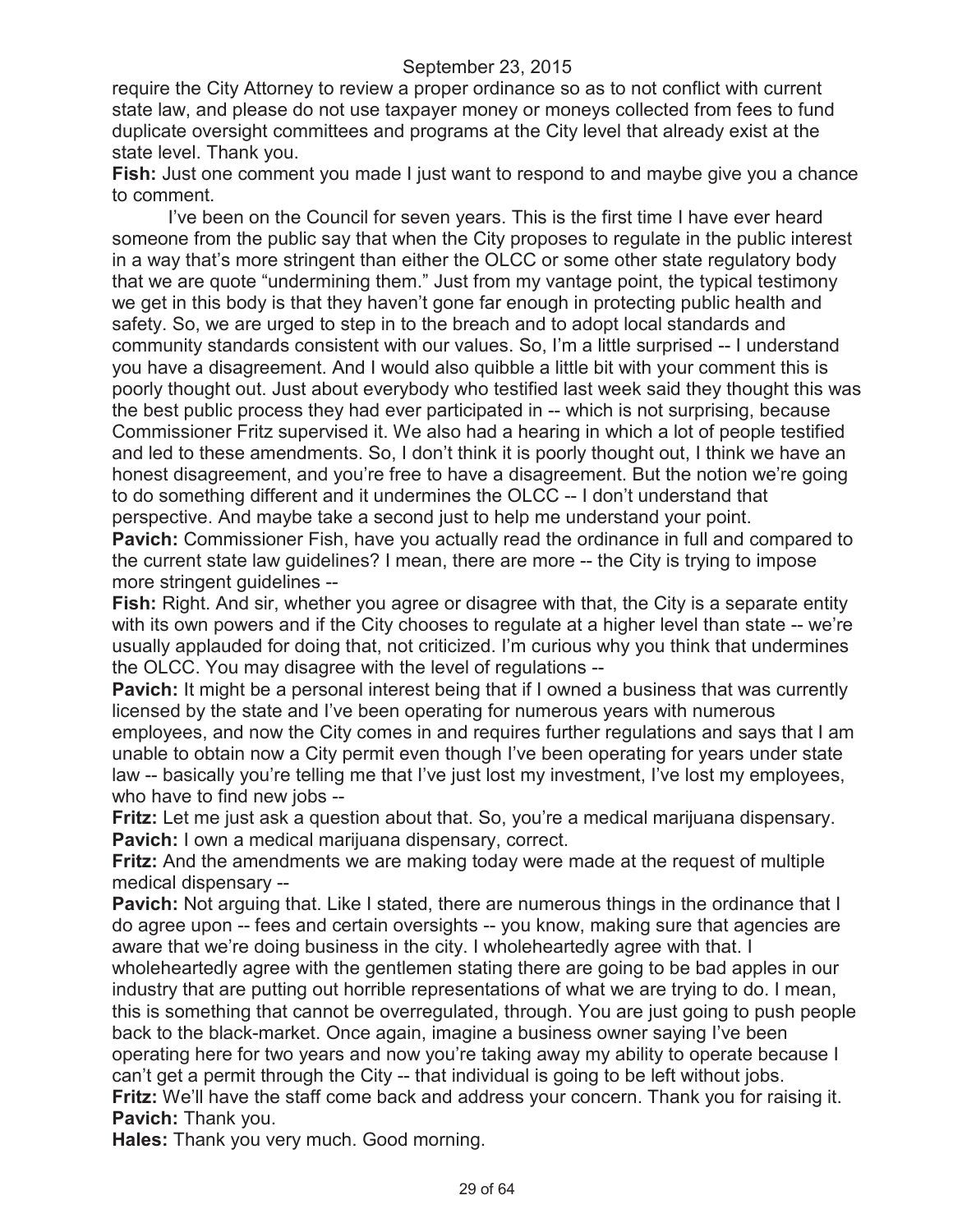require the City Attorney to review a proper ordinance so as to not conflict with current state law, and please do not use taxpayer money or moneys collected from fees to fund duplicate oversight committees and programs at the City level that already exist at the state level. Thank you.

**Fish:** Just one comment you made I just want to respond to and maybe give you a chance to comment.

I've been on the Council for seven years. This is the first time I have ever heard someone from the public say that when the City proposes to regulate in the public interest in a way that's more stringent than either the OLCC or some other state regulatory body that we are quote "undermining them." Just from my vantage point, the typical testimony we get in this body is that they haven't gone far enough in protecting public health and safety. So, we are urged to step in to the breach and to adopt local standards and community standards consistent with our values. So, I'm a little surprised -- I understand you have a disagreement. And I would also quibble a little bit with your comment this is poorly thought out. Just about everybody who testified last week said they thought this was the best public process they had ever participated in -- which is not surprising, because Commissioner Fritz supervised it. We also had a hearing in which a lot of people testified and led to these amendments. So, I don't think it is poorly thought out, I think we have an honest disagreement, and you're free to have a disagreement. But the notion we're going to do something different and it undermines the OLCC -- I don't understand that perspective. And maybe take a second just to help me understand your point.

**Pavich:** Commissioner Fish, have you actually read the ordinance in full and compared to the current state law guidelines? I mean, there are more -- the City is trying to impose more stringent guidelines --

**Fish:** Right. And sir, whether you agree or disagree with that, the City is a separate entity with its own powers and if the City chooses to regulate at a higher level than state -- we're usually applauded for doing that, not criticized. I'm curious why you think that undermines the OLCC. You may disagree with the level of regulations --

**Pavich:** It might be a personal interest being that if I owned a business that was currently licensed by the state and I've been operating for numerous years with numerous employees, and now the City comes in and requires further regulations and says that I am unable to obtain now a City permit even though I've been operating for years under state law -- basically you're telling me that I've just lost my investment, I've lost my employees, who have to find new jobs --

**Fritz:** Let me just ask a question about that. So, you're a medical marijuana dispensary.

**Pavich:** I own a medical marijuana dispensary, correct.

**Fritz:** And the amendments we are making today were made at the request of multiple medical dispensary --

**Pavich:** Not arguing that. Like I stated, there are numerous things in the ordinance that I do agree upon -- fees and certain oversights -- you know, making sure that agencies are aware that we're doing business in the city. I wholeheartedly agree with that. I wholeheartedly agree with the gentlemen stating there are going to be bad apples in our industry that are putting out horrible representations of what we are trying to do. I mean, this is something that cannot be overregulated, through. You are just going to push people back to the black-market. Once again, imagine a business owner saying I've been operating here for two years and now you're taking away my ability to operate because I can't get a permit through the City -- that individual is going to be left without jobs.

**Fritz:** We'll have the staff come back and address your concern. Thank you for raising it.

**Pavich:** Thank you.

**Hales:** Thank you very much. Good morning.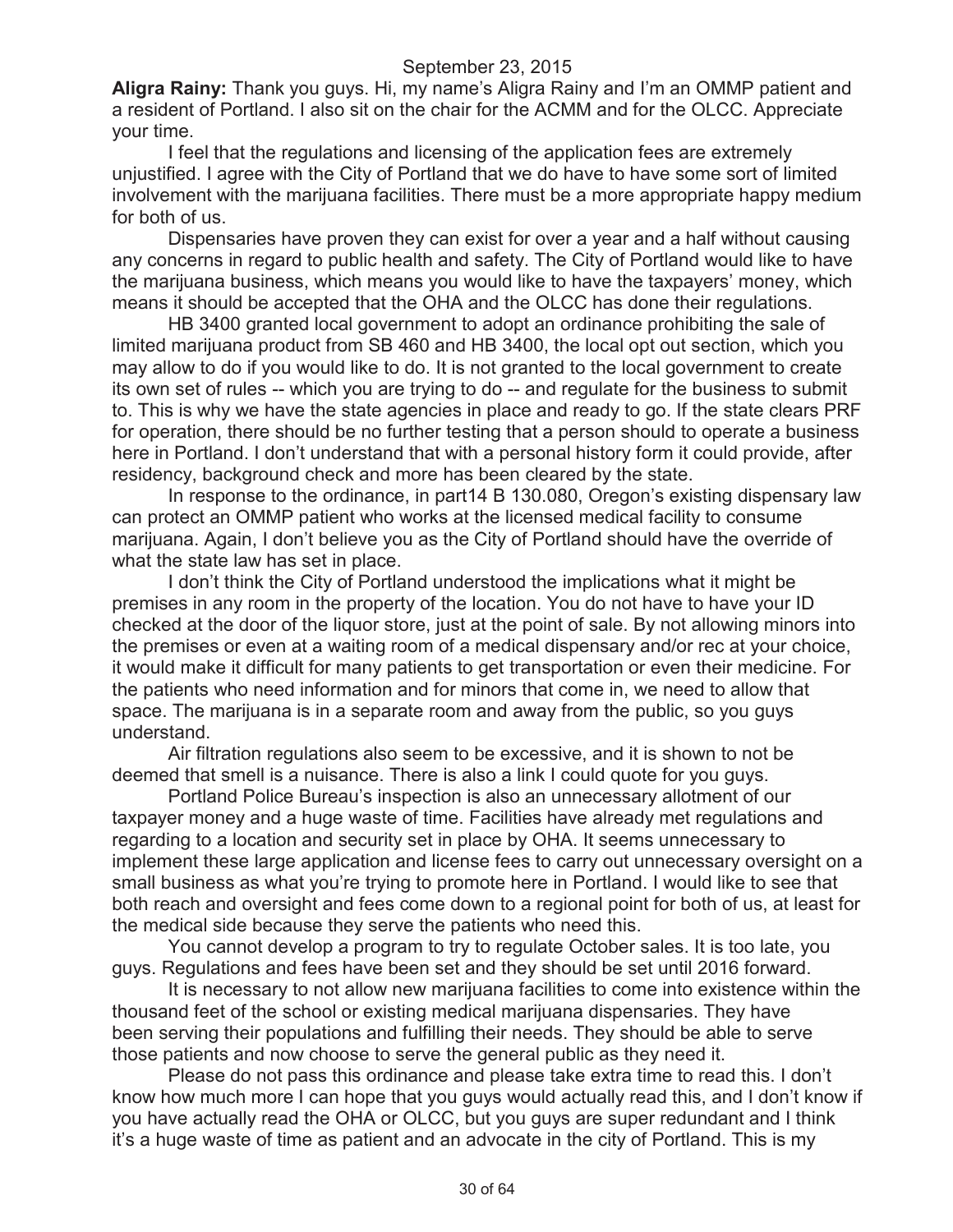**Aligra Rainy:** Thank you guys. Hi, my name's Aligra Rainy and I'm an OMMP patient and a resident of Portland. I also sit on the chair for the ACMM and for the OLCC. Appreciate your time.

I feel that the regulations and licensing of the application fees are extremely unjustified. I agree with the City of Portland that we do have to have some sort of limited involvement with the marijuana facilities. There must be a more appropriate happy medium for both of us.

Dispensaries have proven they can exist for over a year and a half without causing any concerns in regard to public health and safety. The City of Portland would like to have the marijuana business, which means you would like to have the taxpayers' money, which means it should be accepted that the OHA and the OLCC has done their regulations.

HB 3400 granted local government to adopt an ordinance prohibiting the sale of limited marijuana product from SB 460 and HB 3400, the local opt out section, which you may allow to do if you would like to do. It is not granted to the local government to create its own set of rules -- which you are trying to do -- and regulate for the business to submit to. This is why we have the state agencies in place and ready to go. If the state clears PRF for operation, there should be no further testing that a person should to operate a business here in Portland. I don't understand that with a personal history form it could provide, after residency, background check and more has been cleared by the state.

In response to the ordinance, in part14 B 130.080, Oregon's existing dispensary law can protect an OMMP patient who works at the licensed medical facility to consume marijuana. Again, I don't believe you as the City of Portland should have the override of what the state law has set in place.

I don't think the City of Portland understood the implications what it might be premises in any room in the property of the location. You do not have to have your ID checked at the door of the liquor store, just at the point of sale. By not allowing minors into the premises or even at a waiting room of a medical dispensary and/or rec at your choice, it would make it difficult for many patients to get transportation or even their medicine. For the patients who need information and for minors that come in, we need to allow that space. The marijuana is in a separate room and away from the public, so you guys understand.

Air filtration regulations also seem to be excessive, and it is shown to not be deemed that smell is a nuisance. There is also a link I could quote for you guys.

Portland Police Bureau's inspection is also an unnecessary allotment of our taxpayer money and a huge waste of time. Facilities have already met regulations and regarding to a location and security set in place by OHA. It seems unnecessary to implement these large application and license fees to carry out unnecessary oversight on a small business as what you're trying to promote here in Portland. I would like to see that both reach and oversight and fees come down to a regional point for both of us, at least for the medical side because they serve the patients who need this.

You cannot develop a program to try to regulate October sales. It is too late, you guys. Regulations and fees have been set and they should be set until 2016 forward.

It is necessary to not allow new marijuana facilities to come into existence within the thousand feet of the school or existing medical marijuana dispensaries. They have been serving their populations and fulfilling their needs. They should be able to serve those patients and now choose to serve the general public as they need it.

Please do not pass this ordinance and please take extra time to read this. I don't know how much more I can hope that you guys would actually read this, and I don't know if you have actually read the OHA or OLCC, but you guys are super redundant and I think it's a huge waste of time as patient and an advocate in the city of Portland. This is my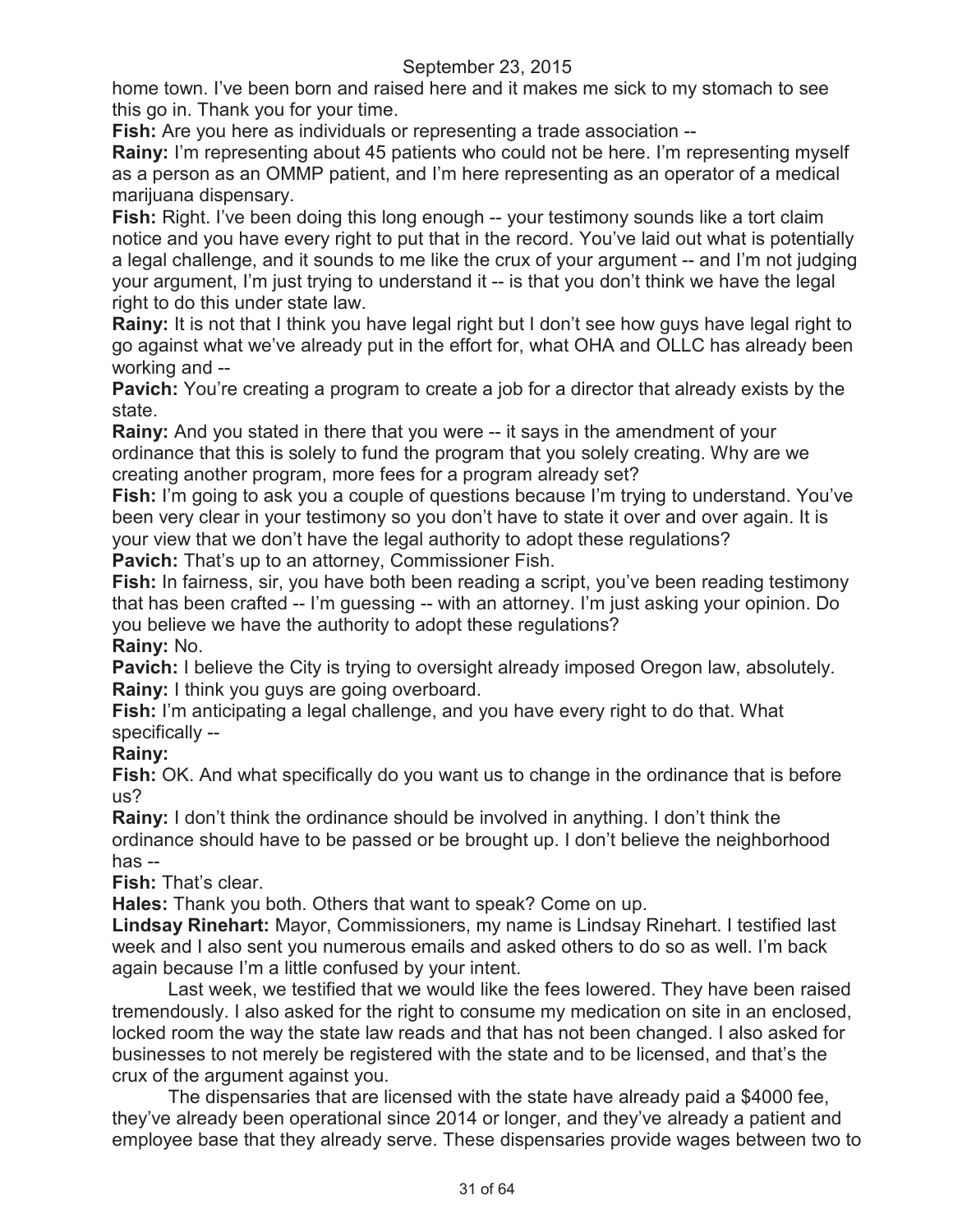home town. I've been born and raised here and it makes me sick to my stomach to see this go in. Thank you for your time.

**Fish:** Are you here as individuals or representing a trade association --

**Rainy:** I'm representing about 45 patients who could not be here. I'm representing myself as a person as an OMMP patient, and I'm here representing as an operator of a medical marijuana dispensary.

**Fish:** Right. I've been doing this long enough -- your testimony sounds like a tort claim notice and you have every right to put that in the record. You've laid out what is potentially a legal challenge, and it sounds to me like the crux of your argument -- and I'm not judging your argument, I'm just trying to understand it -- is that you don't think we have the legal right to do this under state law.

**Rainy:** It is not that I think you have legal right but I don't see how guys have legal right to go against what we've already put in the effort for, what OHA and OLLC has already been working and --

**Pavich:** You're creating a program to create a job for a director that already exists by the state.

**Rainy:** And you stated in there that you were -- it says in the amendment of your ordinance that this is solely to fund the program that you solely creating. Why are we creating another program, more fees for a program already set?

**Fish:** I'm going to ask you a couple of questions because I'm trying to understand. You've been very clear in your testimony so you don't have to state it over and over again. It is your view that we don't have the legal authority to adopt these regulations?

**Pavich:** That's up to an attorney, Commissioner Fish.

**Fish:** In fairness, sir, you have both been reading a script, you've been reading testimony that has been crafted -- I'm guessing -- with an attorney. I'm just asking your opinion. Do you believe we have the authority to adopt these regulations?

**Rainy:** No.

**Pavich:** I believe the City is trying to oversight already imposed Oregon law, absolutely.

**Rainy:** I think you guys are going overboard.

**Fish:** I'm anticipating a legal challenge, and you have every right to do that. What specifically --

**Rainy:**

**Fish:** OK. And what specifically do you want us to change in the ordinance that is before us?

**Rainy:** I don't think the ordinance should be involved in anything. I don't think the ordinance should have to be passed or be brought up. I don't believe the neighborhood has --

**Fish:** That's clear.

**Hales:** Thank you both. Others that want to speak? Come on up.

**Lindsay Rinehart:** Mayor, Commissioners, my name is Lindsay Rinehart. I testified last week and I also sent you numerous emails and asked others to do so as well. I'm back again because I'm a little confused by your intent.

Last week, we testified that we would like the fees lowered. They have been raised tremendously. I also asked for the right to consume my medication on site in an enclosed, locked room the way the state law reads and that has not been changed. I also asked for businesses to not merely be registered with the state and to be licensed, and that's the crux of the argument against you.

The dispensaries that are licensed with the state have already paid a $4000 fee, they've already been operational since 2014 or longer, and they've already a patient and employee base that they already serve. These dispensaries provide wages between two to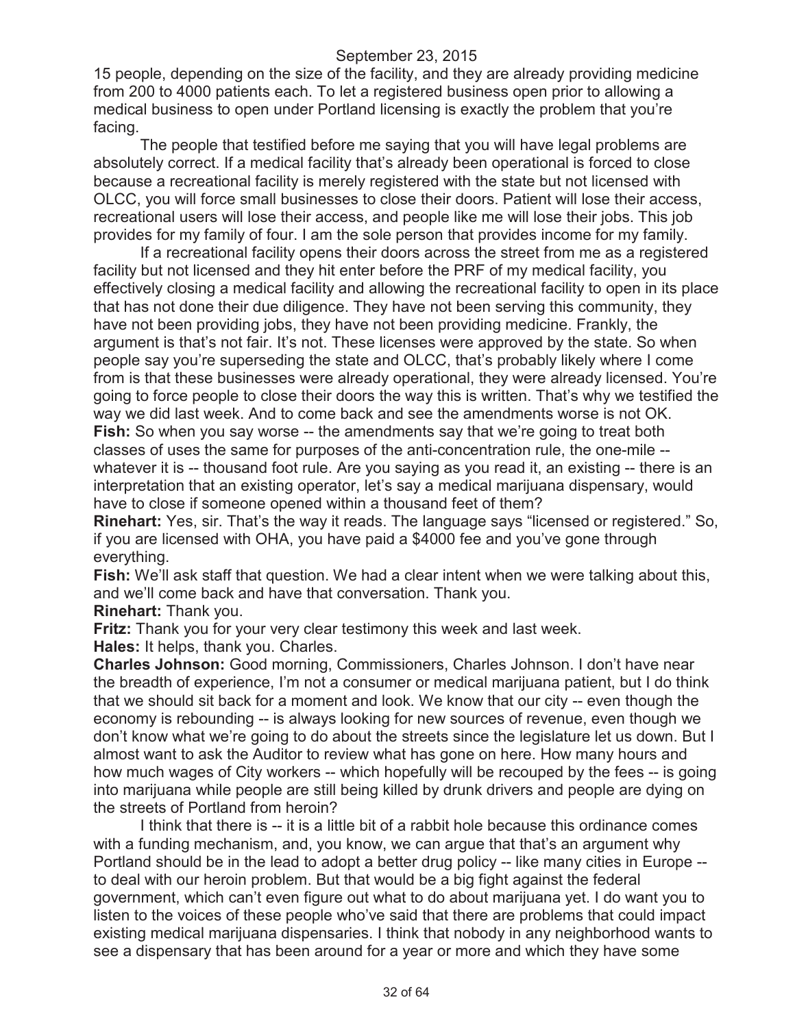15 people, depending on the size of the facility, and they are already providing medicine from 200 to 4000 patients each. To let a registered business open prior to allowing a medical business to open under Portland licensing is exactly the problem that you're facing.

The people that testified before me saying that you will have legal problems are absolutely correct. If a medical facility that's already been operational is forced to close because a recreational facility is merely registered with the state but not licensed with OLCC, you will force small businesses to close their doors. Patient will lose their access, recreational users will lose their access, and people like me will lose their jobs. This job provides for my family of four. I am the sole person that provides income for my family.

If a recreational facility opens their doors across the street from me as a registered facility but not licensed and they hit enter before the PRF of my medical facility, you effectively closing a medical facility and allowing the recreational facility to open in its place that has not done their due diligence. They have not been serving this community, they have not been providing jobs, they have not been providing medicine. Frankly, the argument is that's not fair. It's not. These licenses were approved by the state. So when people say you're superseding the state and OLCC, that's probably likely where I come from is that these businesses were already operational, they were already licensed. You're going to force people to close their doors the way this is written. That's why we testified the way we did last week. And to come back and see the amendments worse is not OK.

**Fish:** So when you say worse -- the amendments say that we're going to treat both classes of uses the same for purposes of the anti-concentration rule, the one-mile -- whatever it is -- thousand foot rule. Are you saying as you read it, an existing -- there is an interpretation that an existing operator, let's say a medical marijuana dispensary, would have to close if someone opened within a thousand feet of them?

**Rinehart:** Yes, sir. That's the way it reads. The language says "licensed or registered." So, if you are licensed with OHA, you have paid a $4000 fee and you've gone through everything.

**Fish:** We'll ask staff that question. We had a clear intent when we were talking about this, and we'll come back and have that conversation. Thank you.

**Rinehart:** Thank you.

**Fritz:** Thank you for your very clear testimony this week and last week.

**Hales:** It helps, thank you. Charles.

**Charles Johnson:** Good morning, Commissioners, Charles Johnson. I don't have near the breadth of experience, I'm not a consumer or medical marijuana patient, but I do think that we should sit back for a moment and look. We know that our city -- even though the economy is rebounding -- is always looking for new sources of revenue, even though we don't know what we're going to do about the streets since the legislature let us down. But I almost want to ask the Auditor to review what has gone on here. How many hours and how much wages of City workers -- which hopefully will be recouped by the fees -- is going into marijuana while people are still being killed by drunk drivers and people are dying on the streets of Portland from heroin?

I think that there is -- it is a little bit of a rabbit hole because this ordinance comes with a funding mechanism, and, you know, we can argue that that's an argument why Portland should be in the lead to adopt a better drug policy -- like many cities in Europe -- to deal with our heroin problem. But that would be a big fight against the federal government, which can't even figure out what to do about marijuana yet. I do want you to listen to the voices of these people who've said that there are problems that could impact existing medical marijuana dispensaries. I think that nobody in any neighborhood wants to see a dispensary that has been around for a year or more and which they have some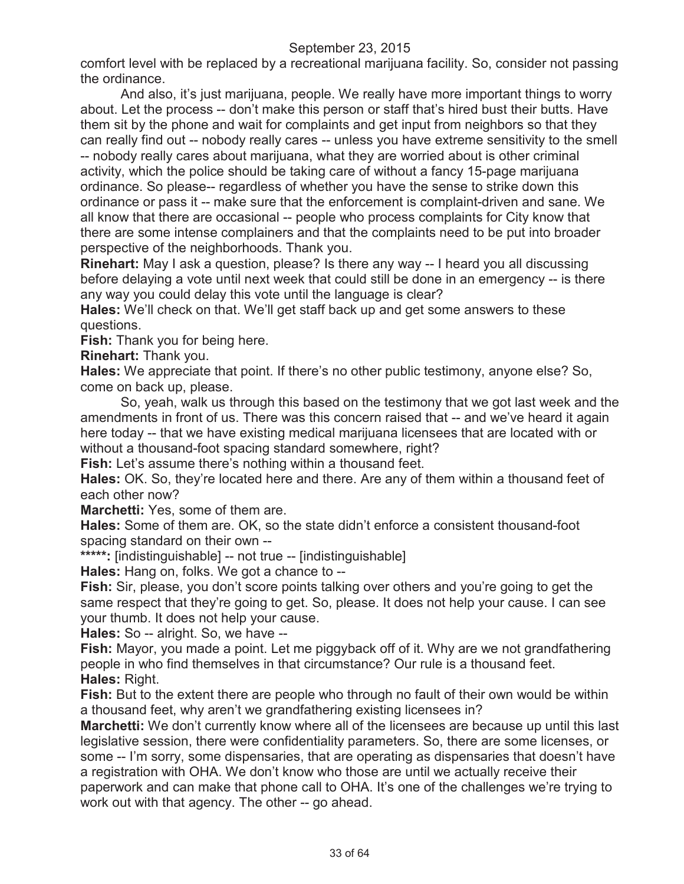comfort level with be replaced by a recreational marijuana facility. So, consider not passing the ordinance.

And also, it's just marijuana, people. We really have more important things to worry about. Let the process -- don't make this person or staff that's hired bust their butts. Have them sit by the phone and wait for complaints and get input from neighbors so that they can really find out -- nobody really cares -- unless you have extreme sensitivity to the smell -- nobody really cares about marijuana, what they are worried about is other criminal activity, which the police should be taking care of without a fancy 15-page marijuana ordinance. So please-- regardless of whether you have the sense to strike down this ordinance or pass it -- make sure that the enforcement is complaint-driven and sane. We all know that there are occasional -- people who process complaints for City know that there are some intense complainers and that the complaints need to be put into broader perspective of the neighborhoods. Thank you.

**Rinehart:** May I ask a question, please? Is there any way -- I heard you all discussing before delaying a vote until next week that could still be done in an emergency -- is there any way you could delay this vote until the language is clear?

**Hales:** We'll check on that. We'll get staff back up and get some answers to these questions.

**Fish:** Thank you for being here.

**Rinehart:** Thank you.

**Hales:** We appreciate that point. If there's no other public testimony, anyone else? So, come on back up, please.

So, yeah, walk us through this based on the testimony that we got last week and the amendments in front of us. There was this concern raised that -- and we've heard it again here today -- that we have existing medical marijuana licensees that are located with or without a thousand-foot spacing standard somewhere, right?

**Fish:** Let's assume there's nothing within a thousand feet.

**Hales:** OK. So, they're located here and there. Are any of them within a thousand feet of each other now?

**Marchetti:** Yes, some of them are.

**Hales:** Some of them are. OK, so the state didn't enforce a consistent thousand-foot spacing standard on their own --

**\*\*\*\*\*:** [indistinguishable] -- not true -- [indistinguishable]

**Hales:** Hang on, folks. We got a chance to --

**Fish:** Sir, please, you don't score points talking over others and you're going to get the same respect that they're going to get. So, please. It does not help your cause. I can see your thumb. It does not help your cause.

**Hales:** So -- alright. So, we have --

**Fish:** Mayor, you made a point. Let me piggyback off of it. Why are we not grandfathering people in who find themselves in that circumstance? Our rule is a thousand feet.

**Hales:** Right.

**Fish:** But to the extent there are people who through no fault of their own would be within a thousand feet, why aren't we grandfathering existing licensees in?

**Marchetti:** We don't currently know where all of the licensees are because up until this last legislative session, there were confidentiality parameters. So, there are some licenses, or some -- I'm sorry, some dispensaries, that are operating as dispensaries that doesn't have a registration with OHA. We don't know who those are until we actually receive their paperwork and can make that phone call to OHA. It's one of the challenges we're trying to work out with that agency. The other -- go ahead.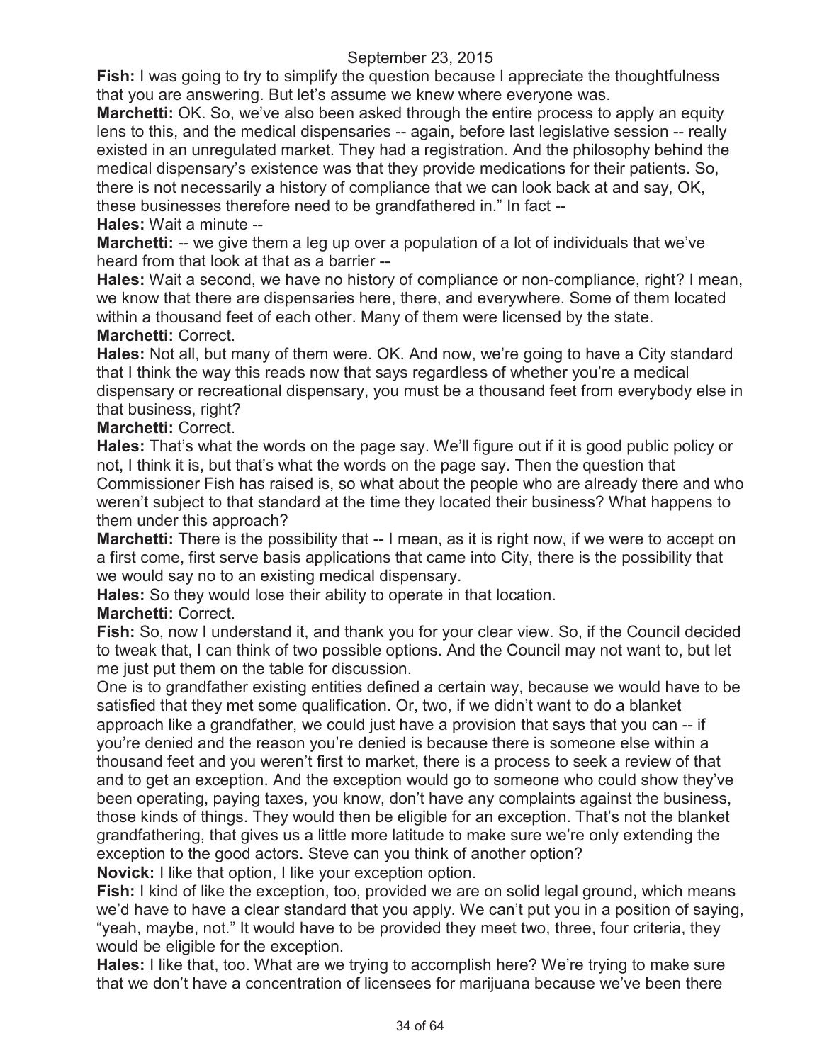September 23, 2015

**Fish:** I was going to try to simplify the question because I appreciate the thoughtfulness that you are answering. But let's assume we knew where everyone was.

**Marchetti:** OK. So, we've also been asked through the entire process to apply an equity lens to this, and the medical dispensaries -- again, before last legislative session -- really existed in an unregulated market. They had a registration. And the philosophy behind the medical dispensary's existence was that they provide medications for their patients. So, there is not necessarily a history of compliance that we can look back at and say, OK, these businesses therefore need to be grandfathered in." In fact --

**Hales:** Wait a minute --

**Marchetti:** -- we give them a leg up over a population of a lot of individuals that we've heard from that look at that as a barrier --

**Hales:** Wait a second, we have no history of compliance or non-compliance, right? I mean, we know that there are dispensaries here, there, and everywhere. Some of them located within a thousand feet of each other. Many of them were licensed by the state.

**Marchetti:** Correct.

**Hales:** Not all, but many of them were. OK. And now, we're going to have a City standard that I think the way this reads now that says regardless of whether you're a medical dispensary or recreational dispensary, you must be a thousand feet from everybody else in that business, right?

**Marchetti:** Correct.

**Hales:** That's what the words on the page say. We'll figure out if it is good public policy or not, I think it is, but that's what the words on the page say. Then the question that Commissioner Fish has raised is, so what about the people who are already there and who weren't subject to that standard at the time they located their business? What happens to them under this approach?

**Marchetti:** There is the possibility that -- I mean, as it is right now, if we were to accept on a first come, first serve basis applications that came into City, there is the possibility that we would say no to an existing medical dispensary.

**Hales:** So they would lose their ability to operate in that location.

**Marchetti:** Correct.

**Fish:** So, now I understand it, and thank you for your clear view. So, if the Council decided to tweak that, I can think of two possible options. And the Council may not want to, but let me just put them on the table for discussion.

One is to grandfather existing entities defined a certain way, because we would have to be satisfied that they met some qualification. Or, two, if we didn't want to do a blanket approach like a grandfather, we could just have a provision that says that you can -- if you're denied and the reason you're denied is because there is someone else within a thousand feet and you weren't first to market, there is a process to seek a review of that and to get an exception. And the exception would go to someone who could show they've been operating, paying taxes, you know, don't have any complaints against the business, those kinds of things. They would then be eligible for an exception. That's not the blanket grandfathering, that gives us a little more latitude to make sure we're only extending the exception to the good actors. Steve can you think of another option?

**Novick:** I like that option, I like your exception option.

**Fish:** I kind of like the exception, too, provided we are on solid legal ground, which means we'd have to have a clear standard that you apply. We can't put you in a position of saying, "yeah, maybe, not." It would have to be provided they meet two, three, four criteria, they would be eligible for the exception.

**Hales:** I like that, too. What are we trying to accomplish here? We're trying to make sure that we don't have a concentration of licensees for marijuana because we've been there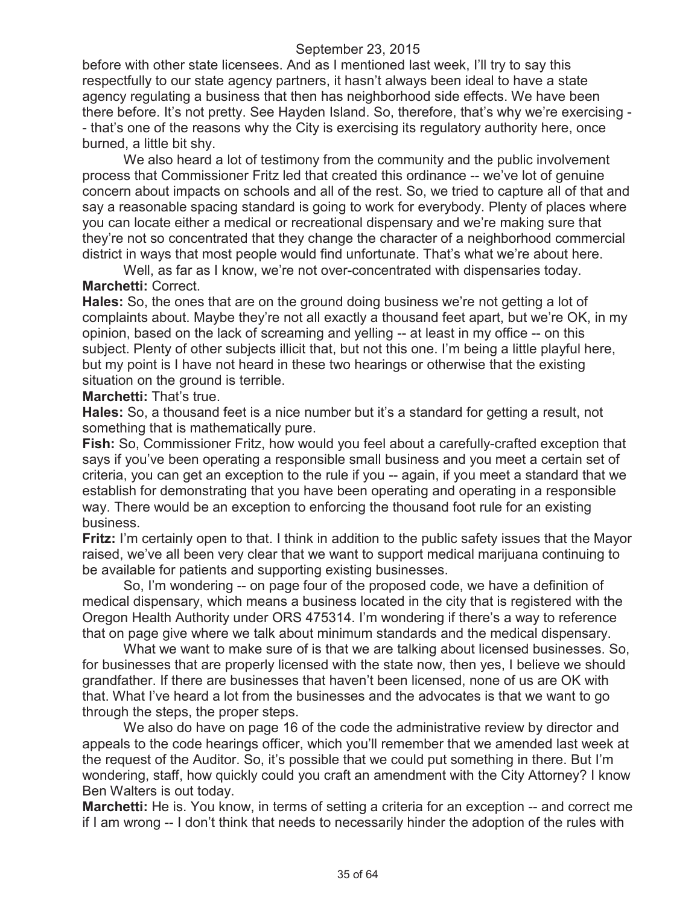before with other state licensees. And as I mentioned last week, I'll try to say this respectfully to our state agency partners, it hasn't always been ideal to have a state agency regulating a business that then has neighborhood side effects. We have been there before. It's not pretty. See Hayden Island. So, therefore, that's why we're exercising -- that's one of the reasons why the City is exercising its regulatory authority here, once burned, a little bit shy.

We also heard a lot of testimony from the community and the public involvement process that Commissioner Fritz led that created this ordinance -- we've lot of genuine concern about impacts on schools and all of the rest. So, we tried to capture all of that and say a reasonable spacing standard is going to work for everybody. Plenty of places where you can locate either a medical or recreational dispensary and we're making sure that they're not so concentrated that they change the character of a neighborhood commercial district in ways that most people would find unfortunate. That's what we're about here.

Well, as far as I know, we're not over-concentrated with dispensaries today.

**Marchetti:** Correct.

**Hales:** So, the ones that are on the ground doing business we're not getting a lot of complaints about. Maybe they're not all exactly a thousand feet apart, but we're OK, in my opinion, based on the lack of screaming and yelling -- at least in my office -- on this subject. Plenty of other subjects illicit that, but not this one. I'm being a little playful here, but my point is I have not heard in these two hearings or otherwise that the existing situation on the ground is terrible.

**Marchetti:** That's true.

**Hales:** So, a thousand feet is a nice number but it's a standard for getting a result, not something that is mathematically pure.

**Fish:** So, Commissioner Fritz, how would you feel about a carefully-crafted exception that says if you've been operating a responsible small business and you meet a certain set of criteria, you can get an exception to the rule if you -- again, if you meet a standard that we establish for demonstrating that you have been operating and operating in a responsible way. There would be an exception to enforcing the thousand foot rule for an existing business.

**Fritz:** I'm certainly open to that. I think in addition to the public safety issues that the Mayor raised, we've all been very clear that we want to support medical marijuana continuing to be available for patients and supporting existing businesses.

So, I'm wondering -- on page four of the proposed code, we have a definition of medical dispensary, which means a business located in the city that is registered with the Oregon Health Authority under ORS 475314. I'm wondering if there's a way to reference that on page give where we talk about minimum standards and the medical dispensary.

What we want to make sure of is that we are talking about licensed businesses. So, for businesses that are properly licensed with the state now, then yes, I believe we should grandfather. If there are businesses that haven't been licensed, none of us are OK with that. What I've heard a lot from the businesses and the advocates is that we want to go through the steps, the proper steps.

We also do have on page 16 of the code the administrative review by director and appeals to the code hearings officer, which you'll remember that we amended last week at the request of the Auditor. So, it's possible that we could put something in there. But I'm wondering, staff, how quickly could you craft an amendment with the City Attorney? I know Ben Walters is out today.

**Marchetti:** He is. You know, in terms of setting a criteria for an exception -- and correct me if I am wrong -- I don't think that needs to necessarily hinder the adoption of the rules with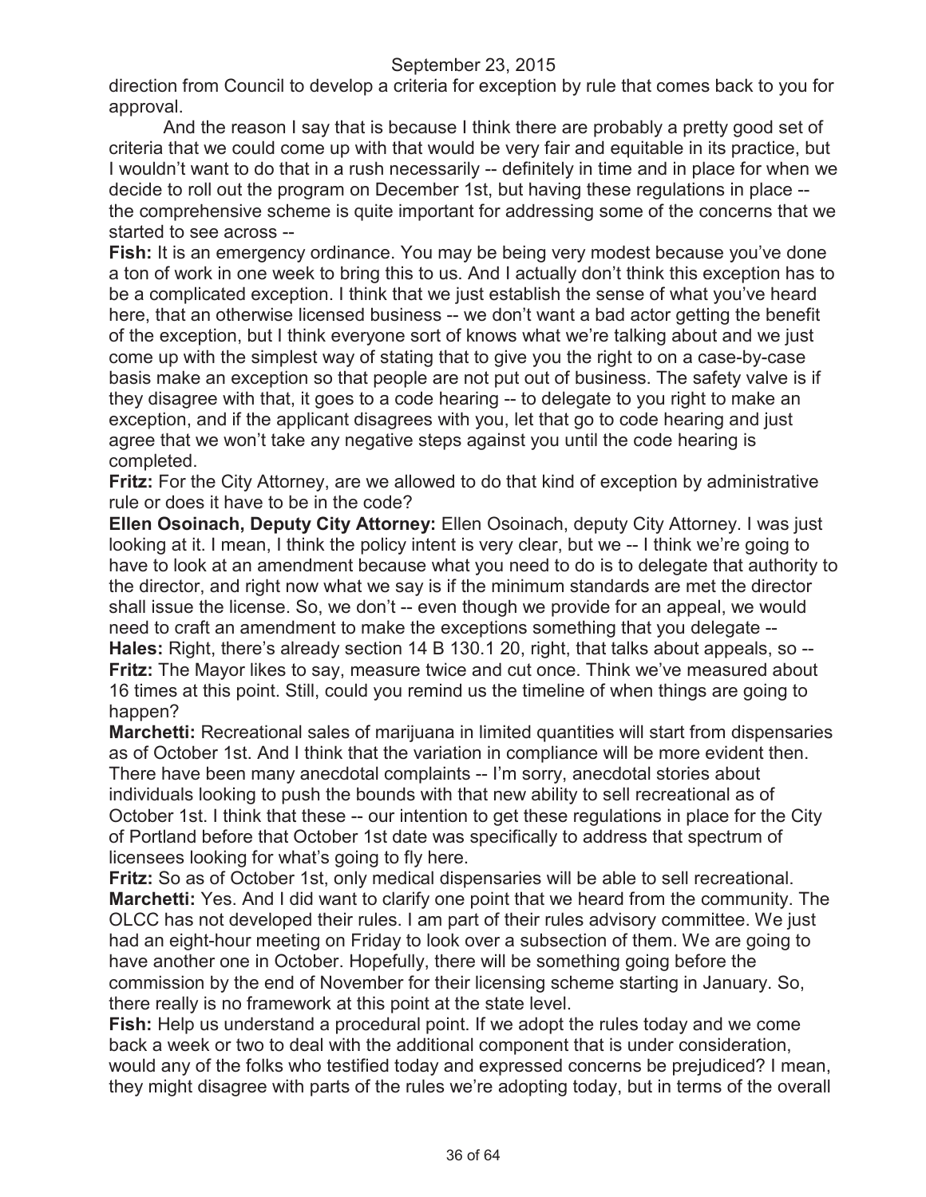direction from Council to develop a criteria for exception by rule that comes back to you for approval.

And the reason I say that is because I think there are probably a pretty good set of criteria that we could come up with that would be very fair and equitable in its practice, but I wouldn't want to do that in a rush necessarily -- definitely in time and in place for when we decide to roll out the program on December 1st, but having these regulations in place -- the comprehensive scheme is quite important for addressing some of the concerns that we started to see across --

**Fish:** It is an emergency ordinance. You may be being very modest because you've done a ton of work in one week to bring this to us. And I actually don't think this exception has to be a complicated exception. I think that we just establish the sense of what you've heard here, that an otherwise licensed business -- we don't want a bad actor getting the benefit of the exception, but I think everyone sort of knows what we're talking about and we just come up with the simplest way of stating that to give you the right to on a case-by-case basis make an exception so that people are not put out of business. The safety valve is if they disagree with that, it goes to a code hearing -- to delegate to you right to make an exception, and if the applicant disagrees with you, let that go to code hearing and just agree that we won't take any negative steps against you until the code hearing is completed.

**Fritz:** For the City Attorney, are we allowed to do that kind of exception by administrative rule or does it have to be in the code?

**Ellen Osoinach, Deputy City Attorney:** Ellen Osoinach, deputy City Attorney. I was just looking at it. I mean, I think the policy intent is very clear, but we -- I think we're going to have to look at an amendment because what you need to do is to delegate that authority to the director, and right now what we say is if the minimum standards are met the director shall issue the license. So, we don't -- even though we provide for an appeal, we would need to craft an amendment to make the exceptions something that you delegate --

**Hales:** Right, there's already section 14 B 130.1 20, right, that talks about appeals, so --

**Fritz:** The Mayor likes to say, measure twice and cut once. Think we've measured about 16 times at this point. Still, could you remind us the timeline of when things are going to happen?

**Marchetti:** Recreational sales of marijuana in limited quantities will start from dispensaries as of October 1st. And I think that the variation in compliance will be more evident then. There have been many anecdotal complaints -- I'm sorry, anecdotal stories about individuals looking to push the bounds with that new ability to sell recreational as of October 1st. I think that these -- our intention to get these regulations in place for the City of Portland before that October 1st date was specifically to address that spectrum of licensees looking for what's going to fly here.

**Fritz:** So as of October 1st, only medical dispensaries will be able to sell recreational.

**Marchetti:** Yes. And I did want to clarify one point that we heard from the community. The OLCC has not developed their rules. I am part of their rules advisory committee. We just had an eight-hour meeting on Friday to look over a subsection of them. We are going to have another one in October. Hopefully, there will be something going before the commission by the end of November for their licensing scheme starting in January. So, there really is no framework at this point at the state level.

**Fish:** Help us understand a procedural point. If we adopt the rules today and we come back a week or two to deal with the additional component that is under consideration, would any of the folks who testified today and expressed concerns be prejudiced? I mean, they might disagree with parts of the rules we're adopting today, but in terms of the overall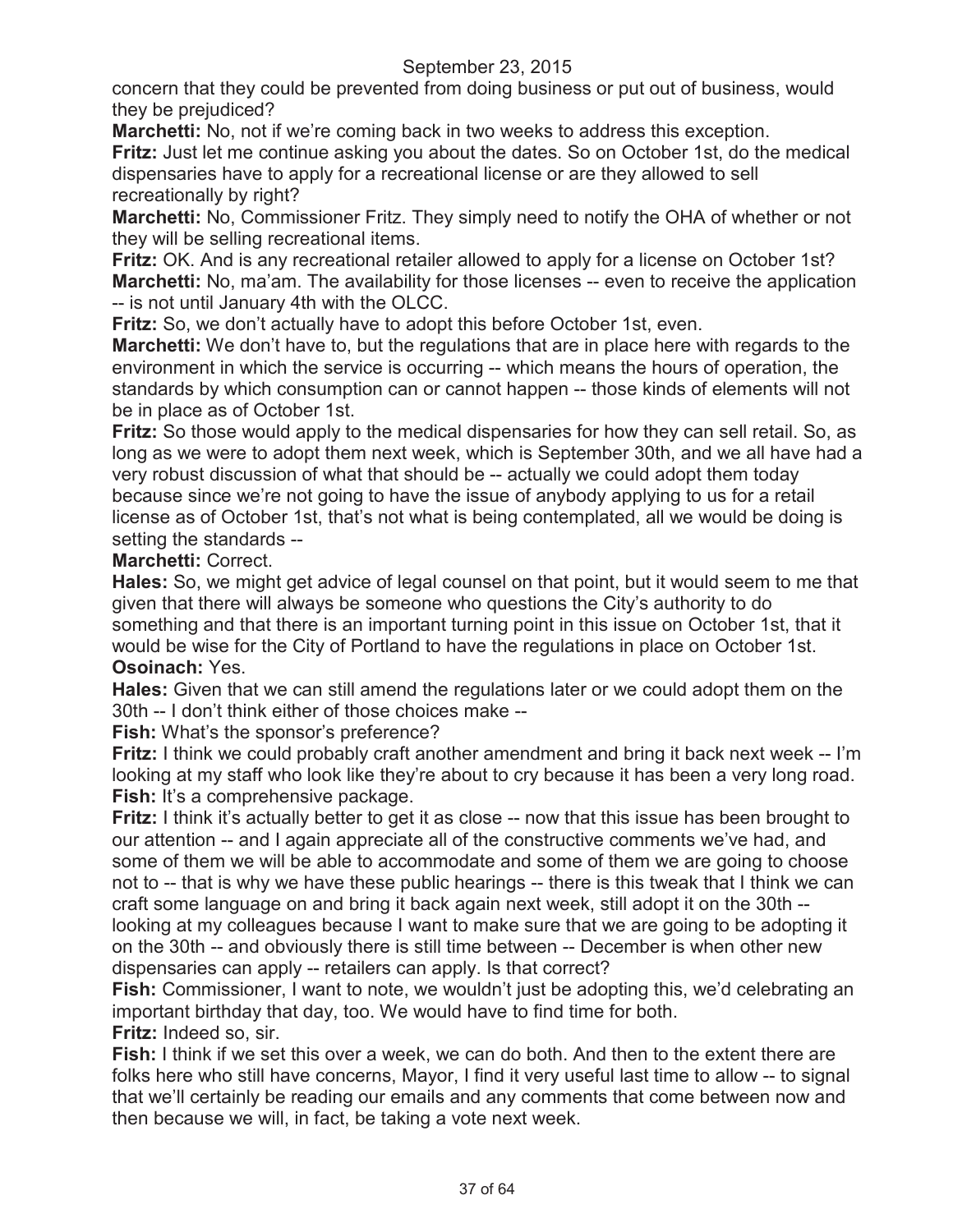concern that they could be prevented from doing business or put out of business, would they be prejudiced?

**Marchetti:** No, not if we're coming back in two weeks to address this exception.

**Fritz:** Just let me continue asking you about the dates. So on October 1st, do the medical dispensaries have to apply for a recreational license or are they allowed to sell recreationally by right?

**Marchetti:** No, Commissioner Fritz. They simply need to notify the OHA of whether or not they will be selling recreational items.

**Fritz:** OK. And is any recreational retailer allowed to apply for a license on October 1st?

**Marchetti:** No, ma'am. The availability for those licenses -- even to receive the application -- is not until January 4th with the OLCC.

**Fritz:** So, we don't actually have to adopt this before October 1st, even.

**Marchetti:** We don't have to, but the regulations that are in place here with regards to the environment in which the service is occurring -- which means the hours of operation, the standards by which consumption can or cannot happen -- those kinds of elements will not be in place as of October 1st.

**Fritz:** So those would apply to the medical dispensaries for how they can sell retail. So, as long as we were to adopt them next week, which is September 30th, and we all have had a very robust discussion of what that should be -- actually we could adopt them today because since we're not going to have the issue of anybody applying to us for a retail license as of October 1st, that's not what is being contemplated, all we would be doing is setting the standards --

**Marchetti:** Correct.

**Hales:** So, we might get advice of legal counsel on that point, but it would seem to me that given that there will always be someone who questions the City's authority to do something and that there is an important turning point in this issue on October 1st, that it would be wise for the City of Portland to have the regulations in place on October 1st.

**Osoinach:** Yes.

**Hales:** Given that we can still amend the regulations later or we could adopt them on the 30th -- I don't think either of those choices make --

**Fish:** What's the sponsor's preference?

**Fritz:** I think we could probably craft another amendment and bring it back next week -- I'm looking at my staff who look like they're about to cry because it has been a very long road.

**Fish:** It's a comprehensive package.

**Fritz:** I think it's actually better to get it as close -- now that this issue has been brought to our attention -- and I again appreciate all of the constructive comments we've had, and some of them we will be able to accommodate and some of them we are going to choose not to -- that is why we have these public hearings -- there is this tweak that I think we can craft some language on and bring it back again next week, still adopt it on the 30th -- looking at my colleagues because I want to make sure that we are going to be adopting it on the 30th -- and obviously there is still time between -- December is when other new dispensaries can apply -- retailers can apply. Is that correct?

**Fish:** Commissioner, I want to note, we wouldn't just be adopting this, we'd celebrating an important birthday that day, too. We would have to find time for both.

**Fritz:** Indeed so, sir.

**Fish:** I think if we set this over a week, we can do both. And then to the extent there are folks here who still have concerns, Mayor, I find it very useful last time to allow -- to signal that we'll certainly be reading our emails and any comments that come between now and then because we will, in fact, be taking a vote next week.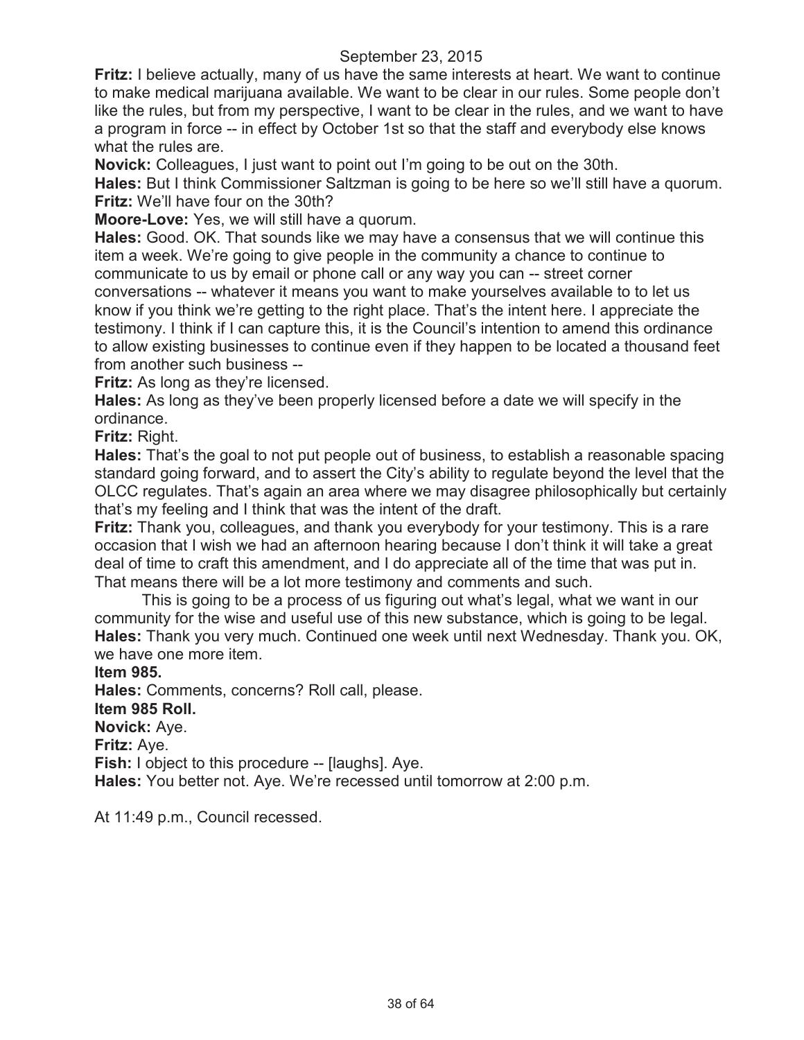September 23, 2015

**Fritz:** I believe actually, many of us have the same interests at heart. We want to continue to make medical marijuana available. We want to be clear in our rules. Some people don't like the rules, but from my perspective, I want to be clear in the rules, and we want to have a program in force -- in effect by October 1st so that the staff and everybody else knows what the rules are.

**Novick:** Colleagues, I just want to point out I'm going to be out on the 30th.

**Hales:** But I think Commissioner Saltzman is going to be here so we'll still have a quorum.

**Fritz:** We'll have four on the 30th?

**Moore-Love:** Yes, we will still have a quorum.

**Hales:** Good. OK. That sounds like we may have a consensus that we will continue this item a week. We're going to give people in the community a chance to continue to communicate to us by email or phone call or any way you can -- street corner conversations -- whatever it means you want to make yourselves available to to let us know if you think we're getting to the right place. That's the intent here. I appreciate the testimony. I think if I can capture this, it is the Council's intention to amend this ordinance to allow existing businesses to continue even if they happen to be located a thousand feet from another such business --

**Fritz:** As long as they're licensed.

**Hales:** As long as they've been properly licensed before a date we will specify in the ordinance.

**Fritz:** Right.

**Hales:** That's the goal to not put people out of business, to establish a reasonable spacing standard going forward, and to assert the City's ability to regulate beyond the level that the OLCC regulates. That's again an area where we may disagree philosophically but certainly that's my feeling and I think that was the intent of the draft.

**Fritz:** Thank you, colleagues, and thank you everybody for your testimony. This is a rare occasion that I wish we had an afternoon hearing because I don't think it will take a great deal of time to craft this amendment, and I do appreciate all of the time that was put in. That means there will be a lot more testimony and comments and such.

This is going to be a process of us figuring out what's legal, what we want in our community for the wise and useful use of this new substance, which is going to be legal.

**Hales:** Thank you very much. Continued one week until next Wednesday. Thank you. OK, we have one more item.

**Item 985.**

**Hales:** Comments, concerns? Roll call, please.

**Item 985 Roll.**

**Novick:** Aye.

**Fritz:** Aye.

**Fish:** I object to this procedure -- [laughs]. Aye.

**Hales:** You better not. Aye. We're recessed until tomorrow at 2:00 p.m.

At 11:49 p.m., Council recessed.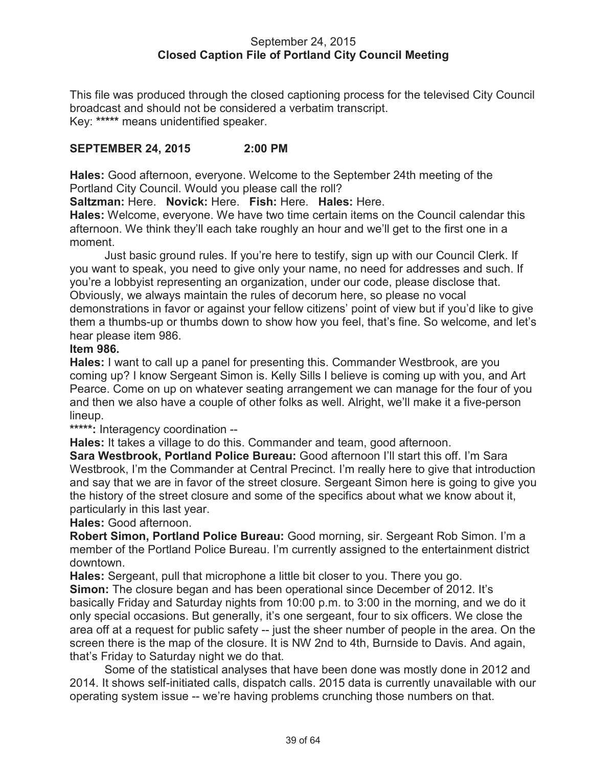September 24, 2015
**Closed Caption File of Portland City Council Meeting**

This file was produced through the closed captioning process for the televised City Council broadcast and should not be considered a verbatim transcript.
Key: ***** means unidentified speaker.

**SEPTEMBER 24, 2015 2:00 PM**

**Hales:** Good afternoon, everyone. Welcome to the September 24th meeting of the Portland City Council. Would you please call the roll?
**Saltzman:** Here. **Novick:** Here. **Fish:** Here. **Hales:** Here.
**Hales:** Welcome, everyone. We have two time certain items on the Council calendar this afternoon. We think they'll each take roughly an hour and we'll get to the first one in a moment.

Just basic ground rules. If you're here to testify, sign up with our Council Clerk. If you want to speak, you need to give only your name, no need for addresses and such. If you're a lobbyist representing an organization, under our code, please disclose that. Obviously, we always maintain the rules of decorum here, so please no vocal demonstrations in favor or against your fellow citizens' point of view but if you'd like to give them a thumbs-up or thumbs down to show how you feel, that's fine. So welcome, and let's hear please item 986.
**Item 986.**
**Hales:** I want to call up a panel for presenting this. Commander Westbrook, are you coming up? I know Sergeant Simon is. Kelly Sills I believe is coming up with you, and Art Pearce. Come on up on whatever seating arrangement we can manage for the four of you and then we also have a couple of other folks as well. Alright, we'll make it a five-person lineup.
*****: Interagency coordination --
**Hales:** It takes a village to do this. Commander and team, good afternoon.
**Sara Westbrook, Portland Police Bureau:** Good afternoon I'll start this off. I'm Sara Westbrook, I'm the Commander at Central Precinct. I'm really here to give that introduction and say that we are in favor of the street closure. Sergeant Simon here is going to give you the history of the street closure and some of the specifics about what we know about it, particularly in this last year.
**Hales:** Good afternoon.
**Robert Simon, Portland Police Bureau:** Good morning, sir. Sergeant Rob Simon. I'm a member of the Portland Police Bureau. I'm currently assigned to the entertainment district downtown.
**Hales:** Sergeant, pull that microphone a little bit closer to you. There you go.
**Simon:** The closure began and has been operational since December of 2012. It's basically Friday and Saturday nights from 10:00 p.m. to 3:00 in the morning, and we do it only special occasions. But generally, it's one sergeant, four to six officers. We close the area off at a request for public safety -- just the sheer number of people in the area. On the screen there is the map of the closure. It is NW 2nd to 4th, Burnside to Davis. And again, that's Friday to Saturday night we do that.

Some of the statistical analyses that have been done was mostly done in 2012 and 2014. It shows self-initiated calls, dispatch calls. 2015 data is currently unavailable with our operating system issue -- we're having problems crunching those numbers on that.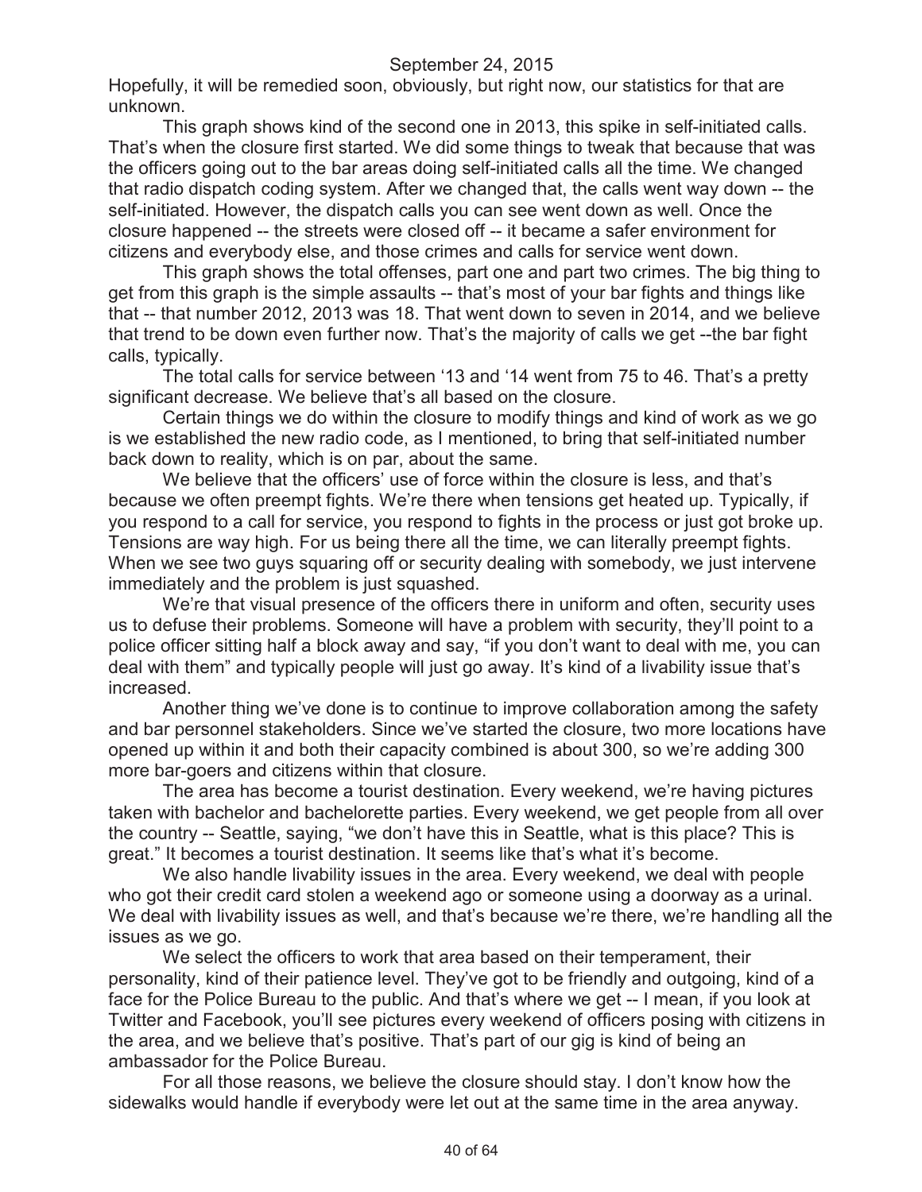Hopefully, it will be remedied soon, obviously, but right now, our statistics for that are unknown.

This graph shows kind of the second one in 2013, this spike in self-initiated calls. That's when the closure first started. We did some things to tweak that because that was the officers going out to the bar areas doing self-initiated calls all the time. We changed that radio dispatch coding system. After we changed that, the calls went way down -- the self-initiated. However, the dispatch calls you can see went down as well. Once the closure happened -- the streets were closed off -- it became a safer environment for citizens and everybody else, and those crimes and calls for service went down.

This graph shows the total offenses, part one and part two crimes. The big thing to get from this graph is the simple assaults -- that's most of your bar fights and things like that -- that number 2012, 2013 was 18. That went down to seven in 2014, and we believe that trend to be down even further now. That's the majority of calls we get --the bar fight calls, typically.

The total calls for service between '13 and '14 went from 75 to 46. That's a pretty significant decrease. We believe that's all based on the closure.

Certain things we do within the closure to modify things and kind of work as we go is we established the new radio code, as I mentioned, to bring that self-initiated number back down to reality, which is on par, about the same.

We believe that the officers' use of force within the closure is less, and that's because we often preempt fights. We're there when tensions get heated up. Typically, if you respond to a call for service, you respond to fights in the process or just got broke up. Tensions are way high. For us being there all the time, we can literally preempt fights. When we see two guys squaring off or security dealing with somebody, we just intervene immediately and the problem is just squashed.

We're that visual presence of the officers there in uniform and often, security uses us to defuse their problems. Someone will have a problem with security, they'll point to a police officer sitting half a block away and say, "if you don't want to deal with me, you can deal with them" and typically people will just go away. It's kind of a livability issue that's increased.

Another thing we've done is to continue to improve collaboration among the safety and bar personnel stakeholders. Since we've started the closure, two more locations have opened up within it and both their capacity combined is about 300, so we're adding 300 more bar-goers and citizens within that closure.

The area has become a tourist destination. Every weekend, we're having pictures taken with bachelor and bachelorette parties. Every weekend, we get people from all over the country -- Seattle, saying, "we don't have this in Seattle, what is this place? This is great." It becomes a tourist destination. It seems like that's what it's become.

We also handle livability issues in the area. Every weekend, we deal with people who got their credit card stolen a weekend ago or someone using a doorway as a urinal. We deal with livability issues as well, and that's because we're there, we're handling all the issues as we go.

We select the officers to work that area based on their temperament, their personality, kind of their patience level. They've got to be friendly and outgoing, kind of a face for the Police Bureau to the public. And that's where we get -- I mean, if you look at Twitter and Facebook, you'll see pictures every weekend of officers posing with citizens in the area, and we believe that's positive. That's part of our gig is kind of being an ambassador for the Police Bureau.

For all those reasons, we believe the closure should stay. I don't know how the sidewalks would handle if everybody were let out at the same time in the area anyway.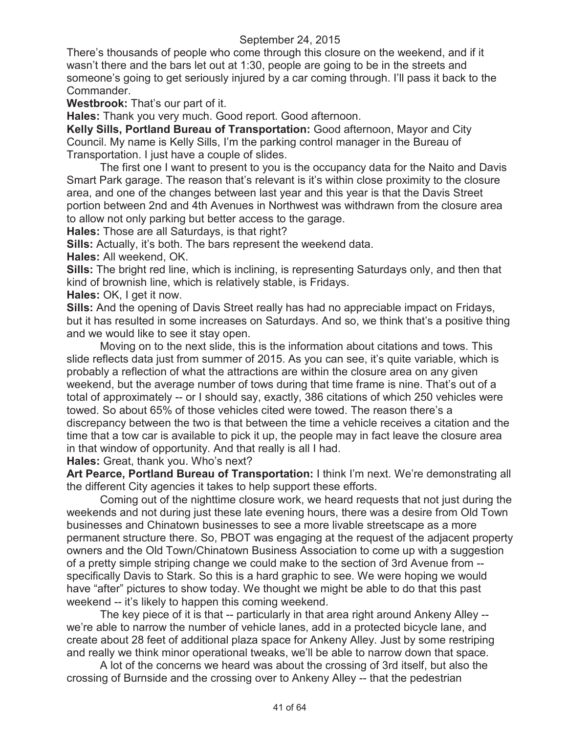There's thousands of people who come through this closure on the weekend, and if it wasn't there and the bars let out at 1:30, people are going to be in the streets and someone's going to get seriously injured by a car coming through. I'll pass it back to the Commander.

**Westbrook:** That's our part of it.

**Hales:** Thank you very much. Good report. Good afternoon.

**Kelly Sills, Portland Bureau of Transportation:** Good afternoon, Mayor and City Council. My name is Kelly Sills, I'm the parking control manager in the Bureau of Transportation. I just have a couple of slides.

The first one I want to present to you is the occupancy data for the Naito and Davis Smart Park garage. The reason that's relevant is it's within close proximity to the closure area, and one of the changes between last year and this year is that the Davis Street portion between 2nd and 4th Avenues in Northwest was withdrawn from the closure area to allow not only parking but better access to the garage.

**Hales:** Those are all Saturdays, is that right?

**Sills:** Actually, it's both. The bars represent the weekend data.

**Hales:** All weekend, OK.

**Sills:** The bright red line, which is inclining, is representing Saturdays only, and then that kind of brownish line, which is relatively stable, is Fridays.

**Hales:** OK, I get it now.

**Sills:** And the opening of Davis Street really has had no appreciable impact on Fridays, but it has resulted in some increases on Saturdays. And so, we think that's a positive thing and we would like to see it stay open.

Moving on to the next slide, this is the information about citations and tows. This slide reflects data just from summer of 2015. As you can see, it's quite variable, which is probably a reflection of what the attractions are within the closure area on any given weekend, but the average number of tows during that time frame is nine. That's out of a total of approximately -- or I should say, exactly, 386 citations of which 250 vehicles were towed. So about 65% of those vehicles cited were towed. The reason there's a discrepancy between the two is that between the time a vehicle receives a citation and the time that a tow car is available to pick it up, the people may in fact leave the closure area in that window of opportunity. And that really is all I had.

**Hales:** Great, thank you. Who's next?

**Art Pearce, Portland Bureau of Transportation:** I think I'm next. We're demonstrating all the different City agencies it takes to help support these efforts.

Coming out of the nighttime closure work, we heard requests that not just during the weekends and not during just these late evening hours, there was a desire from Old Town businesses and Chinatown businesses to see a more livable streetscape as a more permanent structure there. So, PBOT was engaging at the request of the adjacent property owners and the Old Town/Chinatown Business Association to come up with a suggestion of a pretty simple striping change we could make to the section of 3rd Avenue from -- specifically Davis to Stark. So this is a hard graphic to see. We were hoping we would have "after" pictures to show today. We thought we might be able to do that this past weekend -- it's likely to happen this coming weekend.

The key piece of it is that -- particularly in that area right around Ankeny Alley -- we're able to narrow the number of vehicle lanes, add in a protected bicycle lane, and create about 28 feet of additional plaza space for Ankeny Alley. Just by some restriping and really we think minor operational tweaks, we'll be able to narrow down that space.

A lot of the concerns we heard was about the crossing of 3rd itself, but also the crossing of Burnside and the crossing over to Ankeny Alley -- that the pedestrian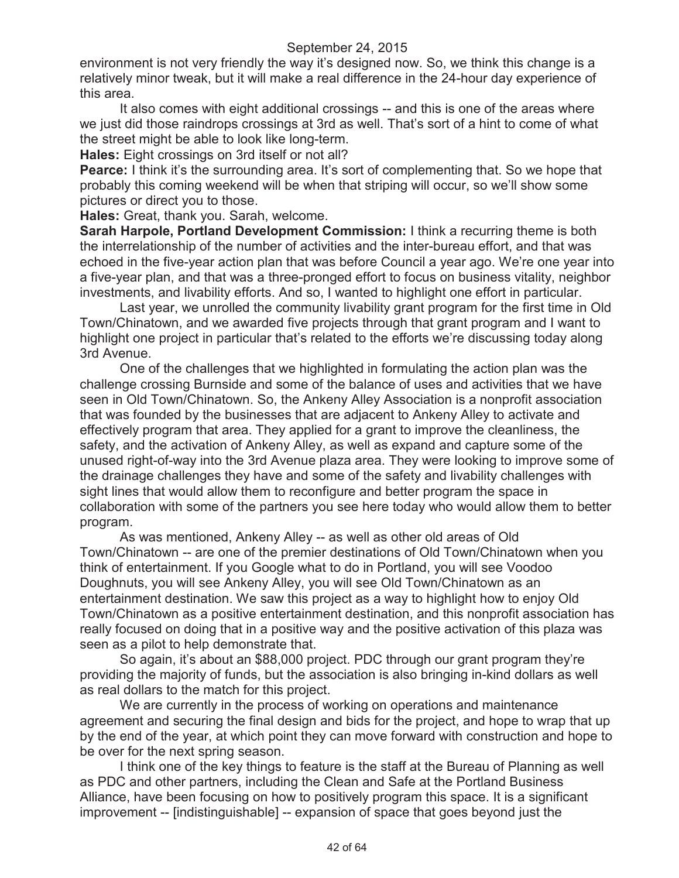environment is not very friendly the way it's designed now. So, we think this change is a relatively minor tweak, but it will make a real difference in the 24-hour day experience of this area.

It also comes with eight additional crossings -- and this is one of the areas where we just did those raindrops crossings at 3rd as well. That's sort of a hint to come of what the street might be able to look like long-term.

**Hales:** Eight crossings on 3rd itself or not all?

**Pearce:** I think it's the surrounding area. It's sort of complementing that. So we hope that probably this coming weekend will be when that striping will occur, so we'll show some pictures or direct you to those.

**Hales:** Great, thank you. Sarah, welcome.

**Sarah Harpole, Portland Development Commission:** I think a recurring theme is both the interrelationship of the number of activities and the inter-bureau effort, and that was echoed in the five-year action plan that was before Council a year ago. We're one year into a five-year plan, and that was a three-pronged effort to focus on business vitality, neighbor investments, and livability efforts. And so, I wanted to highlight one effort in particular.

Last year, we unrolled the community livability grant program for the first time in Old Town/Chinatown, and we awarded five projects through that grant program and I want to highlight one project in particular that's related to the efforts we're discussing today along 3rd Avenue.

One of the challenges that we highlighted in formulating the action plan was the challenge crossing Burnside and some of the balance of uses and activities that we have seen in Old Town/Chinatown. So, the Ankeny Alley Association is a nonprofit association that was founded by the businesses that are adjacent to Ankeny Alley to activate and effectively program that area. They applied for a grant to improve the cleanliness, the safety, and the activation of Ankeny Alley, as well as expand and capture some of the unused right-of-way into the 3rd Avenue plaza area. They were looking to improve some of the drainage challenges they have and some of the safety and livability challenges with sight lines that would allow them to reconfigure and better program the space in collaboration with some of the partners you see here today who would allow them to better program.

As was mentioned, Ankeny Alley -- as well as other old areas of Old Town/Chinatown -- are one of the premier destinations of Old Town/Chinatown when you think of entertainment. If you Google what to do in Portland, you will see Voodoo Doughnuts, you will see Ankeny Alley, you will see Old Town/Chinatown as an entertainment destination. We saw this project as a way to highlight how to enjoy Old Town/Chinatown as a positive entertainment destination, and this nonprofit association has really focused on doing that in a positive way and the positive activation of this plaza was seen as a pilot to help demonstrate that.

So again, it's about an $88,000 project. PDC through our grant program they're providing the majority of funds, but the association is also bringing in-kind dollars as well as real dollars to the match for this project.

We are currently in the process of working on operations and maintenance agreement and securing the final design and bids for the project, and hope to wrap that up by the end of the year, at which point they can move forward with construction and hope to be over for the next spring season.

I think one of the key things to feature is the staff at the Bureau of Planning as well as PDC and other partners, including the Clean and Safe at the Portland Business Alliance, have been focusing on how to positively program this space. It is a significant improvement -- [indistinguishable] -- expansion of space that goes beyond just the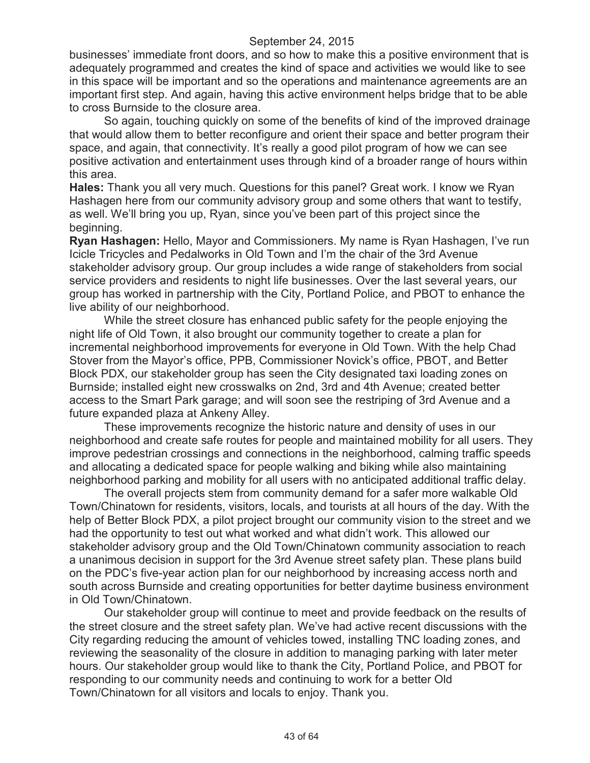businesses' immediate front doors, and so how to make this a positive environment that is adequately programmed and creates the kind of space and activities we would like to see in this space will be important and so the operations and maintenance agreements are an important first step. And again, having this active environment helps bridge that to be able to cross Burnside to the closure area.

So again, touching quickly on some of the benefits of kind of the improved drainage that would allow them to better reconfigure and orient their space and better program their space, and again, that connectivity. It's really a good pilot program of how we can see positive activation and entertainment uses through kind of a broader range of hours within this area.

**Hales:** Thank you all very much. Questions for this panel? Great work. I know we Ryan Hashagen here from our community advisory group and some others that want to testify, as well. We'll bring you up, Ryan, since you've been part of this project since the beginning.

**Ryan Hashagen:** Hello, Mayor and Commissioners. My name is Ryan Hashagen, I've run Icicle Tricycles and Pedalworks in Old Town and I'm the chair of the 3rd Avenue stakeholder advisory group. Our group includes a wide range of stakeholders from social service providers and residents to night life businesses. Over the last several years, our group has worked in partnership with the City, Portland Police, and PBOT to enhance the live ability of our neighborhood.

While the street closure has enhanced public safety for the people enjoying the night life of Old Town, it also brought our community together to create a plan for incremental neighborhood improvements for everyone in Old Town. With the help Chad Stover from the Mayor's office, PPB, Commissioner Novick's office, PBOT, and Better Block PDX, our stakeholder group has seen the City designated taxi loading zones on Burnside; installed eight new crosswalks on 2nd, 3rd and 4th Avenue; created better access to the Smart Park garage; and will soon see the restriping of 3rd Avenue and a future expanded plaza at Ankeny Alley.

These improvements recognize the historic nature and density of uses in our neighborhood and create safe routes for people and maintained mobility for all users. They improve pedestrian crossings and connections in the neighborhood, calming traffic speeds and allocating a dedicated space for people walking and biking while also maintaining neighborhood parking and mobility for all users with no anticipated additional traffic delay.

The overall projects stem from community demand for a safer more walkable Old Town/Chinatown for residents, visitors, locals, and tourists at all hours of the day. With the help of Better Block PDX, a pilot project brought our community vision to the street and we had the opportunity to test out what worked and what didn't work. This allowed our stakeholder advisory group and the Old Town/Chinatown community association to reach a unanimous decision in support for the 3rd Avenue street safety plan. These plans build on the PDC's five-year action plan for our neighborhood by increasing access north and south across Burnside and creating opportunities for better daytime business environment in Old Town/Chinatown.

Our stakeholder group will continue to meet and provide feedback on the results of the street closure and the street safety plan. We've had active recent discussions with the City regarding reducing the amount of vehicles towed, installing TNC loading zones, and reviewing the seasonality of the closure in addition to managing parking with later meter hours. Our stakeholder group would like to thank the City, Portland Police, and PBOT for responding to our community needs and continuing to work for a better Old Town/Chinatown for all visitors and locals to enjoy. Thank you.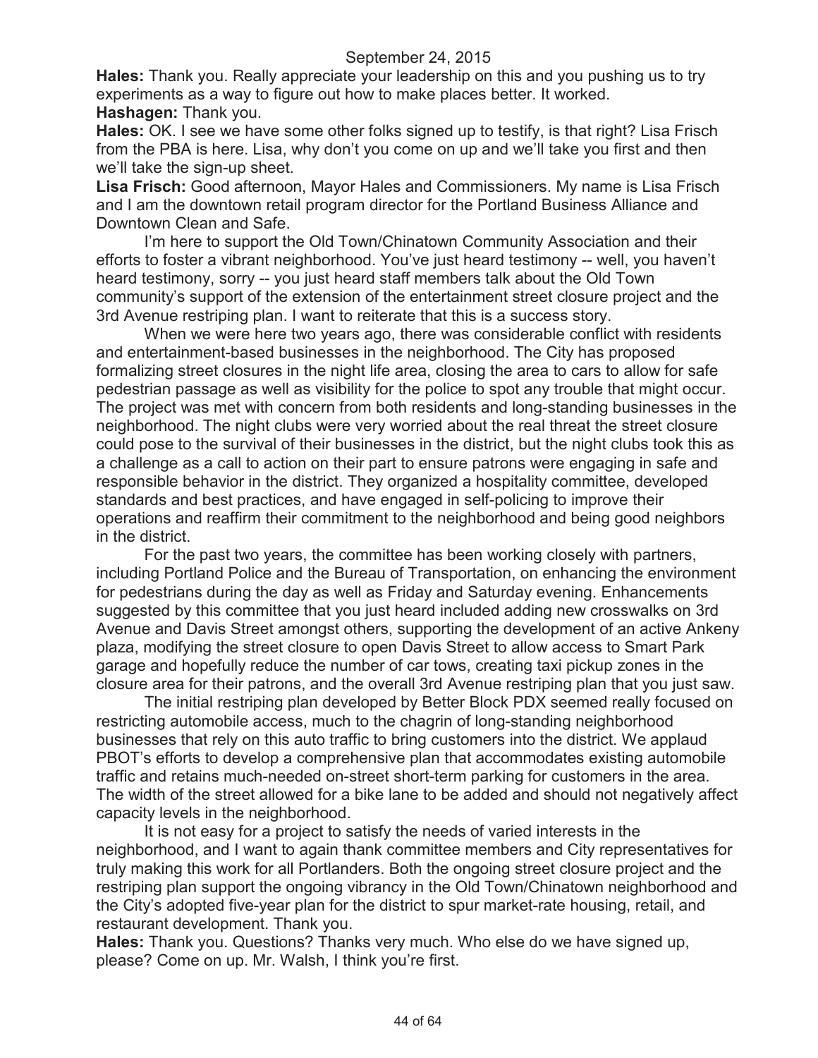**Hales:** Thank you. Really appreciate your leadership on this and you pushing us to try experiments as a way to figure out how to make places better. It worked.

**Hashagen:** Thank you.

**Hales:** OK. I see we have some other folks signed up to testify, is that right? Lisa Frisch from the PBA is here. Lisa, why don't you come on up and we'll take you first and then we'll take the sign-up sheet.

**Lisa Frisch:** Good afternoon, Mayor Hales and Commissioners. My name is Lisa Frisch and I am the downtown retail program director for the Portland Business Alliance and Downtown Clean and Safe.

I'm here to support the Old Town/Chinatown Community Association and their efforts to foster a vibrant neighborhood. You've just heard testimony -- well, you haven't heard testimony, sorry -- you just heard staff members talk about the Old Town community's support of the extension of the entertainment street closure project and the 3rd Avenue restriping plan. I want to reiterate that this is a success story.

When we were here two years ago, there was considerable conflict with residents and entertainment-based businesses in the neighborhood. The City has proposed formalizing street closures in the night life area, closing the area to cars to allow for safe pedestrian passage as well as visibility for the police to spot any trouble that might occur. The project was met with concern from both residents and long-standing businesses in the neighborhood. The night clubs were very worried about the real threat the street closure could pose to the survival of their businesses in the district, but the night clubs took this as a challenge as a call to action on their part to ensure patrons were engaging in safe and responsible behavior in the district. They organized a hospitality committee, developed standards and best practices, and have engaged in self-policing to improve their operations and reaffirm their commitment to the neighborhood and being good neighbors in the district.

For the past two years, the committee has been working closely with partners, including Portland Police and the Bureau of Transportation, on enhancing the environment for pedestrians during the day as well as Friday and Saturday evening. Enhancements suggested by this committee that you just heard included adding new crosswalks on 3rd Avenue and Davis Street amongst others, supporting the development of an active Ankeny plaza, modifying the street closure to open Davis Street to allow access to Smart Park garage and hopefully reduce the number of car tows, creating taxi pickup zones in the closure area for their patrons, and the overall 3rd Avenue restriping plan that you just saw.

The initial restriping plan developed by Better Block PDX seemed really focused on restricting automobile access, much to the chagrin of long-standing neighborhood businesses that rely on this auto traffic to bring customers into the district. We applaud PBOT's efforts to develop a comprehensive plan that accommodates existing automobile traffic and retains much-needed on-street short-term parking for customers in the area. The width of the street allowed for a bike lane to be added and should not negatively affect capacity levels in the neighborhood.

It is not easy for a project to satisfy the needs of varied interests in the neighborhood, and I want to again thank committee members and City representatives for truly making this work for all Portlanders. Both the ongoing street closure project and the restriping plan support the ongoing vibrancy in the Old Town/Chinatown neighborhood and the City's adopted five-year plan for the district to spur market-rate housing, retail, and restaurant development. Thank you.

**Hales:** Thank you. Questions? Thanks very much. Who else do we have signed up, please? Come on up. Mr. Walsh, I think you're first.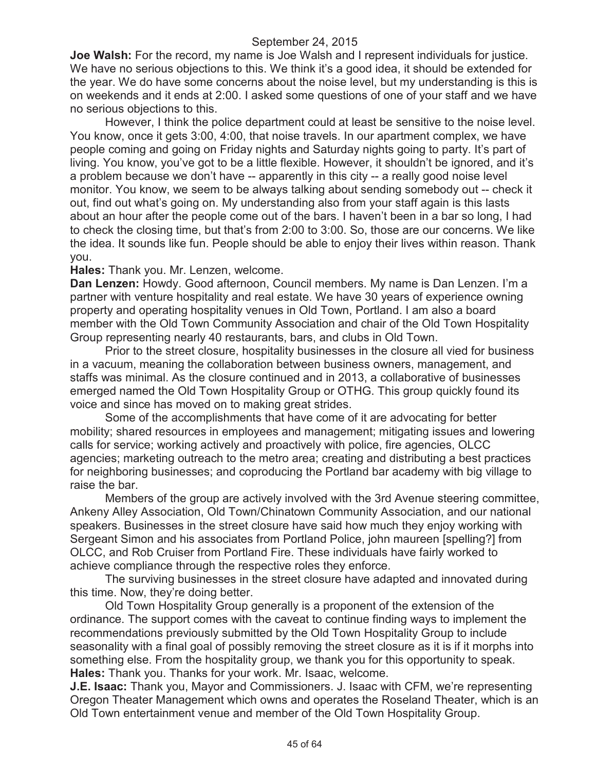**Joe Walsh:** For the record, my name is Joe Walsh and I represent individuals for justice. We have no serious objections to this. We think it's a good idea, it should be extended for the year. We do have some concerns about the noise level, but my understanding is this is on weekends and it ends at 2:00. I asked some questions of one of your staff and we have no serious objections to this.

However, I think the police department could at least be sensitive to the noise level. You know, once it gets 3:00, 4:00, that noise travels. In our apartment complex, we have people coming and going on Friday nights and Saturday nights going to party. It's part of living. You know, you've got to be a little flexible. However, it shouldn't be ignored, and it's a problem because we don't have -- apparently in this city -- a really good noise level monitor. You know, we seem to be always talking about sending somebody out -- check it out, find out what's going on. My understanding also from your staff again is this lasts about an hour after the people come out of the bars. I haven't been in a bar so long, I had to check the closing time, but that's from 2:00 to 3:00. So, those are our concerns. We like the idea. It sounds like fun. People should be able to enjoy their lives within reason. Thank you.

**Hales:** Thank you. Mr. Lenzen, welcome.

**Dan Lenzen:** Howdy. Good afternoon, Council members. My name is Dan Lenzen. I'm a partner with venture hospitality and real estate. We have 30 years of experience owning property and operating hospitality venues in Old Town, Portland. I am also a board member with the Old Town Community Association and chair of the Old Town Hospitality Group representing nearly 40 restaurants, bars, and clubs in Old Town.

Prior to the street closure, hospitality businesses in the closure all vied for business in a vacuum, meaning the collaboration between business owners, management, and staffs was minimal. As the closure continued and in 2013, a collaborative of businesses emerged named the Old Town Hospitality Group or OTHG. This group quickly found its voice and since has moved on to making great strides.

Some of the accomplishments that have come of it are advocating for better mobility; shared resources in employees and management; mitigating issues and lowering calls for service; working actively and proactively with police, fire agencies, OLCC agencies; marketing outreach to the metro area; creating and distributing a best practices for neighboring businesses; and coproducing the Portland bar academy with big village to raise the bar.

Members of the group are actively involved with the 3rd Avenue steering committee, Ankeny Alley Association, Old Town/Chinatown Community Association, and our national speakers. Businesses in the street closure have said how much they enjoy working with Sergeant Simon and his associates from Portland Police, john maureen [spelling?] from OLCC, and Rob Cruiser from Portland Fire. These individuals have fairly worked to achieve compliance through the respective roles they enforce.

The surviving businesses in the street closure have adapted and innovated during this time. Now, they're doing better.

Old Town Hospitality Group generally is a proponent of the extension of the ordinance. The support comes with the caveat to continue finding ways to implement the recommendations previously submitted by the Old Town Hospitality Group to include seasonality with a final goal of possibly removing the street closure as it is if it morphs into something else. From the hospitality group, we thank you for this opportunity to speak.

**Hales:** Thank you. Thanks for your work. Mr. Isaac, welcome.

**J.E. Isaac:** Thank you, Mayor and Commissioners. J. Isaac with CFM, we're representing Oregon Theater Management which owns and operates the Roseland Theater, which is an Old Town entertainment venue and member of the Old Town Hospitality Group.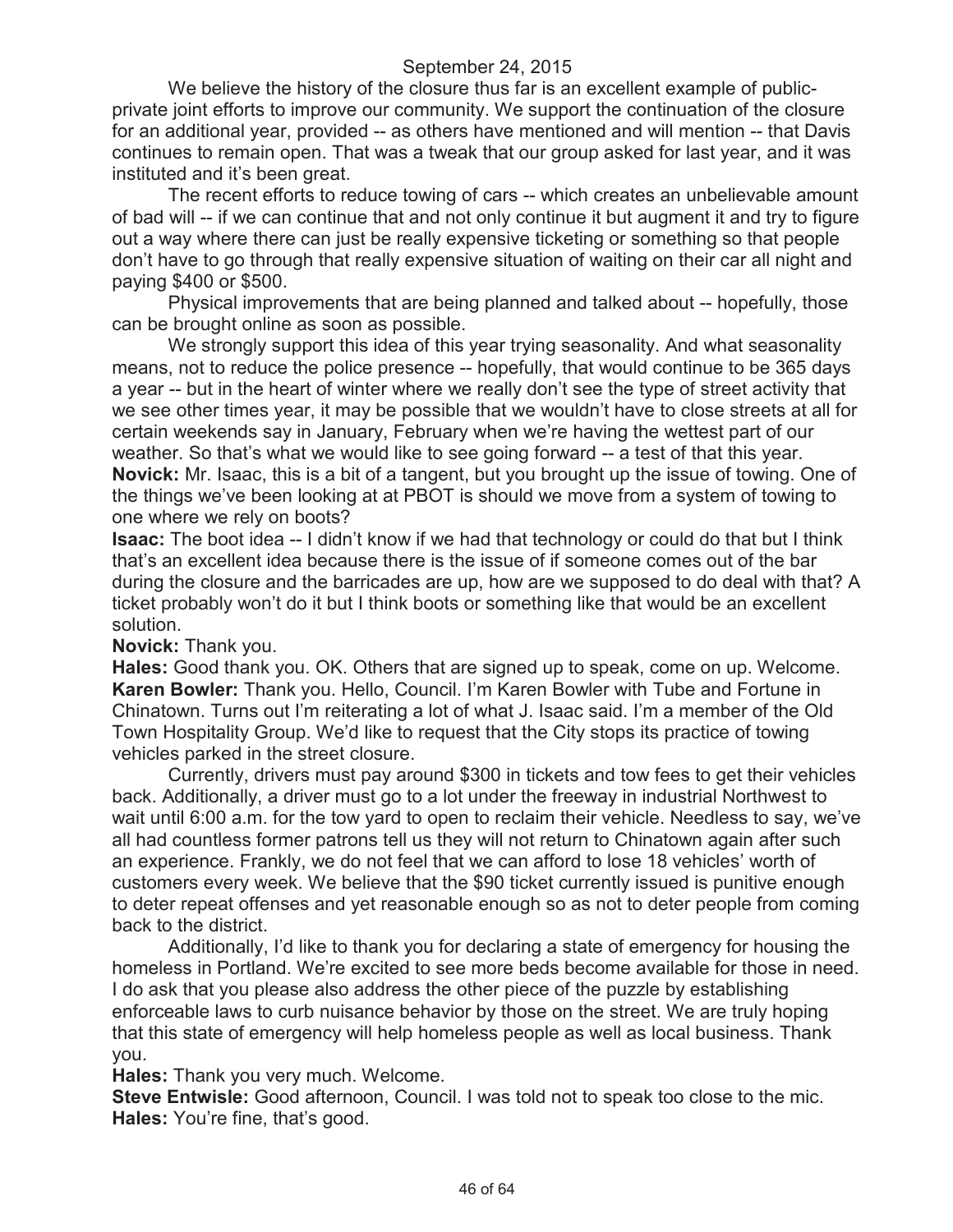We believe the history of the closure thus far is an excellent example of public-private joint efforts to improve our community. We support the continuation of the closure for an additional year, provided -- as others have mentioned and will mention -- that Davis continues to remain open. That was a tweak that our group asked for last year, and it was instituted and it's been great.

The recent efforts to reduce towing of cars -- which creates an unbelievable amount of bad will -- if we can continue that and not only continue it but augment it and try to figure out a way where there can just be really expensive ticketing or something so that people don't have to go through that really expensive situation of waiting on their car all night and paying $400 or $500.

Physical improvements that are being planned and talked about -- hopefully, those can be brought online as soon as possible.

We strongly support this idea of this year trying seasonality. And what seasonality means, not to reduce the police presence -- hopefully, that would continue to be 365 days a year -- but in the heart of winter where we really don't see the type of street activity that we see other times year, it may be possible that we wouldn't have to close streets at all for certain weekends say in January, February when we're having the wettest part of our weather. So that's what we would like to see going forward -- a test of that this year.

**Novick:** Mr. Isaac, this is a bit of a tangent, but you brought up the issue of towing. One of the things we've been looking at at PBOT is should we move from a system of towing to one where we rely on boots?

**Isaac:** The boot idea -- I didn't know if we had that technology or could do that but I think that's an excellent idea because there is the issue of if someone comes out of the bar during the closure and the barricades are up, how are we supposed to do deal with that? A ticket probably won't do it but I think boots or something like that would be an excellent solution.

**Novick:** Thank you.

**Hales:** Good thank you. OK. Others that are signed up to speak, come on up. Welcome.

**Karen Bowler:** Thank you. Hello, Council. I'm Karen Bowler with Tube and Fortune in Chinatown. Turns out I'm reiterating a lot of what J. Isaac said. I'm a member of the Old Town Hospitality Group. We'd like to request that the City stops its practice of towing vehicles parked in the street closure.

Currently, drivers must pay around $300 in tickets and tow fees to get their vehicles back. Additionally, a driver must go to a lot under the freeway in industrial Northwest to wait until 6:00 a.m. for the tow yard to open to reclaim their vehicle. Needless to say, we've all had countless former patrons tell us they will not return to Chinatown again after such an experience. Frankly, we do not feel that we can afford to lose 18 vehicles' worth of customers every week. We believe that the $90 ticket currently issued is punitive enough to deter repeat offenses and yet reasonable enough so as not to deter people from coming back to the district.

Additionally, I'd like to thank you for declaring a state of emergency for housing the homeless in Portland. We're excited to see more beds become available for those in need. I do ask that you please also address the other piece of the puzzle by establishing enforceable laws to curb nuisance behavior by those on the street. We are truly hoping that this state of emergency will help homeless people as well as local business. Thank you.

**Hales:** Thank you very much. Welcome.

**Steve Entwisle:** Good afternoon, Council. I was told not to speak too close to the mic.

**Hales:** You're fine, that's good.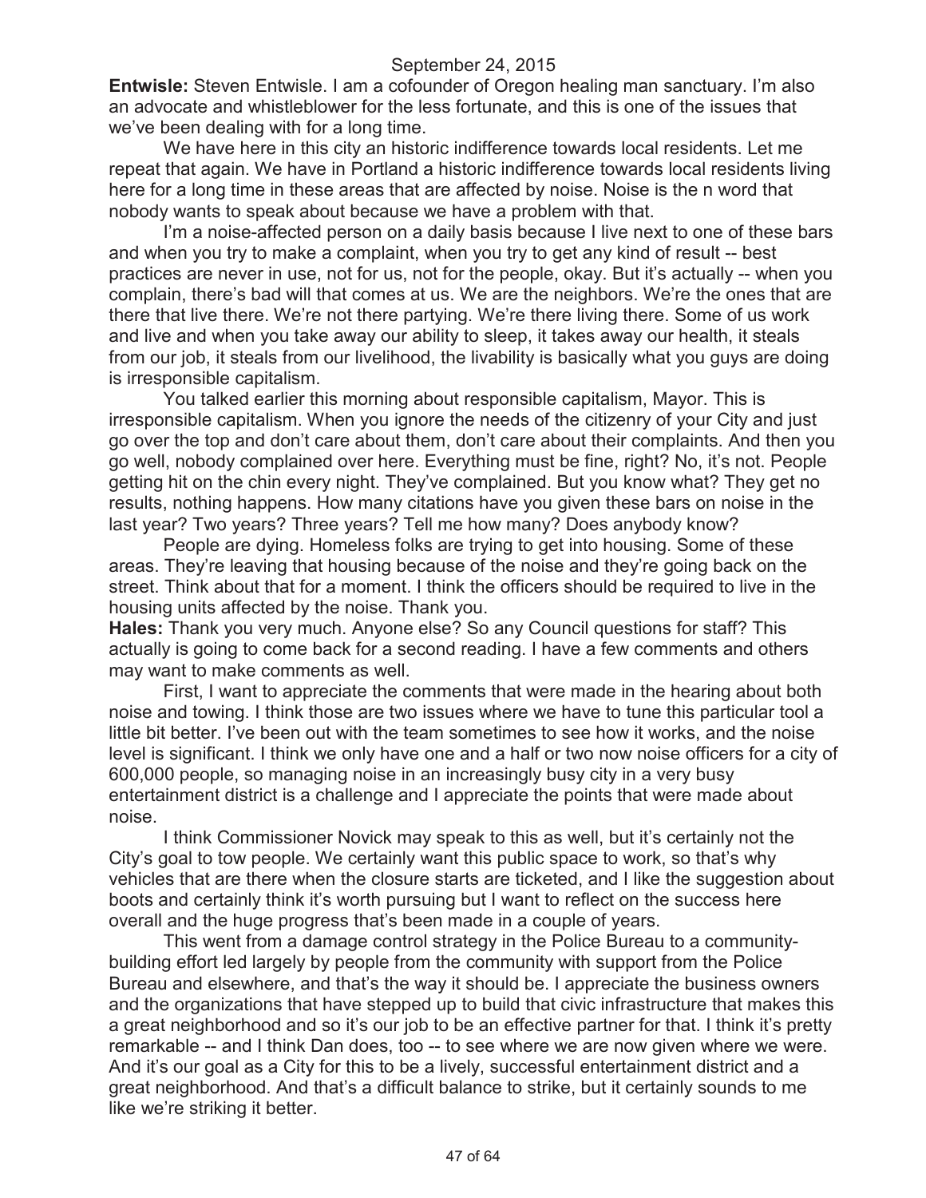**Entwisle:** Steven Entwisle. I am a cofounder of Oregon healing man sanctuary. I'm also an advocate and whistleblower for the less fortunate, and this is one of the issues that we've been dealing with for a long time.

We have here in this city an historic indifference towards local residents. Let me repeat that again. We have in Portland a historic indifference towards local residents living here for a long time in these areas that are affected by noise. Noise is the n word that nobody wants to speak about because we have a problem with that.

I'm a noise-affected person on a daily basis because I live next to one of these bars and when you try to make a complaint, when you try to get any kind of result -- best practices are never in use, not for us, not for the people, okay. But it's actually -- when you complain, there's bad will that comes at us. We are the neighbors. We're the ones that are there that live there. We're not there partying. We're there living there. Some of us work and live and when you take away our ability to sleep, it takes away our health, it steals from our job, it steals from our livelihood, the livability is basically what you guys are doing is irresponsible capitalism.

You talked earlier this morning about responsible capitalism, Mayor. This is irresponsible capitalism. When you ignore the needs of the citizenry of your City and just go over the top and don't care about them, don't care about their complaints. And then you go well, nobody complained over here. Everything must be fine, right? No, it's not. People getting hit on the chin every night. They've complained. But you know what? They get no results, nothing happens. How many citations have you given these bars on noise in the last year? Two years? Three years? Tell me how many? Does anybody know?

People are dying. Homeless folks are trying to get into housing. Some of these areas. They're leaving that housing because of the noise and they're going back on the street. Think about that for a moment. I think the officers should be required to live in the housing units affected by the noise. Thank you.

**Hales:** Thank you very much. Anyone else? So any Council questions for staff? This actually is going to come back for a second reading. I have a few comments and others may want to make comments as well.

First, I want to appreciate the comments that were made in the hearing about both noise and towing. I think those are two issues where we have to tune this particular tool a little bit better. I've been out with the team sometimes to see how it works, and the noise level is significant. I think we only have one and a half or two now noise officers for a city of 600,000 people, so managing noise in an increasingly busy city in a very busy entertainment district is a challenge and I appreciate the points that were made about noise.

I think Commissioner Novick may speak to this as well, but it's certainly not the City's goal to tow people. We certainly want this public space to work, so that's why vehicles that are there when the closure starts are ticketed, and I like the suggestion about boots and certainly think it's worth pursuing but I want to reflect on the success here overall and the huge progress that's been made in a couple of years.

This went from a damage control strategy in the Police Bureau to a community-building effort led largely by people from the community with support from the Police Bureau and elsewhere, and that's the way it should be. I appreciate the business owners and the organizations that have stepped up to build that civic infrastructure that makes this a great neighborhood and so it's our job to be an effective partner for that. I think it's pretty remarkable -- and I think Dan does, too -- to see where we are now given where we were. And it's our goal as a City for this to be a lively, successful entertainment district and a great neighborhood. And that's a difficult balance to strike, but it certainly sounds to me like we're striking it better.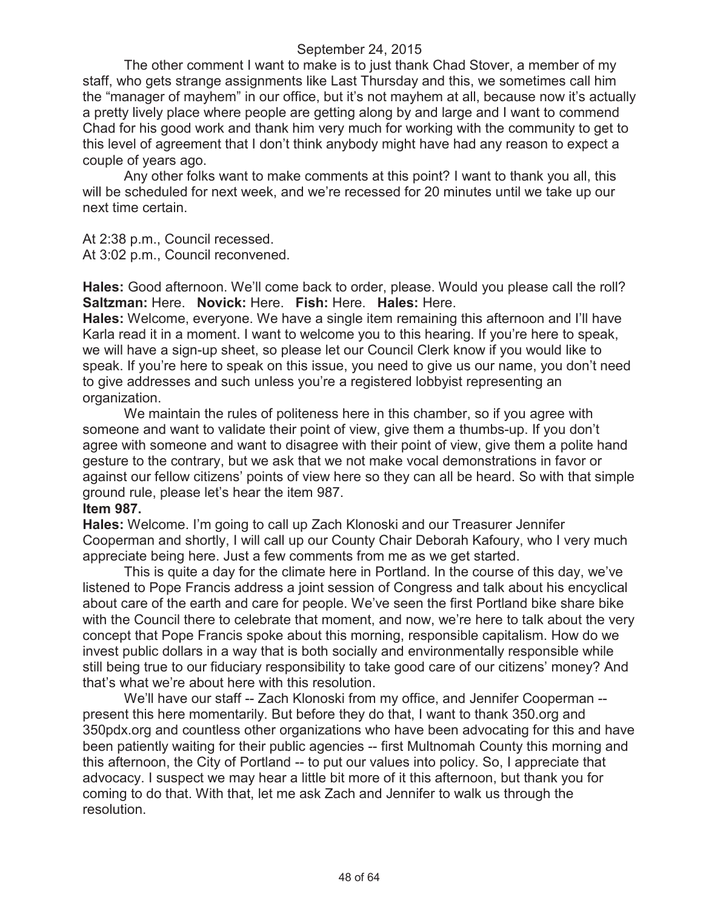The other comment I want to make is to just thank Chad Stover, a member of my staff, who gets strange assignments like Last Thursday and this, we sometimes call him the "manager of mayhem" in our office, but it's not mayhem at all, because now it's actually a pretty lively place where people are getting along by and large and I want to commend Chad for his good work and thank him very much for working with the community to get to this level of agreement that I don't think anybody might have had any reason to expect a couple of years ago.

Any other folks want to make comments at this point? I want to thank you all, this will be scheduled for next week, and we're recessed for 20 minutes until we take up our next time certain.

At 2:38 p.m., Council recessed.
At 3:02 p.m., Council reconvened.

**Hales:** Good afternoon. We'll come back to order, please. Would you please call the roll?
**Saltzman:** Here. **Novick:** Here. **Fish:** Here. **Hales:** Here.

**Hales:** Welcome, everyone. We have a single item remaining this afternoon and I'll have Karla read it in a moment. I want to welcome you to this hearing. If you're here to speak, we will have a sign-up sheet, so please let our Council Clerk know if you would like to speak. If you're here to speak on this issue, you need to give us our name, you don't need to give addresses and such unless you're a registered lobbyist representing an organization.

We maintain the rules of politeness here in this chamber, so if you agree with someone and want to validate their point of view, give them a thumbs-up. If you don't agree with someone and want to disagree with their point of view, give them a polite hand gesture to the contrary, but we ask that we not make vocal demonstrations in favor or against our fellow citizens' points of view here so they can all be heard. So with that simple ground rule, please let's hear the item 987.

**Item 987.**

**Hales:** Welcome. I'm going to call up Zach Klonoski and our Treasurer Jennifer Cooperman and shortly, I will call up our County Chair Deborah Kafoury, who I very much appreciate being here. Just a few comments from me as we get started.

This is quite a day for the climate here in Portland. In the course of this day, we've listened to Pope Francis address a joint session of Congress and talk about his encyclical about care of the earth and care for people. We've seen the first Portland bike share bike with the Council there to celebrate that moment, and now, we're here to talk about the very concept that Pope Francis spoke about this morning, responsible capitalism. How do we invest public dollars in a way that is both socially and environmentally responsible while still being true to our fiduciary responsibility to take good care of our citizens' money? And that's what we're about here with this resolution.

We'll have our staff -- Zach Klonoski from my office, and Jennifer Cooperman -- present this here momentarily. But before they do that, I want to thank 350.org and 350pdx.org and countless other organizations who have been advocating for this and have been patiently waiting for their public agencies -- first Multnomah County this morning and this afternoon, the City of Portland -- to put our values into policy. So, I appreciate that advocacy. I suspect we may hear a little bit more of it this afternoon, but thank you for coming to do that. With that, let me ask Zach and Jennifer to walk us through the resolution.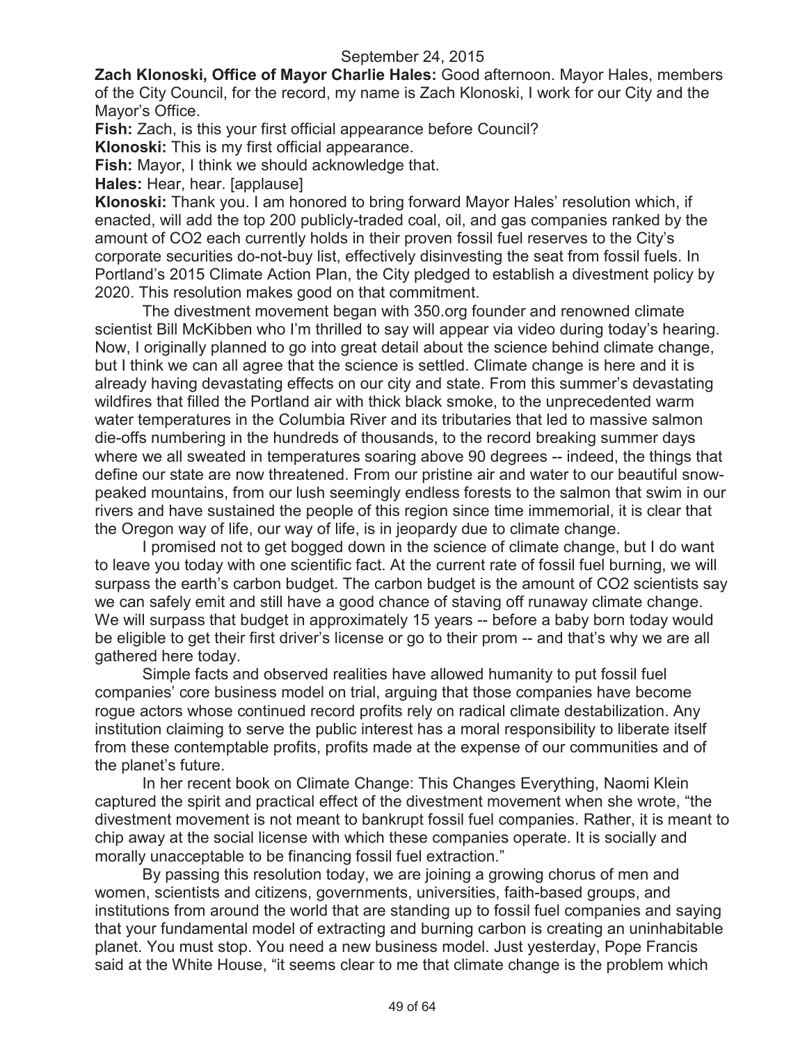September 24, 2015

**Zach Klonoski, Office of Mayor Charlie Hales:** Good afternoon. Mayor Hales, members of the City Council, for the record, my name is Zach Klonoski, I work for our City and the Mayor's Office.

**Fish:** Zach, is this your first official appearance before Council?

**Klonoski:** This is my first official appearance.

**Fish:** Mayor, I think we should acknowledge that.

**Hales:** Hear, hear. [applause]

**Klonoski:** Thank you. I am honored to bring forward Mayor Hales' resolution which, if enacted, will add the top 200 publicly-traded coal, oil, and gas companies ranked by the amount of CO2 each currently holds in their proven fossil fuel reserves to the City's corporate securities do-not-buy list, effectively disinvesting the seat from fossil fuels. In Portland's 2015 Climate Action Plan, the City pledged to establish a divestment policy by 2020. This resolution makes good on that commitment.

The divestment movement began with 350.org founder and renowned climate scientist Bill McKibben who I'm thrilled to say will appear via video during today's hearing. Now, I originally planned to go into great detail about the science behind climate change, but I think we can all agree that the science is settled. Climate change is here and it is already having devastating effects on our city and state. From this summer's devastating wildfires that filled the Portland air with thick black smoke, to the unprecedented warm water temperatures in the Columbia River and its tributaries that led to massive salmon die-offs numbering in the hundreds of thousands, to the record breaking summer days where we all sweated in temperatures soaring above 90 degrees -- indeed, the things that define our state are now threatened. From our pristine air and water to our beautiful snow-peaked mountains, from our lush seemingly endless forests to the salmon that swim in our rivers and have sustained the people of this region since time immemorial, it is clear that the Oregon way of life, our way of life, is in jeopardy due to climate change.

I promised not to get bogged down in the science of climate change, but I do want to leave you today with one scientific fact. At the current rate of fossil fuel burning, we will surpass the earth's carbon budget. The carbon budget is the amount of CO2 scientists say we can safely emit and still have a good chance of staving off runaway climate change. We will surpass that budget in approximately 15 years -- before a baby born today would be eligible to get their first driver's license or go to their prom -- and that's why we are all gathered here today.

Simple facts and observed realities have allowed humanity to put fossil fuel companies' core business model on trial, arguing that those companies have become rogue actors whose continued record profits rely on radical climate destabilization. Any institution claiming to serve the public interest has a moral responsibility to liberate itself from these contemptable profits, profits made at the expense of our communities and of the planet's future.

In her recent book on Climate Change: This Changes Everything, Naomi Klein captured the spirit and practical effect of the divestment movement when she wrote, "the divestment movement is not meant to bankrupt fossil fuel companies. Rather, it is meant to chip away at the social license with which these companies operate. It is socially and morally unacceptable to be financing fossil fuel extraction."

By passing this resolution today, we are joining a growing chorus of men and women, scientists and citizens, governments, universities, faith-based groups, and institutions from around the world that are standing up to fossil fuel companies and saying that your fundamental model of extracting and burning carbon is creating an uninhabitable planet. You must stop. You need a new business model. Just yesterday, Pope Francis said at the White House, "it seems clear to me that climate change is the problem which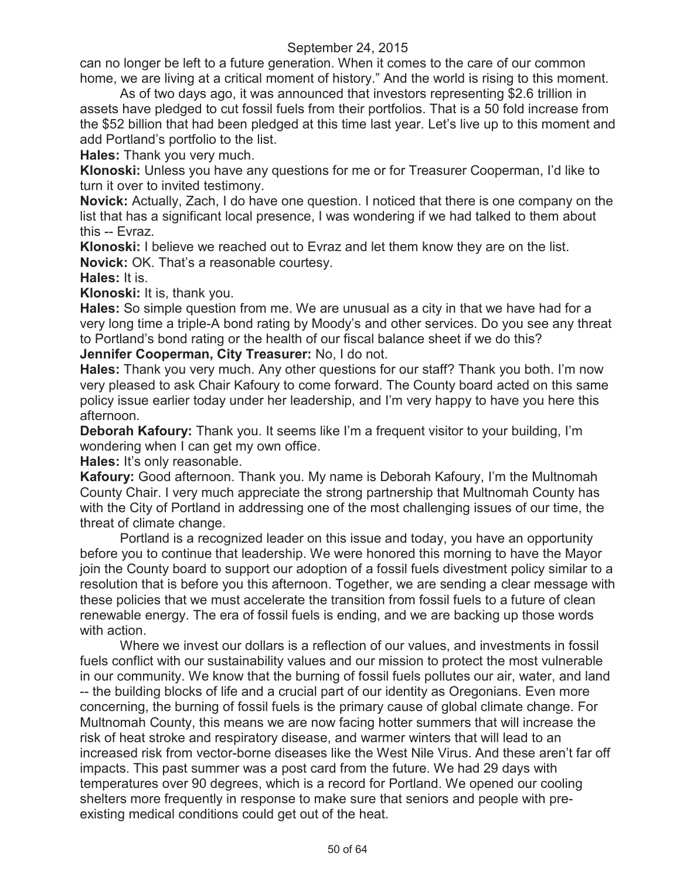can no longer be left to a future generation. When it comes to the care of our common home, we are living at a critical moment of history." And the world is rising to this moment.

As of two days ago, it was announced that investors representing $2.6 trillion in assets have pledged to cut fossil fuels from their portfolios. That is a 50 fold increase from the $52 billion that had been pledged at this time last year. Let's live up to this moment and add Portland's portfolio to the list.

**Hales:** Thank you very much.

**Klonoski:** Unless you have any questions for me or for Treasurer Cooperman, I'd like to turn it over to invited testimony.

**Novick:** Actually, Zach, I do have one question. I noticed that there is one company on the list that has a significant local presence, I was wondering if we had talked to them about this -- Evraz.

**Klonoski:** I believe we reached out to Evraz and let them know they are on the list.

**Novick:** OK. That's a reasonable courtesy.

**Hales:** It is.

**Klonoski:** It is, thank you.

**Hales:** So simple question from me. We are unusual as a city in that we have had for a very long time a triple-A bond rating by Moody's and other services. Do you see any threat to Portland's bond rating or the health of our fiscal balance sheet if we do this?

**Jennifer Cooperman, City Treasurer:** No, I do not.

**Hales:** Thank you very much. Any other questions for our staff? Thank you both. I'm now very pleased to ask Chair Kafoury to come forward. The County board acted on this same policy issue earlier today under her leadership, and I'm very happy to have you here this afternoon.

**Deborah Kafoury:** Thank you. It seems like I'm a frequent visitor to your building, I'm wondering when I can get my own office.

**Hales:** It's only reasonable.

**Kafoury:** Good afternoon. Thank you. My name is Deborah Kafoury, I'm the Multnomah County Chair. I very much appreciate the strong partnership that Multnomah County has with the City of Portland in addressing one of the most challenging issues of our time, the threat of climate change.

Portland is a recognized leader on this issue and today, you have an opportunity before you to continue that leadership. We were honored this morning to have the Mayor join the County board to support our adoption of a fossil fuels divestment policy similar to a resolution that is before you this afternoon. Together, we are sending a clear message with these policies that we must accelerate the transition from fossil fuels to a future of clean renewable energy. The era of fossil fuels is ending, and we are backing up those words with action.

Where we invest our dollars is a reflection of our values, and investments in fossil fuels conflict with our sustainability values and our mission to protect the most vulnerable in our community. We know that the burning of fossil fuels pollutes our air, water, and land -- the building blocks of life and a crucial part of our identity as Oregonians. Even more concerning, the burning of fossil fuels is the primary cause of global climate change. For Multnomah County, this means we are now facing hotter summers that will increase the risk of heat stroke and respiratory disease, and warmer winters that will lead to an increased risk from vector-borne diseases like the West Nile Virus. And these aren't far off impacts. This past summer was a post card from the future. We had 29 days with temperatures over 90 degrees, which is a record for Portland. We opened our cooling shelters more frequently in response to make sure that seniors and people with pre-existing medical conditions could get out of the heat.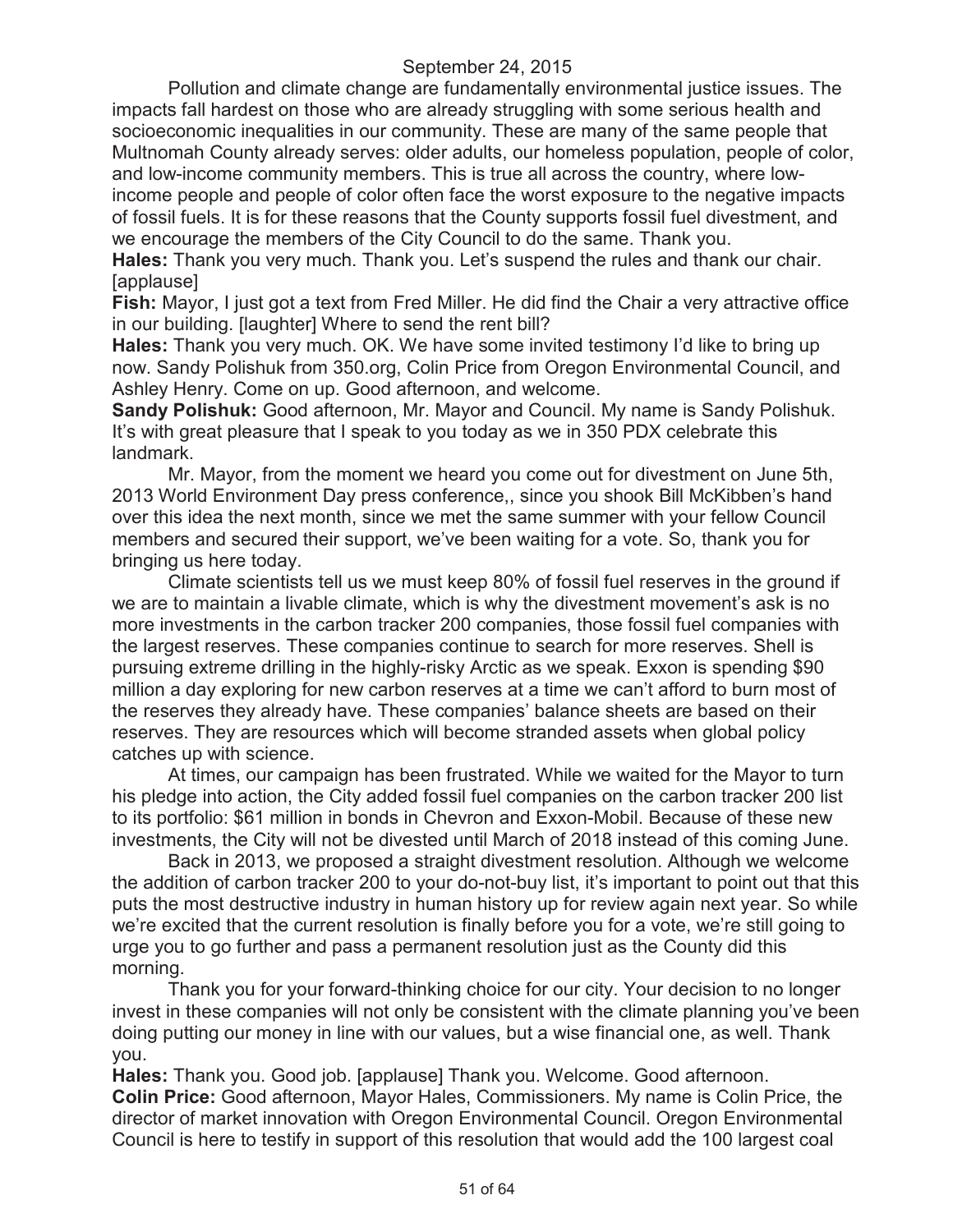September 24, 2015

Pollution and climate change are fundamentally environmental justice issues. The impacts fall hardest on those who are already struggling with some serious health and socioeconomic inequalities in our community. These are many of the same people that Multnomah County already serves: older adults, our homeless population, people of color, and low-income community members. This is true all across the country, where low-income people and people of color often face the worst exposure to the negative impacts of fossil fuels. It is for these reasons that the County supports fossil fuel divestment, and we encourage the members of the City Council to do the same. Thank you.

**Hales:** Thank you very much. Thank you. Let's suspend the rules and thank our chair. [applause]

**Fish:** Mayor, I just got a text from Fred Miller. He did find the Chair a very attractive office in our building. [laughter] Where to send the rent bill?

**Hales:** Thank you very much. OK. We have some invited testimony I'd like to bring up now. Sandy Polishuk from 350.org, Colin Price from Oregon Environmental Council, and Ashley Henry. Come on up. Good afternoon, and welcome.

**Sandy Polishuk:** Good afternoon, Mr. Mayor and Council. My name is Sandy Polishuk. It's with great pleasure that I speak to you today as we in 350 PDX celebrate this landmark.

Mr. Mayor, from the moment we heard you come out for divestment on June 5th, 2013 World Environment Day press conference,, since you shook Bill McKibben's hand over this idea the next month, since we met the same summer with your fellow Council members and secured their support, we've been waiting for a vote. So, thank you for bringing us here today.

Climate scientists tell us we must keep 80% of fossil fuel reserves in the ground if we are to maintain a livable climate, which is why the divestment movement's ask is no more investments in the carbon tracker 200 companies, those fossil fuel companies with the largest reserves. These companies continue to search for more reserves. Shell is pursuing extreme drilling in the highly-risky Arctic as we speak. Exxon is spending $90 million a day exploring for new carbon reserves at a time we can't afford to burn most of the reserves they already have. These companies' balance sheets are based on their reserves. They are resources which will become stranded assets when global policy catches up with science.

At times, our campaign has been frustrated. While we waited for the Mayor to turn his pledge into action, the City added fossil fuel companies on the carbon tracker 200 list to its portfolio: $61 million in bonds in Chevron and Exxon-Mobil. Because of these new investments, the City will not be divested until March of 2018 instead of this coming June.

Back in 2013, we proposed a straight divestment resolution. Although we welcome the addition of carbon tracker 200 to your do-not-buy list, it's important to point out that this puts the most destructive industry in human history up for review again next year. So while we're excited that the current resolution is finally before you for a vote, we're still going to urge you to go further and pass a permanent resolution just as the County did this morning.

Thank you for your forward-thinking choice for our city. Your decision to no longer invest in these companies will not only be consistent with the climate planning you've been doing putting our money in line with our values, but a wise financial one, as well. Thank you.

**Hales:** Thank you. Good job. [applause] Thank you. Welcome. Good afternoon.

**Colin Price:** Good afternoon, Mayor Hales, Commissioners. My name is Colin Price, the director of market innovation with Oregon Environmental Council. Oregon Environmental Council is here to testify in support of this resolution that would add the 100 largest coal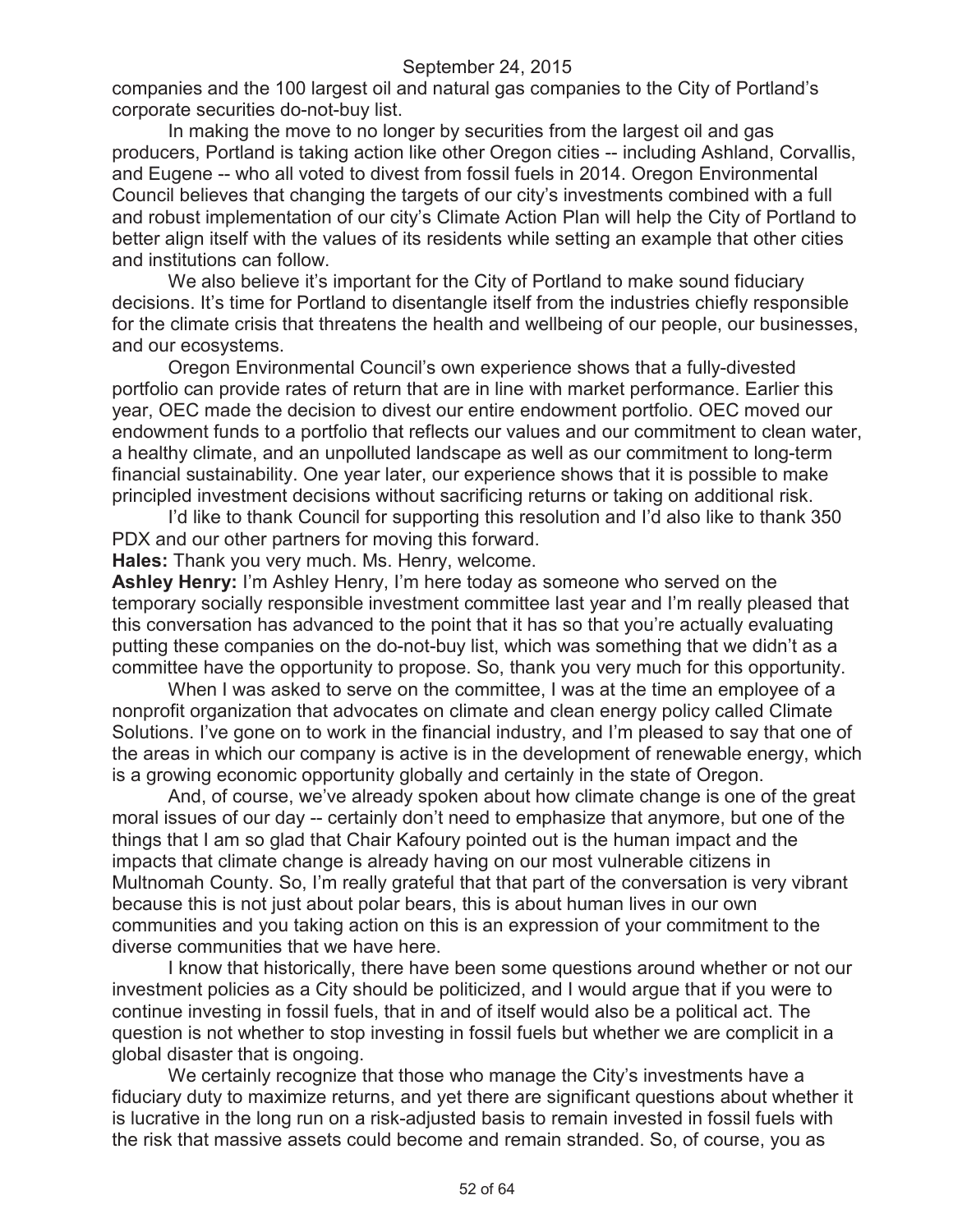companies and the 100 largest oil and natural gas companies to the City of Portland's corporate securities do-not-buy list.

In making the move to no longer by securities from the largest oil and gas producers, Portland is taking action like other Oregon cities -- including Ashland, Corvallis, and Eugene -- who all voted to divest from fossil fuels in 2014. Oregon Environmental Council believes that changing the targets of our city's investments combined with a full and robust implementation of our city's Climate Action Plan will help the City of Portland to better align itself with the values of its residents while setting an example that other cities and institutions can follow.

We also believe it's important for the City of Portland to make sound fiduciary decisions. It's time for Portland to disentangle itself from the industries chiefly responsible for the climate crisis that threatens the health and wellbeing of our people, our businesses, and our ecosystems.

Oregon Environmental Council's own experience shows that a fully-divested portfolio can provide rates of return that are in line with market performance. Earlier this year, OEC made the decision to divest our entire endowment portfolio. OEC moved our endowment funds to a portfolio that reflects our values and our commitment to clean water, a healthy climate, and an unpolluted landscape as well as our commitment to long-term financial sustainability. One year later, our experience shows that it is possible to make principled investment decisions without sacrificing returns or taking on additional risk.

I'd like to thank Council for supporting this resolution and I'd also like to thank 350 PDX and our other partners for moving this forward.

**Hales:** Thank you very much. Ms. Henry, welcome.

**Ashley Henry:** I'm Ashley Henry, I'm here today as someone who served on the temporary socially responsible investment committee last year and I'm really pleased that this conversation has advanced to the point that it has so that you're actually evaluating putting these companies on the do-not-buy list, which was something that we didn't as a committee have the opportunity to propose. So, thank you very much for this opportunity.

When I was asked to serve on the committee, I was at the time an employee of a nonprofit organization that advocates on climate and clean energy policy called Climate Solutions. I've gone on to work in the financial industry, and I'm pleased to say that one of the areas in which our company is active is in the development of renewable energy, which is a growing economic opportunity globally and certainly in the state of Oregon.

And, of course, we've already spoken about how climate change is one of the great moral issues of our day -- certainly don't need to emphasize that anymore, but one of the things that I am so glad that Chair Kafoury pointed out is the human impact and the impacts that climate change is already having on our most vulnerable citizens in Multnomah County. So, I'm really grateful that that part of the conversation is very vibrant because this is not just about polar bears, this is about human lives in our own communities and you taking action on this is an expression of your commitment to the diverse communities that we have here.

I know that historically, there have been some questions around whether or not our investment policies as a City should be politicized, and I would argue that if you were to continue investing in fossil fuels, that in and of itself would also be a political act. The question is not whether to stop investing in fossil fuels but whether we are complicit in a global disaster that is ongoing.

We certainly recognize that those who manage the City's investments have a fiduciary duty to maximize returns, and yet there are significant questions about whether it is lucrative in the long run on a risk-adjusted basis to remain invested in fossil fuels with the risk that massive assets could become and remain stranded. So, of course, you as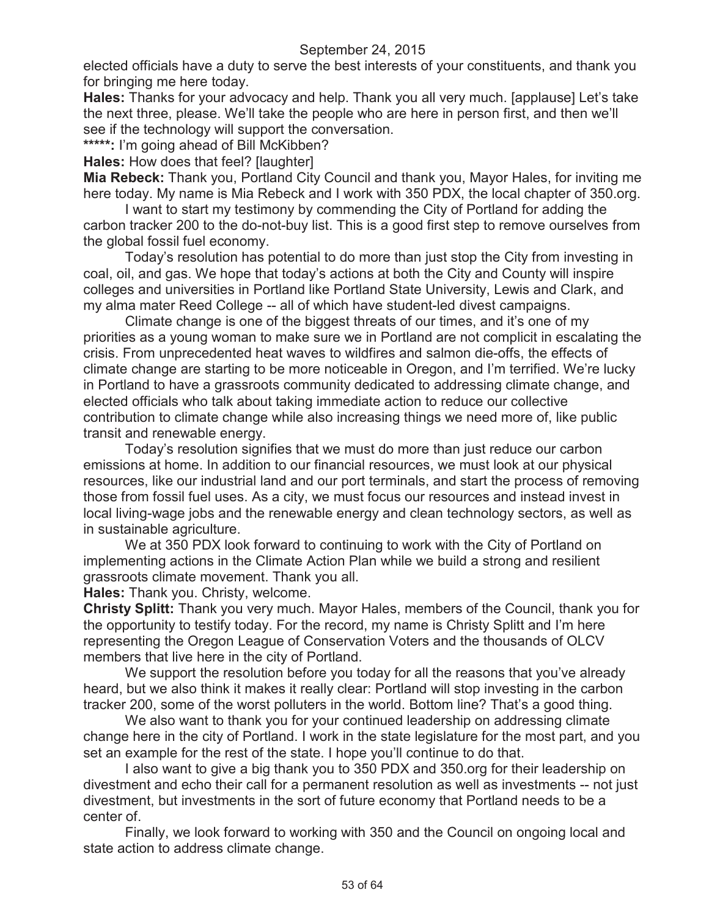elected officials have a duty to serve the best interests of your constituents, and thank you for bringing me here today.

**Hales:** Thanks for your advocacy and help. Thank you all very much. [applause] Let's take the next three, please. We'll take the people who are here in person first, and then we'll see if the technology will support the conversation.

*****: I'm going ahead of Bill McKibben?

**Hales:** How does that feel? [laughter]

**Mia Rebeck:** Thank you, Portland City Council and thank you, Mayor Hales, for inviting me here today. My name is Mia Rebeck and I work with 350 PDX, the local chapter of 350.org.

I want to start my testimony by commending the City of Portland for adding the carbon tracker 200 to the do-not-buy list. This is a good first step to remove ourselves from the global fossil fuel economy.

Today's resolution has potential to do more than just stop the City from investing in coal, oil, and gas. We hope that today's actions at both the City and County will inspire colleges and universities in Portland like Portland State University, Lewis and Clark, and my alma mater Reed College -- all of which have student-led divest campaigns.

Climate change is one of the biggest threats of our times, and it's one of my priorities as a young woman to make sure we in Portland are not complicit in escalating the crisis. From unprecedented heat waves to wildfires and salmon die-offs, the effects of climate change are starting to be more noticeable in Oregon, and I'm terrified. We're lucky in Portland to have a grassroots community dedicated to addressing climate change, and elected officials who talk about taking immediate action to reduce our collective contribution to climate change while also increasing things we need more of, like public transit and renewable energy.

Today's resolution signifies that we must do more than just reduce our carbon emissions at home. In addition to our financial resources, we must look at our physical resources, like our industrial land and our port terminals, and start the process of removing those from fossil fuel uses. As a city, we must focus our resources and instead invest in local living-wage jobs and the renewable energy and clean technology sectors, as well as in sustainable agriculture.

We at 350 PDX look forward to continuing to work with the City of Portland on implementing actions in the Climate Action Plan while we build a strong and resilient grassroots climate movement. Thank you all.

**Hales:** Thank you. Christy, welcome.

**Christy Splitt:** Thank you very much. Mayor Hales, members of the Council, thank you for the opportunity to testify today. For the record, my name is Christy Splitt and I'm here representing the Oregon League of Conservation Voters and the thousands of OLCV members that live here in the city of Portland.

We support the resolution before you today for all the reasons that you've already heard, but we also think it makes it really clear: Portland will stop investing in the carbon tracker 200, some of the worst polluters in the world. Bottom line? That's a good thing.

We also want to thank you for your continued leadership on addressing climate change here in the city of Portland. I work in the state legislature for the most part, and you set an example for the rest of the state. I hope you'll continue to do that.

I also want to give a big thank you to 350 PDX and 350.org for their leadership on divestment and echo their call for a permanent resolution as well as investments -- not just divestment, but investments in the sort of future economy that Portland needs to be a center of.

Finally, we look forward to working with 350 and the Council on ongoing local and state action to address climate change.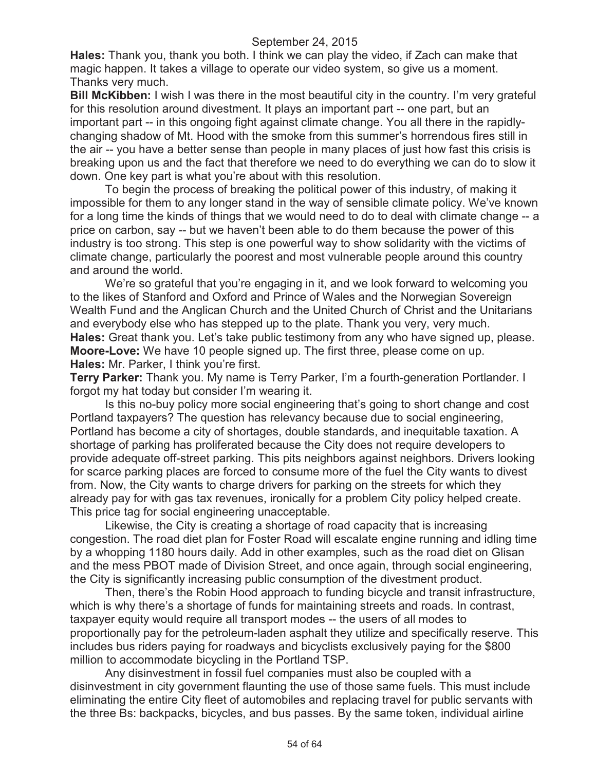**Hales:** Thank you, thank you both. I think we can play the video, if Zach can make that magic happen. It takes a village to operate our video system, so give us a moment. Thanks very much.

**Bill McKibben:** I wish I was there in the most beautiful city in the country. I'm very grateful for this resolution around divestment. It plays an important part -- one part, but an important part -- in this ongoing fight against climate change. You all there in the rapidly-changing shadow of Mt. Hood with the smoke from this summer's horrendous fires still in the air -- you have a better sense than people in many places of just how fast this crisis is breaking upon us and the fact that therefore we need to do everything we can do to slow it down. One key part is what you're about with this resolution.

To begin the process of breaking the political power of this industry, of making it impossible for them to any longer stand in the way of sensible climate policy. We've known for a long time the kinds of things that we would need to do to deal with climate change -- a price on carbon, say -- but we haven't been able to do them because the power of this industry is too strong. This step is one powerful way to show solidarity with the victims of climate change, particularly the poorest and most vulnerable people around this country and around the world.

We're so grateful that you're engaging in it, and we look forward to welcoming you to the likes of Stanford and Oxford and Prince of Wales and the Norwegian Sovereign Wealth Fund and the Anglican Church and the United Church of Christ and the Unitarians and everybody else who has stepped up to the plate. Thank you very, very much.

**Hales:** Great thank you. Let's take public testimony from any who have signed up, please.

**Moore-Love:** We have 10 people signed up. The first three, please come on up.

**Hales:** Mr. Parker, I think you're first.

**Terry Parker:** Thank you. My name is Terry Parker, I'm a fourth-generation Portlander. I forgot my hat today but consider I'm wearing it.

Is this no-buy policy more social engineering that's going to short change and cost Portland taxpayers? The question has relevancy because due to social engineering, Portland has become a city of shortages, double standards, and inequitable taxation. A shortage of parking has proliferated because the City does not require developers to provide adequate off-street parking. This pits neighbors against neighbors. Drivers looking for scarce parking places are forced to consume more of the fuel the City wants to divest from. Now, the City wants to charge drivers for parking on the streets for which they already pay for with gas tax revenues, ironically for a problem City policy helped create. This price tag for social engineering unacceptable.

Likewise, the City is creating a shortage of road capacity that is increasing congestion. The road diet plan for Foster Road will escalate engine running and idling time by a whopping 1180 hours daily. Add in other examples, such as the road diet on Glisan and the mess PBOT made of Division Street, and once again, through social engineering, the City is significantly increasing public consumption of the divestment product.

Then, there's the Robin Hood approach to funding bicycle and transit infrastructure, which is why there's a shortage of funds for maintaining streets and roads. In contrast, taxpayer equity would require all transport modes -- the users of all modes to proportionally pay for the petroleum-laden asphalt they utilize and specifically reserve. This includes bus riders paying for roadways and bicyclists exclusively paying for the $800 million to accommodate bicycling in the Portland TSP.

Any disinvestment in fossil fuel companies must also be coupled with a disinvestment in city government flaunting the use of those same fuels. This must include eliminating the entire City fleet of automobiles and replacing travel for public servants with the three Bs: backpacks, bicycles, and bus passes. By the same token, individual airline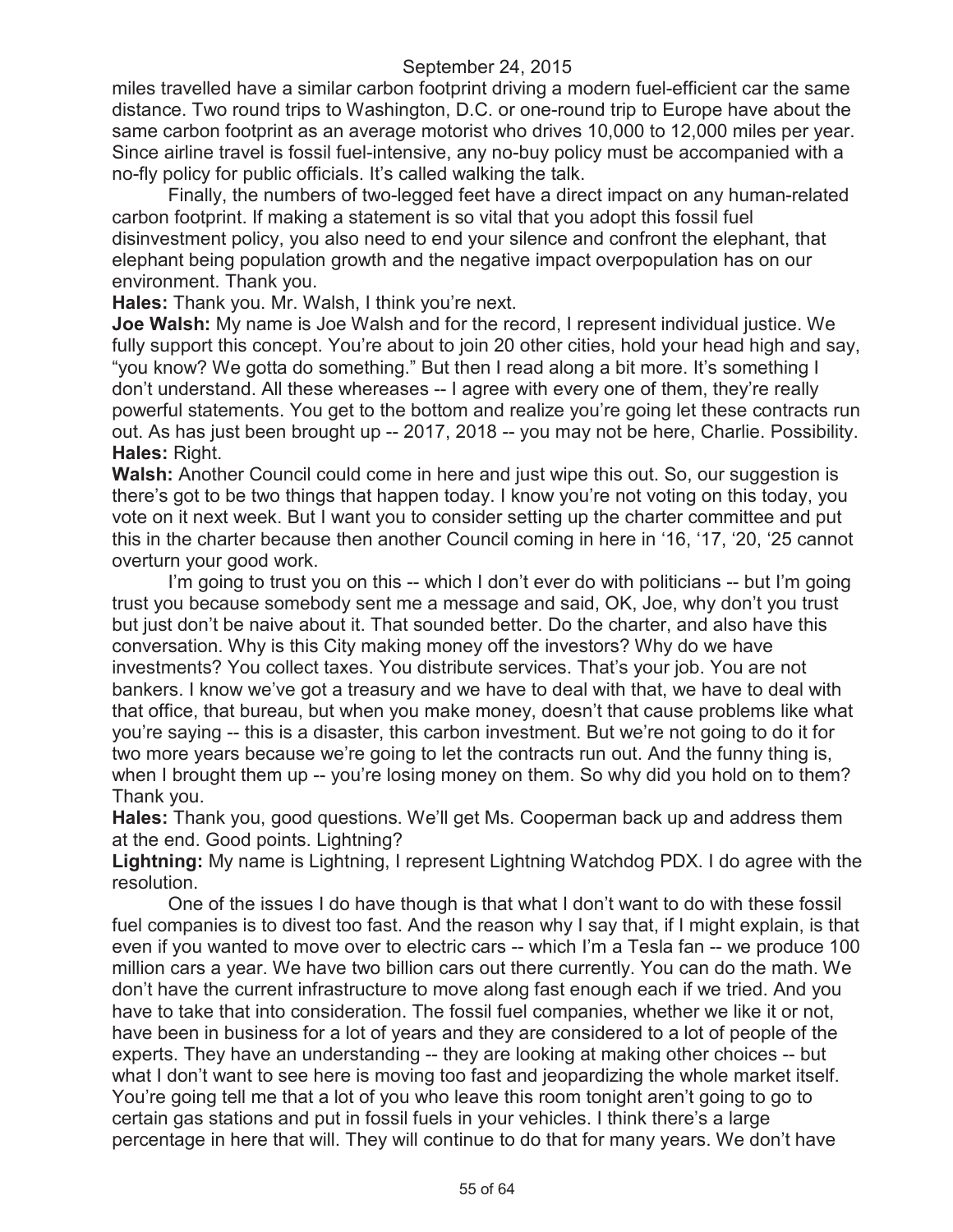miles travelled have a similar carbon footprint driving a modern fuel-efficient car the same distance. Two round trips to Washington, D.C. or one-round trip to Europe have about the same carbon footprint as an average motorist who drives 10,000 to 12,000 miles per year. Since airline travel is fossil fuel-intensive, any no-buy policy must be accompanied with a no-fly policy for public officials. It's called walking the talk.

Finally, the numbers of two-legged feet have a direct impact on any human-related carbon footprint. If making a statement is so vital that you adopt this fossil fuel disinvestment policy, you also need to end your silence and confront the elephant, that elephant being population growth and the negative impact overpopulation has on our environment. Thank you.

**Hales:** Thank you. Mr. Walsh, I think you're next.

**Joe Walsh:** My name is Joe Walsh and for the record, I represent individual justice. We fully support this concept. You're about to join 20 other cities, hold your head high and say, "you know? We gotta do something." But then I read along a bit more. It's something I don't understand. All these whereases -- I agree with every one of them, they're really powerful statements. You get to the bottom and realize you're going let these contracts run out. As has just been brought up -- 2017, 2018 -- you may not be here, Charlie. Possibility.

**Hales:** Right.

**Walsh:** Another Council could come in here and just wipe this out. So, our suggestion is there's got to be two things that happen today. I know you're not voting on this today, you vote on it next week. But I want you to consider setting up the charter committee and put this in the charter because then another Council coming in here in '16, '17, '20, '25 cannot overturn your good work.

I'm going to trust you on this -- which I don't ever do with politicians -- but I'm going trust you because somebody sent me a message and said, OK, Joe, why don't you trust but just don't be naive about it. That sounded better. Do the charter, and also have this conversation. Why is this City making money off the investors? Why do we have investments? You collect taxes. You distribute services. That's your job. You are not bankers. I know we've got a treasury and we have to deal with that, we have to deal with that office, that bureau, but when you make money, doesn't that cause problems like what you're saying -- this is a disaster, this carbon investment. But we're not going to do it for two more years because we're going to let the contracts run out. And the funny thing is, when I brought them up -- you're losing money on them. So why did you hold on to them? Thank you.

**Hales:** Thank you, good questions. We'll get Ms. Cooperman back up and address them at the end. Good points. Lightning?

**Lightning:** My name is Lightning, I represent Lightning Watchdog PDX. I do agree with the resolution.

One of the issues I do have though is that what I don't want to do with these fossil fuel companies is to divest too fast. And the reason why I say that, if I might explain, is that even if you wanted to move over to electric cars -- which I'm a Tesla fan -- we produce 100 million cars a year. We have two billion cars out there currently. You can do the math. We don't have the current infrastructure to move along fast enough each if we tried. And you have to take that into consideration. The fossil fuel companies, whether we like it or not, have been in business for a lot of years and they are considered to a lot of people of the experts. They have an understanding -- they are looking at making other choices -- but what I don't want to see here is moving too fast and jeopardizing the whole market itself. You're going tell me that a lot of you who leave this room tonight aren't going to go to certain gas stations and put in fossil fuels in your vehicles. I think there's a large percentage in here that will. They will continue to do that for many years. We don't have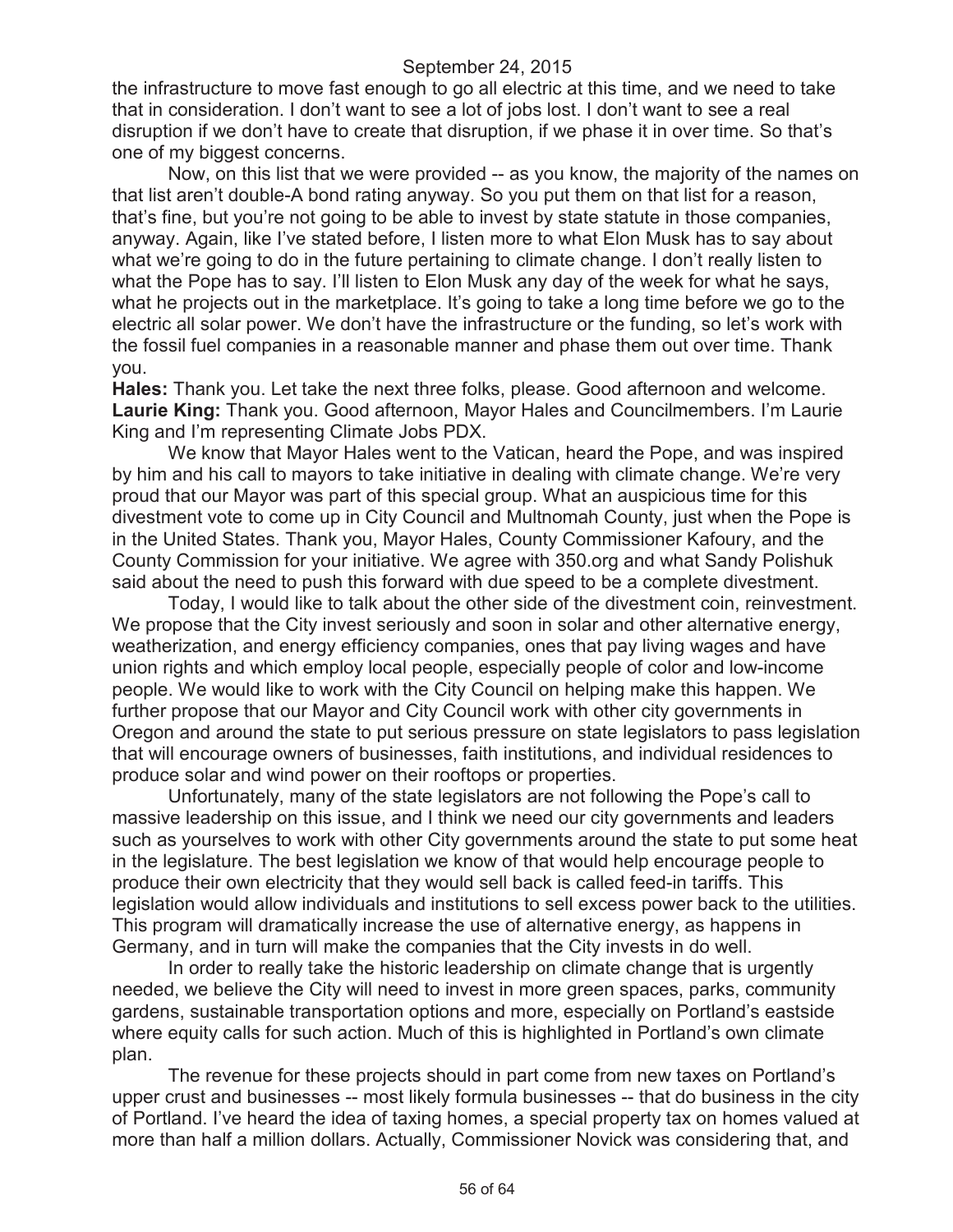the infrastructure to move fast enough to go all electric at this time, and we need to take that in consideration. I don't want to see a lot of jobs lost. I don't want to see a real disruption if we don't have to create that disruption, if we phase it in over time. So that's one of my biggest concerns.

Now, on this list that we were provided -- as you know, the majority of the names on that list aren't double-A bond rating anyway. So you put them on that list for a reason, that's fine, but you're not going to be able to invest by state statute in those companies, anyway. Again, like I've stated before, I listen more to what Elon Musk has to say about what we're going to do in the future pertaining to climate change. I don't really listen to what the Pope has to say. I'll listen to Elon Musk any day of the week for what he says, what he projects out in the marketplace. It's going to take a long time before we go to the electric all solar power. We don't have the infrastructure or the funding, so let's work with the fossil fuel companies in a reasonable manner and phase them out over time. Thank you.

**Hales:** Thank you. Let take the next three folks, please. Good afternoon and welcome.

**Laurie King:** Thank you. Good afternoon, Mayor Hales and Councilmembers. I'm Laurie King and I'm representing Climate Jobs PDX.

We know that Mayor Hales went to the Vatican, heard the Pope, and was inspired by him and his call to mayors to take initiative in dealing with climate change. We're very proud that our Mayor was part of this special group. What an auspicious time for this divestment vote to come up in City Council and Multnomah County, just when the Pope is in the United States. Thank you, Mayor Hales, County Commissioner Kafoury, and the County Commission for your initiative. We agree with 350.org and what Sandy Polishuk said about the need to push this forward with due speed to be a complete divestment.

Today, I would like to talk about the other side of the divestment coin, reinvestment. We propose that the City invest seriously and soon in solar and other alternative energy, weatherization, and energy efficiency companies, ones that pay living wages and have union rights and which employ local people, especially people of color and low-income people. We would like to work with the City Council on helping make this happen. We further propose that our Mayor and City Council work with other city governments in Oregon and around the state to put serious pressure on state legislators to pass legislation that will encourage owners of businesses, faith institutions, and individual residences to produce solar and wind power on their rooftops or properties.

Unfortunately, many of the state legislators are not following the Pope's call to massive leadership on this issue, and I think we need our city governments and leaders such as yourselves to work with other City governments around the state to put some heat in the legislature. The best legislation we know of that would help encourage people to produce their own electricity that they would sell back is called feed-in tariffs. This legislation would allow individuals and institutions to sell excess power back to the utilities. This program will dramatically increase the use of alternative energy, as happens in Germany, and in turn will make the companies that the City invests in do well.

In order to really take the historic leadership on climate change that is urgently needed, we believe the City will need to invest in more green spaces, parks, community gardens, sustainable transportation options and more, especially on Portland's eastside where equity calls for such action. Much of this is highlighted in Portland's own climate plan.

The revenue for these projects should in part come from new taxes on Portland's upper crust and businesses -- most likely formula businesses -- that do business in the city of Portland. I've heard the idea of taxing homes, a special property tax on homes valued at more than half a million dollars. Actually, Commissioner Novick was considering that, and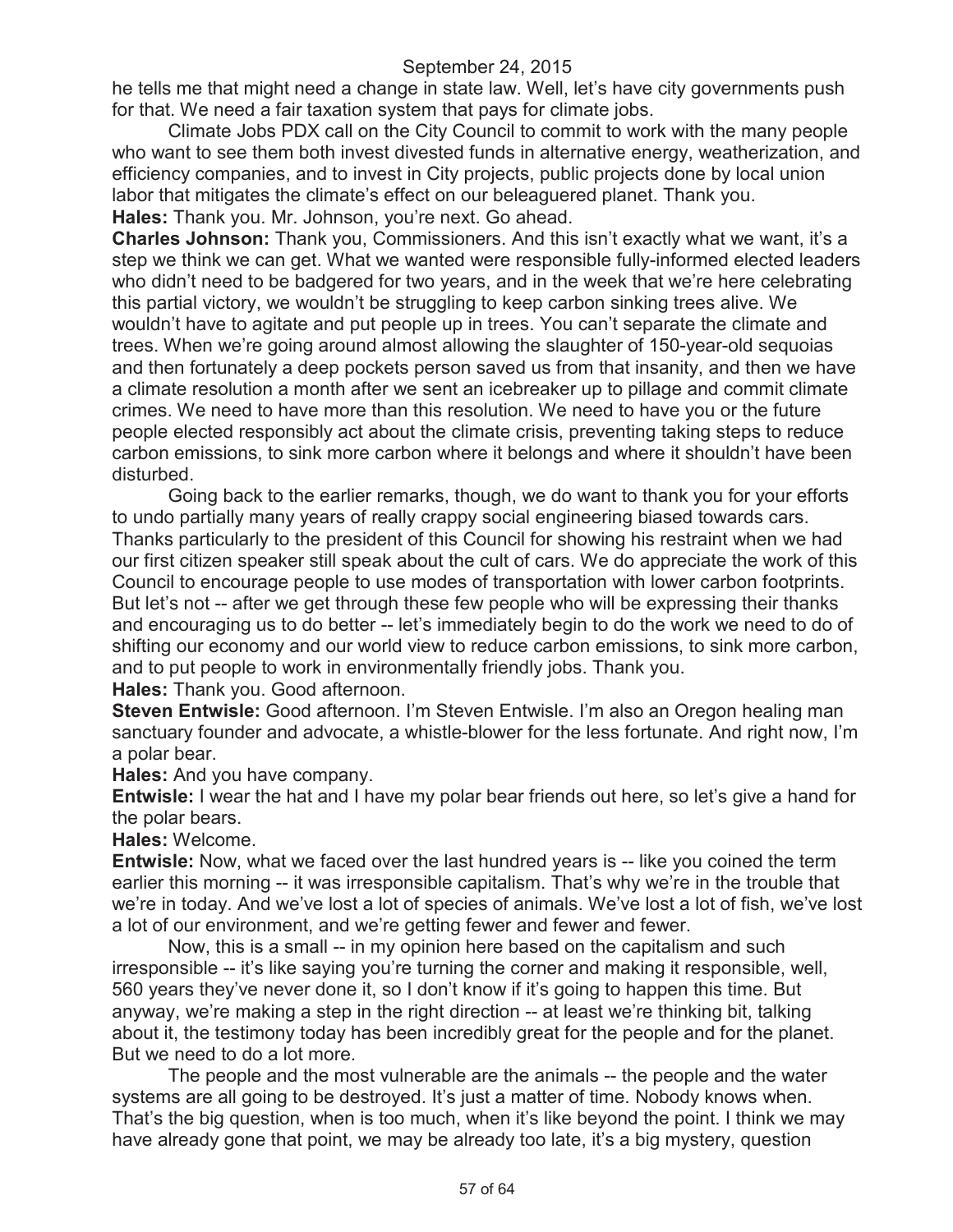he tells me that might need a change in state law. Well, let's have city governments push for that. We need a fair taxation system that pays for climate jobs.

Climate Jobs PDX call on the City Council to commit to work with the many people who want to see them both invest divested funds in alternative energy, weatherization, and efficiency companies, and to invest in City projects, public projects done by local union labor that mitigates the climate's effect on our beleaguered planet. Thank you.

**Hales:** Thank you. Mr. Johnson, you're next. Go ahead.

**Charles Johnson:** Thank you, Commissioners. And this isn't exactly what we want, it's a step we think we can get. What we wanted were responsible fully-informed elected leaders who didn't need to be badgered for two years, and in the week that we're here celebrating this partial victory, we wouldn't be struggling to keep carbon sinking trees alive. We wouldn't have to agitate and put people up in trees. You can't separate the climate and trees. When we're going around almost allowing the slaughter of 150-year-old sequoias and then fortunately a deep pockets person saved us from that insanity, and then we have a climate resolution a month after we sent an icebreaker up to pillage and commit climate crimes. We need to have more than this resolution. We need to have you or the future people elected responsibly act about the climate crisis, preventing taking steps to reduce carbon emissions, to sink more carbon where it belongs and where it shouldn't have been disturbed.

Going back to the earlier remarks, though, we do want to thank you for your efforts to undo partially many years of really crappy social engineering biased towards cars. Thanks particularly to the president of this Council for showing his restraint when we had our first citizen speaker still speak about the cult of cars. We do appreciate the work of this Council to encourage people to use modes of transportation with lower carbon footprints. But let's not -- after we get through these few people who will be expressing their thanks and encouraging us to do better -- let's immediately begin to do the work we need to do of shifting our economy and our world view to reduce carbon emissions, to sink more carbon, and to put people to work in environmentally friendly jobs. Thank you.

**Hales:** Thank you. Good afternoon.

**Steven Entwisle:** Good afternoon. I'm Steven Entwisle. I'm also an Oregon healing man sanctuary founder and advocate, a whistle-blower for the less fortunate. And right now, I'm a polar bear.

**Hales:** And you have company.

**Entwisle:** I wear the hat and I have my polar bear friends out here, so let's give a hand for the polar bears.

**Hales:** Welcome.

**Entwisle:** Now, what we faced over the last hundred years is -- like you coined the term earlier this morning -- it was irresponsible capitalism. That's why we're in the trouble that we're in today. And we've lost a lot of species of animals. We've lost a lot of fish, we've lost a lot of our environment, and we're getting fewer and fewer and fewer.

Now, this is a small -- in my opinion here based on the capitalism and such irresponsible -- it's like saying you're turning the corner and making it responsible, well, 560 years they've never done it, so I don't know if it's going to happen this time. But anyway, we're making a step in the right direction -- at least we're thinking bit, talking about it, the testimony today has been incredibly great for the people and for the planet. But we need to do a lot more.

The people and the most vulnerable are the animals -- the people and the water systems are all going to be destroyed. It's just a matter of time. Nobody knows when. That's the big question, when is too much, when it's like beyond the point. I think we may have already gone that point, we may be already too late, it's a big mystery, question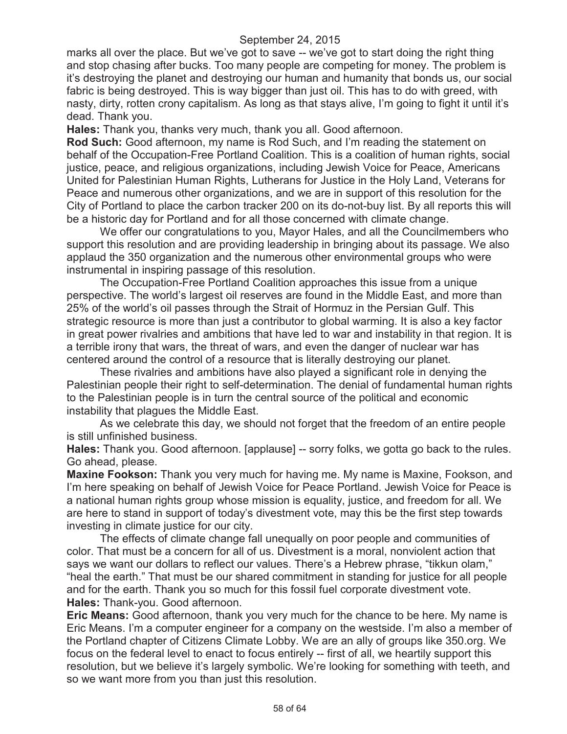marks all over the place. But we've got to save -- we've got to start doing the right thing and stop chasing after bucks. Too many people are competing for money. The problem is it's destroying the planet and destroying our human and humanity that bonds us, our social fabric is being destroyed. This is way bigger than just oil. This has to do with greed, with nasty, dirty, rotten crony capitalism. As long as that stays alive, I'm going to fight it until it's dead. Thank you.

**Hales:** Thank you, thanks very much, thank you all. Good afternoon.

**Rod Such:** Good afternoon, my name is Rod Such, and I'm reading the statement on behalf of the Occupation-Free Portland Coalition. This is a coalition of human rights, social justice, peace, and religious organizations, including Jewish Voice for Peace, Americans United for Palestinian Human Rights, Lutherans for Justice in the Holy Land, Veterans for Peace and numerous other organizations, and we are in support of this resolution for the City of Portland to place the carbon tracker 200 on its do-not-buy list. By all reports this will be a historic day for Portland and for all those concerned with climate change.

We offer our congratulations to you, Mayor Hales, and all the Councilmembers who support this resolution and are providing leadership in bringing about its passage. We also applaud the 350 organization and the numerous other environmental groups who were instrumental in inspiring passage of this resolution.

The Occupation-Free Portland Coalition approaches this issue from a unique perspective. The world's largest oil reserves are found in the Middle East, and more than 25% of the world's oil passes through the Strait of Hormuz in the Persian Gulf. This strategic resource is more than just a contributor to global warming. It is also a key factor in great power rivalries and ambitions that have led to war and instability in that region. It is a terrible irony that wars, the threat of wars, and even the danger of nuclear war has centered around the control of a resource that is literally destroying our planet.

These rivalries and ambitions have also played a significant role in denying the Palestinian people their right to self-determination. The denial of fundamental human rights to the Palestinian people is in turn the central source of the political and economic instability that plagues the Middle East.

As we celebrate this day, we should not forget that the freedom of an entire people is still unfinished business.

**Hales:** Thank you. Good afternoon. [applause] -- sorry folks, we gotta go back to the rules. Go ahead, please.

**Maxine Fookson:** Thank you very much for having me. My name is Maxine, Fookson, and I'm here speaking on behalf of Jewish Voice for Peace Portland. Jewish Voice for Peace is a national human rights group whose mission is equality, justice, and freedom for all. We are here to stand in support of today's divestment vote, may this be the first step towards investing in climate justice for our city.

The effects of climate change fall unequally on poor people and communities of color. That must be a concern for all of us. Divestment is a moral, nonviolent action that says we want our dollars to reflect our values. There's a Hebrew phrase, "tikkun olam," "heal the earth." That must be our shared commitment in standing for justice for all people and for the earth. Thank you so much for this fossil fuel corporate divestment vote.

**Hales:** Thank-you. Good afternoon.

**Eric Means:** Good afternoon, thank you very much for the chance to be here. My name is Eric Means. I'm a computer engineer for a company on the westside. I'm also a member of the Portland chapter of Citizens Climate Lobby. We are an ally of groups like 350.org. We focus on the federal level to enact to focus entirely -- first of all, we heartily support this resolution, but we believe it's largely symbolic. We're looking for something with teeth, and so we want more from you than just this resolution.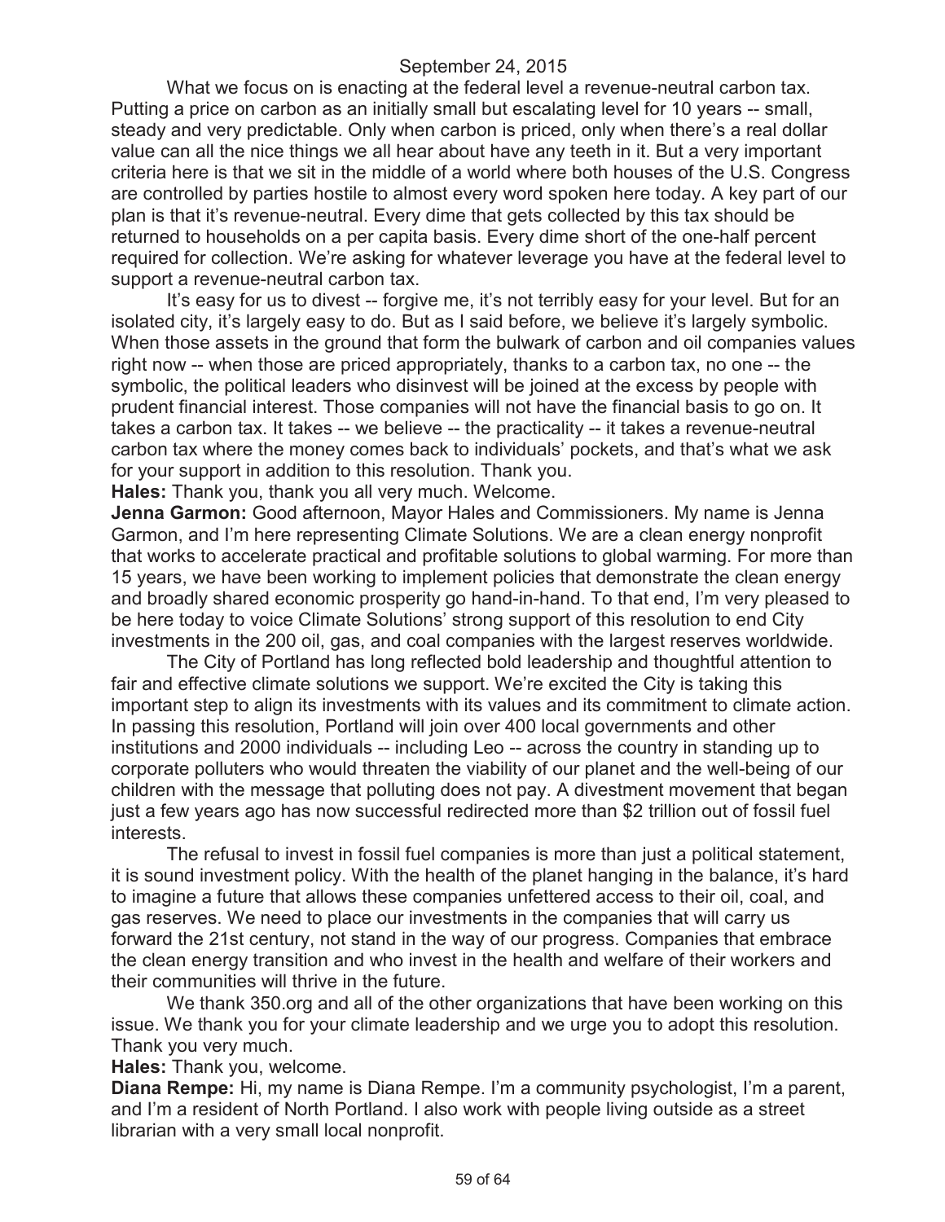What we focus on is enacting at the federal level a revenue-neutral carbon tax. Putting a price on carbon as an initially small but escalating level for 10 years -- small, steady and very predictable. Only when carbon is priced, only when there's a real dollar value can all the nice things we all hear about have any teeth in it. But a very important criteria here is that we sit in the middle of a world where both houses of the U.S. Congress are controlled by parties hostile to almost every word spoken here today. A key part of our plan is that it's revenue-neutral. Every dime that gets collected by this tax should be returned to households on a per capita basis. Every dime short of the one-half percent required for collection. We're asking for whatever leverage you have at the federal level to support a revenue-neutral carbon tax.

It's easy for us to divest -- forgive me, it's not terribly easy for your level. But for an isolated city, it's largely easy to do. But as I said before, we believe it's largely symbolic. When those assets in the ground that form the bulwark of carbon and oil companies values right now -- when those are priced appropriately, thanks to a carbon tax, no one -- the symbolic, the political leaders who disinvest will be joined at the excess by people with prudent financial interest. Those companies will not have the financial basis to go on. It takes a carbon tax. It takes -- we believe -- the practicality -- it takes a revenue-neutral carbon tax where the money comes back to individuals' pockets, and that's what we ask for your support in addition to this resolution. Thank you.

**Hales:** Thank you, thank you all very much. Welcome.

**Jenna Garmon:** Good afternoon, Mayor Hales and Commissioners. My name is Jenna Garmon, and I'm here representing Climate Solutions. We are a clean energy nonprofit that works to accelerate practical and profitable solutions to global warming. For more than 15 years, we have been working to implement policies that demonstrate the clean energy and broadly shared economic prosperity go hand-in-hand. To that end, I'm very pleased to be here today to voice Climate Solutions' strong support of this resolution to end City investments in the 200 oil, gas, and coal companies with the largest reserves worldwide.

The City of Portland has long reflected bold leadership and thoughtful attention to fair and effective climate solutions we support. We're excited the City is taking this important step to align its investments with its values and its commitment to climate action. In passing this resolution, Portland will join over 400 local governments and other institutions and 2000 individuals -- including Leo -- across the country in standing up to corporate polluters who would threaten the viability of our planet and the well-being of our children with the message that polluting does not pay. A divestment movement that began just a few years ago has now successful redirected more than $2 trillion out of fossil fuel interests.

The refusal to invest in fossil fuel companies is more than just a political statement, it is sound investment policy. With the health of the planet hanging in the balance, it's hard to imagine a future that allows these companies unfettered access to their oil, coal, and gas reserves. We need to place our investments in the companies that will carry us forward the 21st century, not stand in the way of our progress. Companies that embrace the clean energy transition and who invest in the health and welfare of their workers and their communities will thrive in the future.

We thank 350.org and all of the other organizations that have been working on this issue. We thank you for your climate leadership and we urge you to adopt this resolution. Thank you very much.

**Hales:** Thank you, welcome.

**Diana Rempe:** Hi, my name is Diana Rempe. I'm a community psychologist, I'm a parent, and I'm a resident of North Portland. I also work with people living outside as a street librarian with a very small local nonprofit.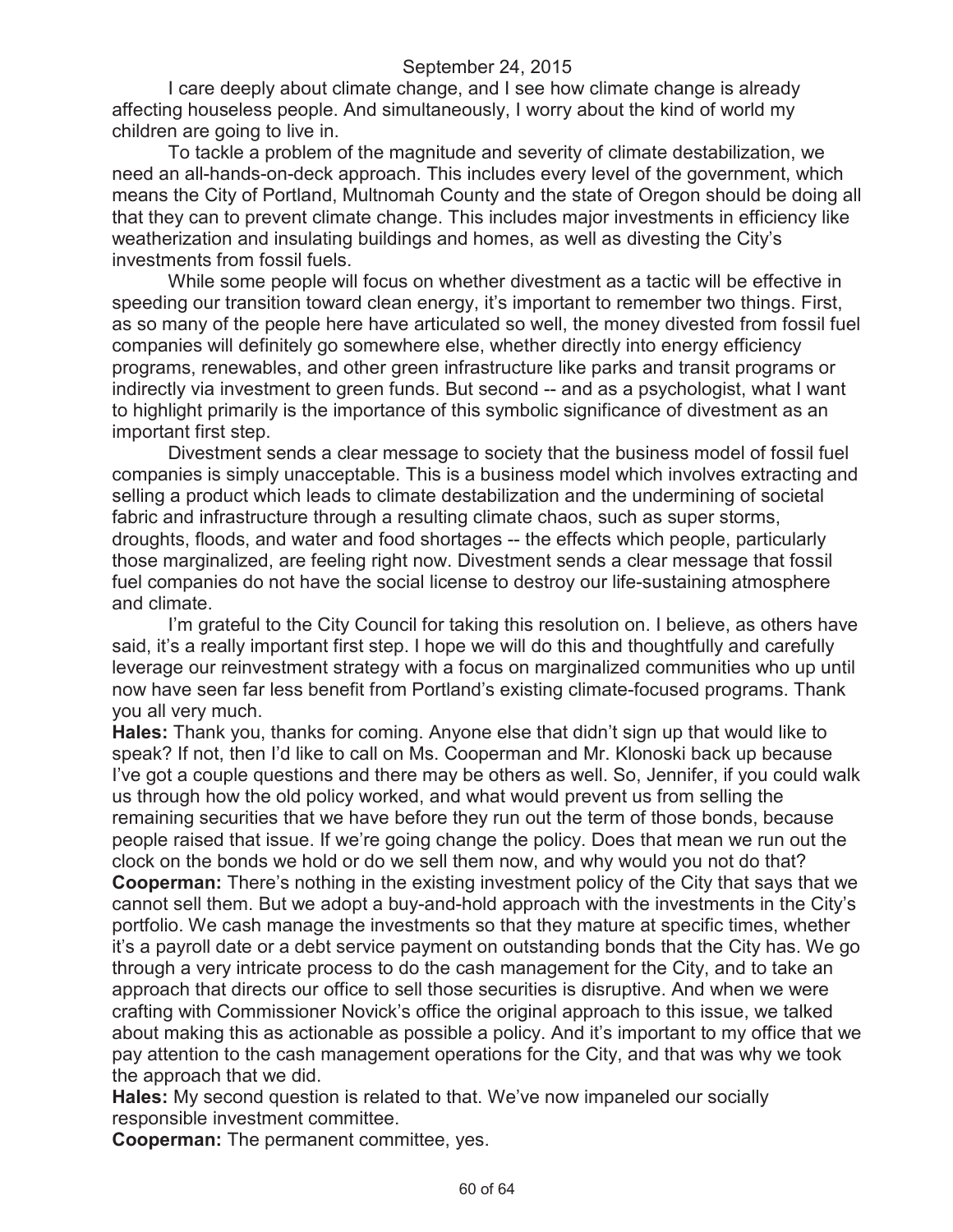I care deeply about climate change, and I see how climate change is already affecting houseless people. And simultaneously, I worry about the kind of world my children are going to live in.

To tackle a problem of the magnitude and severity of climate destabilization, we need an all-hands-on-deck approach. This includes every level of the government, which means the City of Portland, Multnomah County and the state of Oregon should be doing all that they can to prevent climate change. This includes major investments in efficiency like weatherization and insulating buildings and homes, as well as divesting the City's investments from fossil fuels.

While some people will focus on whether divestment as a tactic will be effective in speeding our transition toward clean energy, it's important to remember two things. First, as so many of the people here have articulated so well, the money divested from fossil fuel companies will definitely go somewhere else, whether directly into energy efficiency programs, renewables, and other green infrastructure like parks and transit programs or indirectly via investment to green funds. But second -- and as a psychologist, what I want to highlight primarily is the importance of this symbolic significance of divestment as an important first step.

Divestment sends a clear message to society that the business model of fossil fuel companies is simply unacceptable. This is a business model which involves extracting and selling a product which leads to climate destabilization and the undermining of societal fabric and infrastructure through a resulting climate chaos, such as super storms, droughts, floods, and water and food shortages -- the effects which people, particularly those marginalized, are feeling right now. Divestment sends a clear message that fossil fuel companies do not have the social license to destroy our life-sustaining atmosphere and climate.

I'm grateful to the City Council for taking this resolution on. I believe, as others have said, it's a really important first step. I hope we will do this and thoughtfully and carefully leverage our reinvestment strategy with a focus on marginalized communities who up until now have seen far less benefit from Portland's existing climate-focused programs. Thank you all very much.

**Hales:** Thank you, thanks for coming. Anyone else that didn't sign up that would like to speak? If not, then I'd like to call on Ms. Cooperman and Mr. Klonoski back up because I've got a couple questions and there may be others as well. So, Jennifer, if you could walk us through how the old policy worked, and what would prevent us from selling the remaining securities that we have before they run out the term of those bonds, because people raised that issue. If we're going change the policy. Does that mean we run out the clock on the bonds we hold or do we sell them now, and why would you not do that?

**Cooperman:** There's nothing in the existing investment policy of the City that says that we cannot sell them. But we adopt a buy-and-hold approach with the investments in the City's portfolio. We cash manage the investments so that they mature at specific times, whether it's a payroll date or a debt service payment on outstanding bonds that the City has. We go through a very intricate process to do the cash management for the City, and to take an approach that directs our office to sell those securities is disruptive. And when we were crafting with Commissioner Novick's office the original approach to this issue, we talked about making this as actionable as possible a policy. And it's important to my office that we pay attention to the cash management operations for the City, and that was why we took the approach that we did.

**Hales:** My second question is related to that. We've now impaneled our socially responsible investment committee.

**Cooperman:** The permanent committee, yes.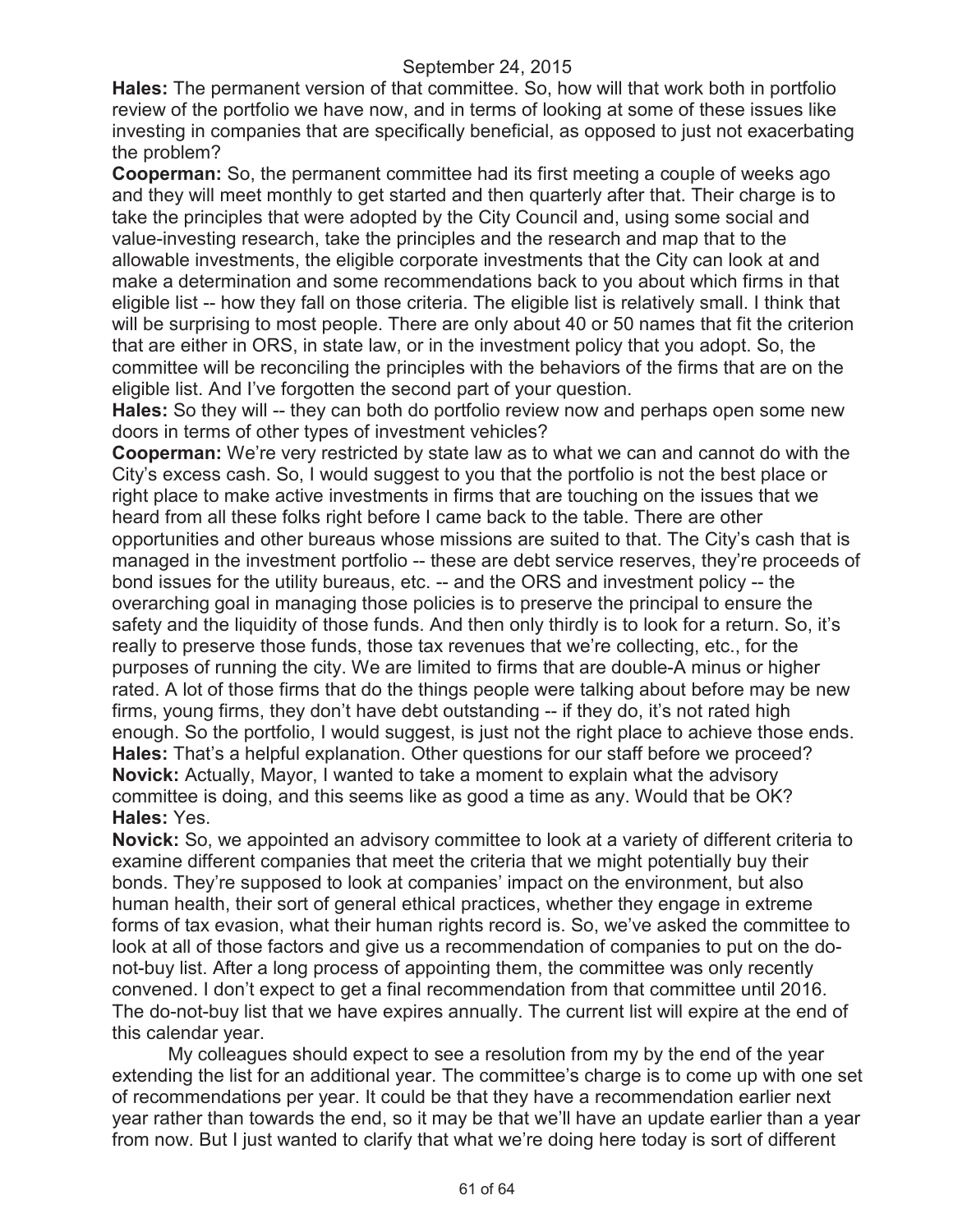**Hales:** The permanent version of that committee. So, how will that work both in portfolio review of the portfolio we have now, and in terms of looking at some of these issues like investing in companies that are specifically beneficial, as opposed to just not exacerbating the problem?

**Cooperman:** So, the permanent committee had its first meeting a couple of weeks ago and they will meet monthly to get started and then quarterly after that. Their charge is to take the principles that were adopted by the City Council and, using some social and value-investing research, take the principles and the research and map that to the allowable investments, the eligible corporate investments that the City can look at and make a determination and some recommendations back to you about which firms in that eligible list -- how they fall on those criteria. The eligible list is relatively small. I think that will be surprising to most people. There are only about 40 or 50 names that fit the criterion that are either in ORS, in state law, or in the investment policy that you adopt. So, the committee will be reconciling the principles with the behaviors of the firms that are on the eligible list. And I've forgotten the second part of your question.

**Hales:** So they will -- they can both do portfolio review now and perhaps open some new doors in terms of other types of investment vehicles?

**Cooperman:** We're very restricted by state law as to what we can and cannot do with the City's excess cash. So, I would suggest to you that the portfolio is not the best place or right place to make active investments in firms that are touching on the issues that we heard from all these folks right before I came back to the table. There are other opportunities and other bureaus whose missions are suited to that. The City's cash that is managed in the investment portfolio -- these are debt service reserves, they're proceeds of bond issues for the utility bureaus, etc. -- and the ORS and investment policy -- the overarching goal in managing those policies is to preserve the principal to ensure the safety and the liquidity of those funds. And then only thirdly is to look for a return. So, it's really to preserve those funds, those tax revenues that we're collecting, etc., for the purposes of running the city. We are limited to firms that are double-A minus or higher rated. A lot of those firms that do the things people were talking about before may be new firms, young firms, they don't have debt outstanding -- if they do, it's not rated high enough. So the portfolio, I would suggest, is just not the right place to achieve those ends.

**Hales:** That's a helpful explanation. Other questions for our staff before we proceed?

**Novick:** Actually, Mayor, I wanted to take a moment to explain what the advisory committee is doing, and this seems like as good a time as any. Would that be OK?

**Hales:** Yes.

**Novick:** So, we appointed an advisory committee to look at a variety of different criteria to examine different companies that meet the criteria that we might potentially buy their bonds. They're supposed to look at companies' impact on the environment, but also human health, their sort of general ethical practices, whether they engage in extreme forms of tax evasion, what their human rights record is. So, we've asked the committee to look at all of those factors and give us a recommendation of companies to put on the do-not-buy list. After a long process of appointing them, the committee was only recently convened. I don't expect to get a final recommendation from that committee until 2016. The do-not-buy list that we have expires annually. The current list will expire at the end of this calendar year.

My colleagues should expect to see a resolution from my by the end of the year extending the list for an additional year. The committee's charge is to come up with one set of recommendations per year. It could be that they have a recommendation earlier next year rather than towards the end, so it may be that we'll have an update earlier than a year from now. But I just wanted to clarify that what we're doing here today is sort of different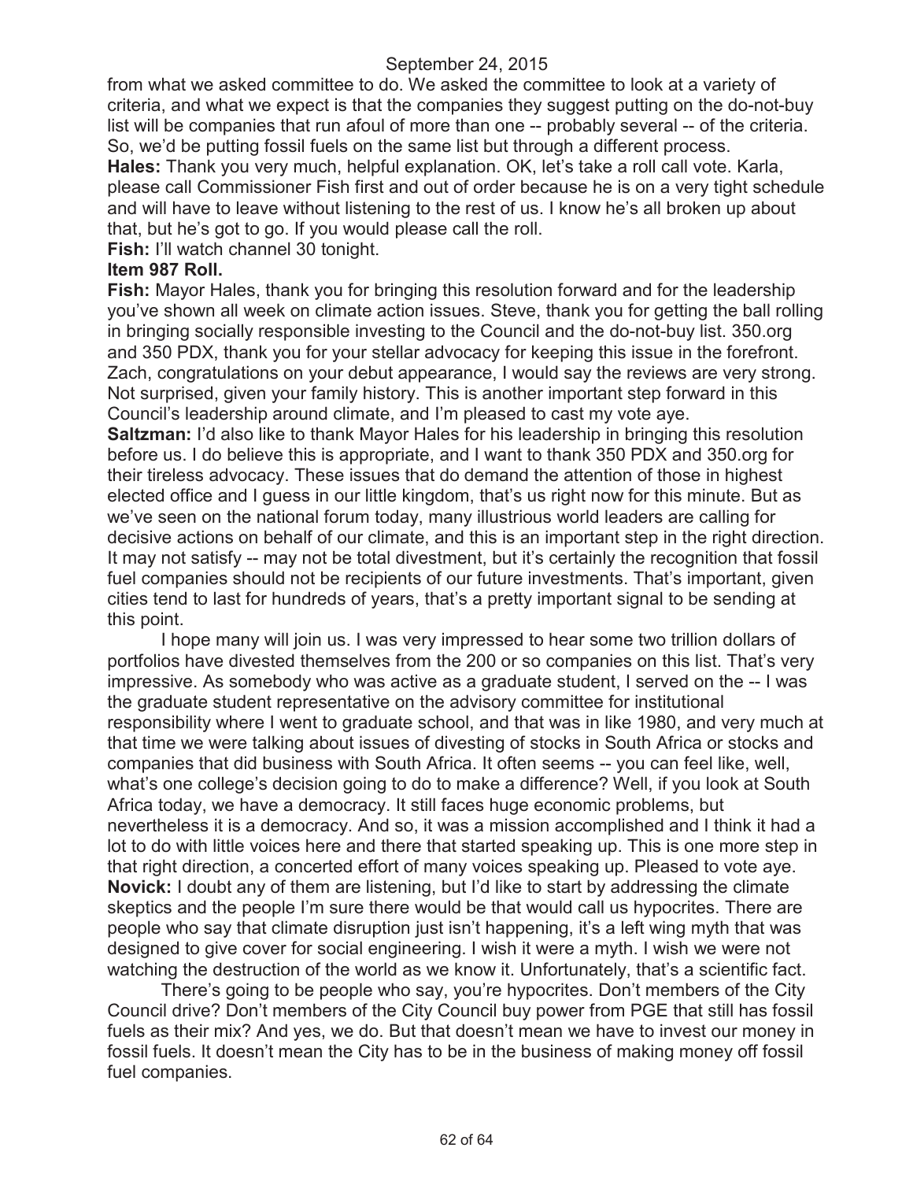from what we asked committee to do. We asked the committee to look at a variety of criteria, and what we expect is that the companies they suggest putting on the do-not-buy list will be companies that run afoul of more than one -- probably several -- of the criteria. So, we'd be putting fossil fuels on the same list but through a different process.

**Hales:** Thank you very much, helpful explanation. OK, let's take a roll call vote. Karla, please call Commissioner Fish first and out of order because he is on a very tight schedule and will have to leave without listening to the rest of us. I know he's all broken up about that, but he's got to go. If you would please call the roll.

**Fish:** I'll watch channel 30 tonight.

**Item 987 Roll.**

**Fish:** Mayor Hales, thank you for bringing this resolution forward and for the leadership you've shown all week on climate action issues. Steve, thank you for getting the ball rolling in bringing socially responsible investing to the Council and the do-not-buy list. 350.org and 350 PDX, thank you for your stellar advocacy for keeping this issue in the forefront. Zach, congratulations on your debut appearance, I would say the reviews are very strong. Not surprised, given your family history. This is another important step forward in this Council's leadership around climate, and I'm pleased to cast my vote aye.

**Saltzman:** I'd also like to thank Mayor Hales for his leadership in bringing this resolution before us. I do believe this is appropriate, and I want to thank 350 PDX and 350.org for their tireless advocacy. These issues that do demand the attention of those in highest elected office and I guess in our little kingdom, that's us right now for this minute. But as we've seen on the national forum today, many illustrious world leaders are calling for decisive actions on behalf of our climate, and this is an important step in the right direction. It may not satisfy -- may not be total divestment, but it's certainly the recognition that fossil fuel companies should not be recipients of our future investments. That's important, given cities tend to last for hundreds of years, that's a pretty important signal to be sending at this point.

I hope many will join us. I was very impressed to hear some two trillion dollars of portfolios have divested themselves from the 200 or so companies on this list. That's very impressive. As somebody who was active as a graduate student, I served on the -- I was the graduate student representative on the advisory committee for institutional responsibility where I went to graduate school, and that was in like 1980, and very much at that time we were talking about issues of divesting of stocks in South Africa or stocks and companies that did business with South Africa. It often seems -- you can feel like, well, what's one college's decision going to do to make a difference? Well, if you look at South Africa today, we have a democracy. It still faces huge economic problems, but nevertheless it is a democracy. And so, it was a mission accomplished and I think it had a lot to do with little voices here and there that started speaking up. This is one more step in that right direction, a concerted effort of many voices speaking up. Pleased to vote aye.

**Novick:** I doubt any of them are listening, but I'd like to start by addressing the climate skeptics and the people I'm sure there would be that would call us hypocrites. There are people who say that climate disruption just isn't happening, it's a left wing myth that was designed to give cover for social engineering. I wish it were a myth. I wish we were not watching the destruction of the world as we know it. Unfortunately, that's a scientific fact.

There's going to be people who say, you're hypocrites. Don't members of the City Council drive? Don't members of the City Council buy power from PGE that still has fossil fuels as their mix? And yes, we do. But that doesn't mean we have to invest our money in fossil fuels. It doesn't mean the City has to be in the business of making money off fossil fuel companies.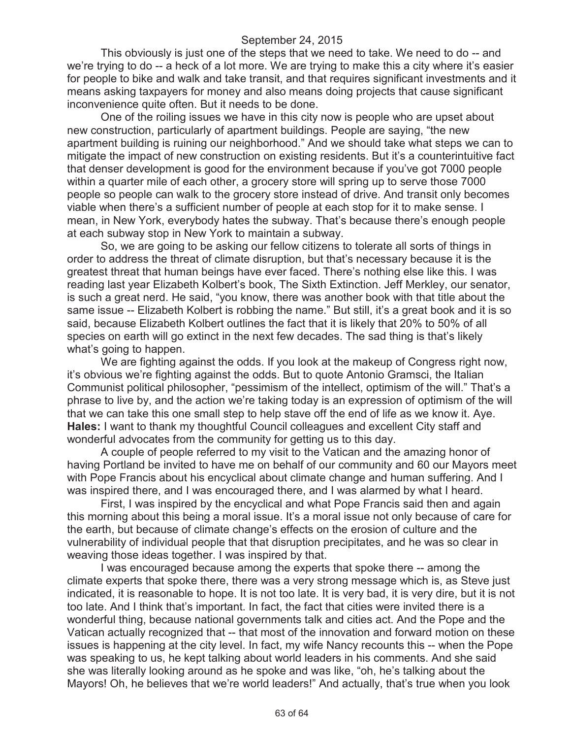This obviously is just one of the steps that we need to take. We need to do -- and we're trying to do -- a heck of a lot more. We are trying to make this a city where it's easier for people to bike and walk and take transit, and that requires significant investments and it means asking taxpayers for money and also means doing projects that cause significant inconvenience quite often. But it needs to be done.

One of the roiling issues we have in this city now is people who are upset about new construction, particularly of apartment buildings. People are saying, "the new apartment building is ruining our neighborhood." And we should take what steps we can to mitigate the impact of new construction on existing residents. But it's a counterintuitive fact that denser development is good for the environment because if you've got 7000 people within a quarter mile of each other, a grocery store will spring up to serve those 7000 people so people can walk to the grocery store instead of drive. And transit only becomes viable when there's a sufficient number of people at each stop for it to make sense. I mean, in New York, everybody hates the subway. That's because there's enough people at each subway stop in New York to maintain a subway.

So, we are going to be asking our fellow citizens to tolerate all sorts of things in order to address the threat of climate disruption, but that's necessary because it is the greatest threat that human beings have ever faced. There's nothing else like this. I was reading last year Elizabeth Kolbert's book, The Sixth Extinction. Jeff Merkley, our senator, is such a great nerd. He said, "you know, there was another book with that title about the same issue -- Elizabeth Kolbert is robbing the name." But still, it's a great book and it is so said, because Elizabeth Kolbert outlines the fact that it is likely that 20% to 50% of all species on earth will go extinct in the next few decades. The sad thing is that's likely what's going to happen.

We are fighting against the odds. If you look at the makeup of Congress right now, it's obvious we're fighting against the odds. But to quote Antonio Gramsci, the Italian Communist political philosopher, "pessimism of the intellect, optimism of the will." That's a phrase to live by, and the action we're taking today is an expression of optimism of the will that we can take this one small step to help stave off the end of life as we know it. Aye.

**Hales:** I want to thank my thoughtful Council colleagues and excellent City staff and wonderful advocates from the community for getting us to this day.

A couple of people referred to my visit to the Vatican and the amazing honor of having Portland be invited to have me on behalf of our community and 60 our Mayors meet with Pope Francis about his encyclical about climate change and human suffering. And I was inspired there, and I was encouraged there, and I was alarmed by what I heard.

First, I was inspired by the encyclical and what Pope Francis said then and again this morning about this being a moral issue. It's a moral issue not only because of care for the earth, but because of climate change's effects on the erosion of culture and the vulnerability of individual people that that disruption precipitates, and he was so clear in weaving those ideas together. I was inspired by that.

I was encouraged because among the experts that spoke there -- among the climate experts that spoke there, there was a very strong message which is, as Steve just indicated, it is reasonable to hope. It is not too late. It is very bad, it is very dire, but it is not too late. And I think that's important. In fact, the fact that cities were invited there is a wonderful thing, because national governments talk and cities act. And the Pope and the Vatican actually recognized that -- that most of the innovation and forward motion on these issues is happening at the city level. In fact, my wife Nancy recounts this -- when the Pope was speaking to us, he kept talking about world leaders in his comments. And she said she was literally looking around as he spoke and was like, "oh, he's talking about the Mayors! Oh, he believes that we're world leaders!" And actually, that's true when you look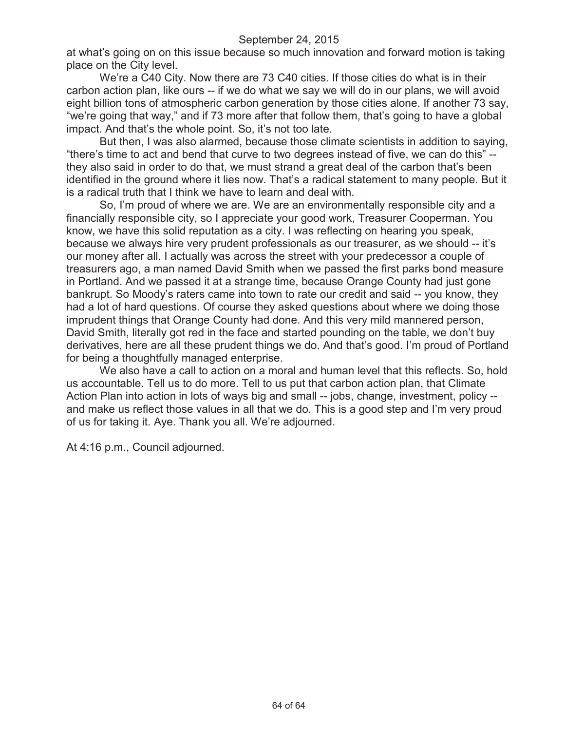at what's going on on this issue because so much innovation and forward motion is taking place on the City level.

We're a C40 City. Now there are 73 C40 cities. If those cities do what is in their carbon action plan, like ours -- if we do what we say we will do in our plans, we will avoid eight billion tons of atmospheric carbon generation by those cities alone. If another 73 say, "we're going that way," and if 73 more after that follow them, that's going to have a global impact. And that's the whole point. So, it's not too late.

But then, I was also alarmed, because those climate scientists in addition to saying, "there's time to act and bend that curve to two degrees instead of five, we can do this" -- they also said in order to do that, we must strand a great deal of the carbon that's been identified in the ground where it lies now. That's a radical statement to many people. But it is a radical truth that I think we have to learn and deal with.

So, I'm proud of where we are. We are an environmentally responsible city and a financially responsible city, so I appreciate your good work, Treasurer Cooperman. You know, we have this solid reputation as a city. I was reflecting on hearing you speak, because we always hire very prudent professionals as our treasurer, as we should -- it's our money after all. I actually was across the street with your predecessor a couple of treasurers ago, a man named David Smith when we passed the first parks bond measure in Portland. And we passed it at a strange time, because Orange County had just gone bankrupt. So Moody's raters came into town to rate our credit and said -- you know, they had a lot of hard questions. Of course they asked questions about where we doing those imprudent things that Orange County had done. And this very mild mannered person, David Smith, literally got red in the face and started pounding on the table, we don't buy derivatives, here are all these prudent things we do. And that's good. I'm proud of Portland for being a thoughtfully managed enterprise.

We also have a call to action on a moral and human level that this reflects. So, hold us accountable. Tell us to do more. Tell to us put that carbon action plan, that Climate Action Plan into action in lots of ways big and small -- jobs, change, investment, policy -- and make us reflect those values in all that we do. This is a good step and I'm very proud of us for taking it. Aye. Thank you all. We're adjourned.

At 4:16 p.m., Council adjourned.